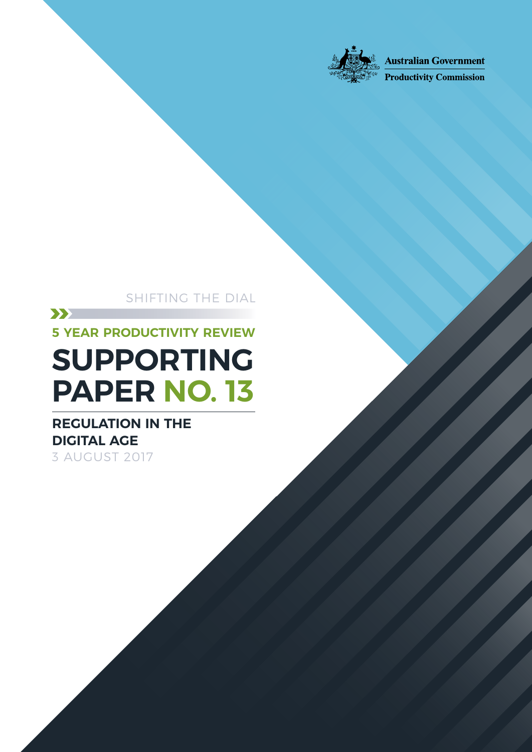Australian Government

Productivity Commission

SHIFTING THE DIAL

**5 YEAR PRODUCTIVITY REVIEW**

# SUPPORTING PAPER NO. 13

## REGULATION IN THE DIGITAL AGE

3 AUGUST 2017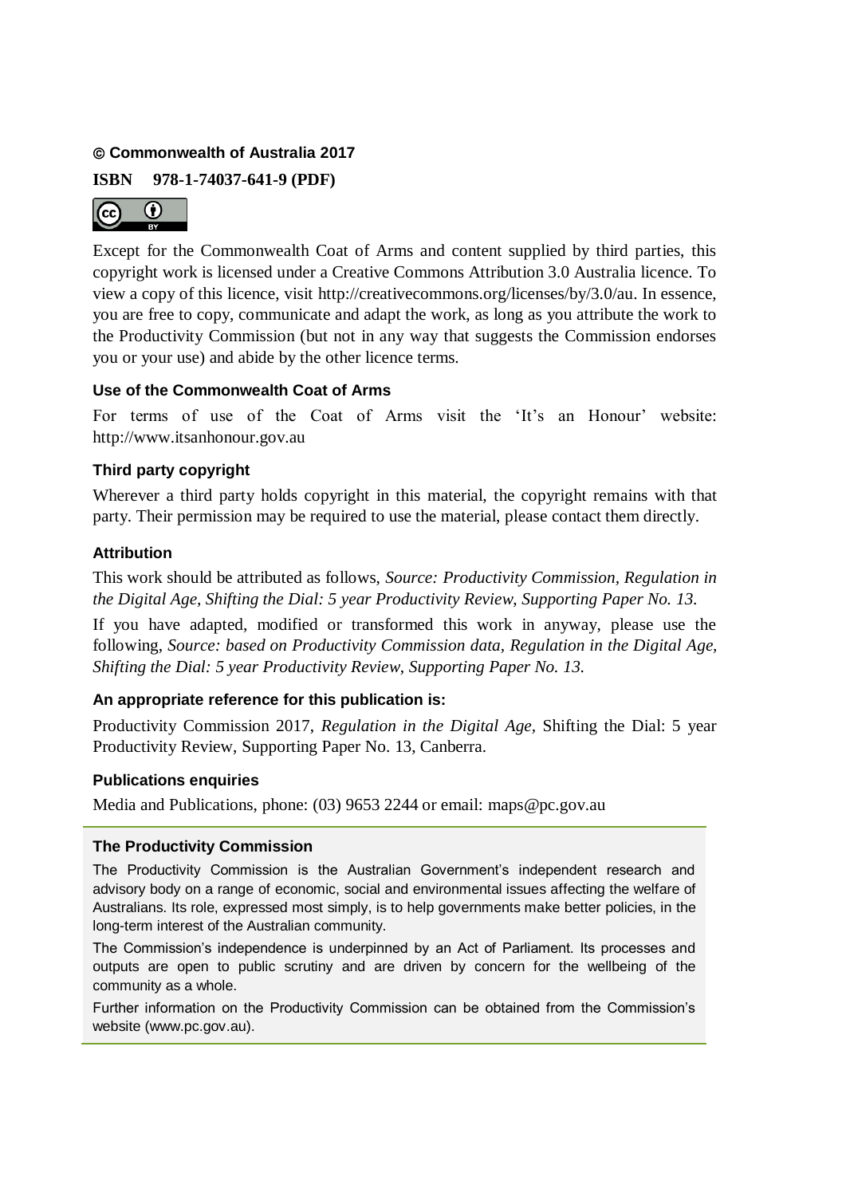**© Commonwealth of Australia 2017**

**ISBN 978-1-74037-641-9 (PDF)**

Except for the Commonwealth Coat of Arms and content supplied by third parties, this copyright work is licensed under a Creative Commons Attribution 3.0 Australia licence. To view a copy of this licence, visit http://creativecommons.org/licenses/by/3.0/au. In essence, you are free to copy, communicate and adapt the work, as long as you attribute the work to the Productivity Commission (but not in any way that suggests the Commission endorses you or your use) and abide by the other licence terms.

### Use of the Commonwealth Coat of Arms

For terms of use of the Coat of Arms visit the 'It's an Honour' website: http://www.itsanhonour.gov.au

### Third party copyright

Wherever a third party holds copyright in this material, the copyright remains with that party. Their permission may be required to use the material, please contact them directly.

### Attribution

This work should be attributed as follows, *Source: Productivity Commission, Regulation in the Digital Age, Shifting the Dial: 5 year Productivity Review, Supporting Paper No. 13.*

If you have adapted, modified or transformed this work in anyway, please use the following, *Source: based on Productivity Commission data, Regulation in the Digital Age, Shifting the Dial: 5 year Productivity Review, Supporting Paper No. 13.*

### An appropriate reference for this publication is:

Productivity Commission 2017, *Regulation in the Digital Age,* Shifting the Dial: 5 year Productivity Review, Supporting Paper No. 13, Canberra.

### Publications enquiries

Media and Publications, phone: (03) 9653 2244 or email: maps@pc.gov.au

### The Productivity Commission

The Productivity Commission is the Australian Government's independent research and advisory body on a range of economic, social and environmental issues affecting the welfare of Australians. Its role, expressed most simply, is to help governments make better policies, in the long-term interest of the Australian community.

The Commission's independence is underpinned by an Act of Parliament. Its processes and outputs are open to public scrutiny and are driven by concern for the wellbeing of the community as a whole.

Further information on the Productivity Commission can be obtained from the Commission's website (www.pc.gov.au).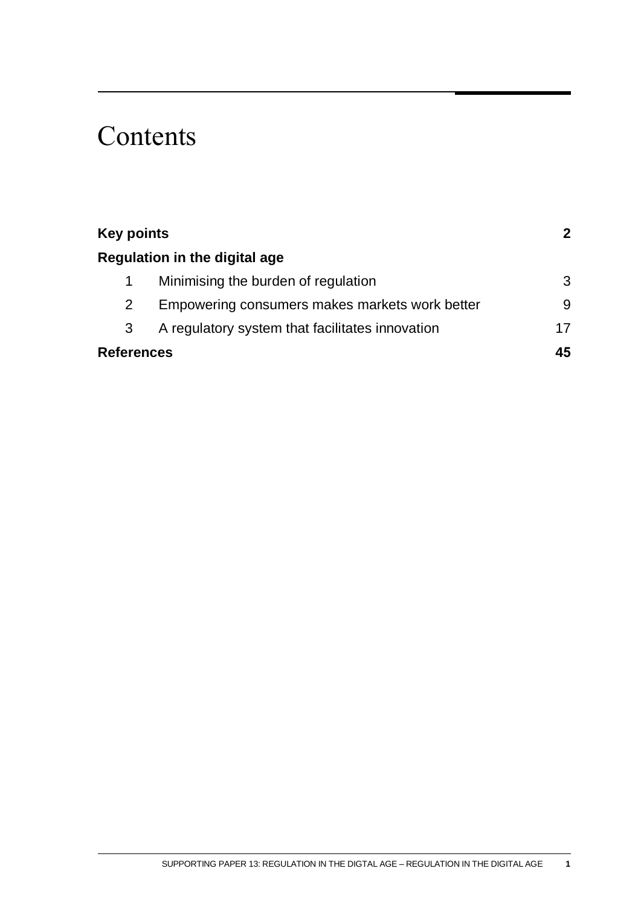# Contents

| | | |
|---|---|---|
| **Key points** | | **2** |
| **Regulation in the digital age** | | |
| 1 | Minimising the burden of regulation | 3 |
| 2 | Empowering consumers makes markets work better | 9 |
| 3 | A regulatory system that facilitates innovation | 17 |
| **References** | | **45** |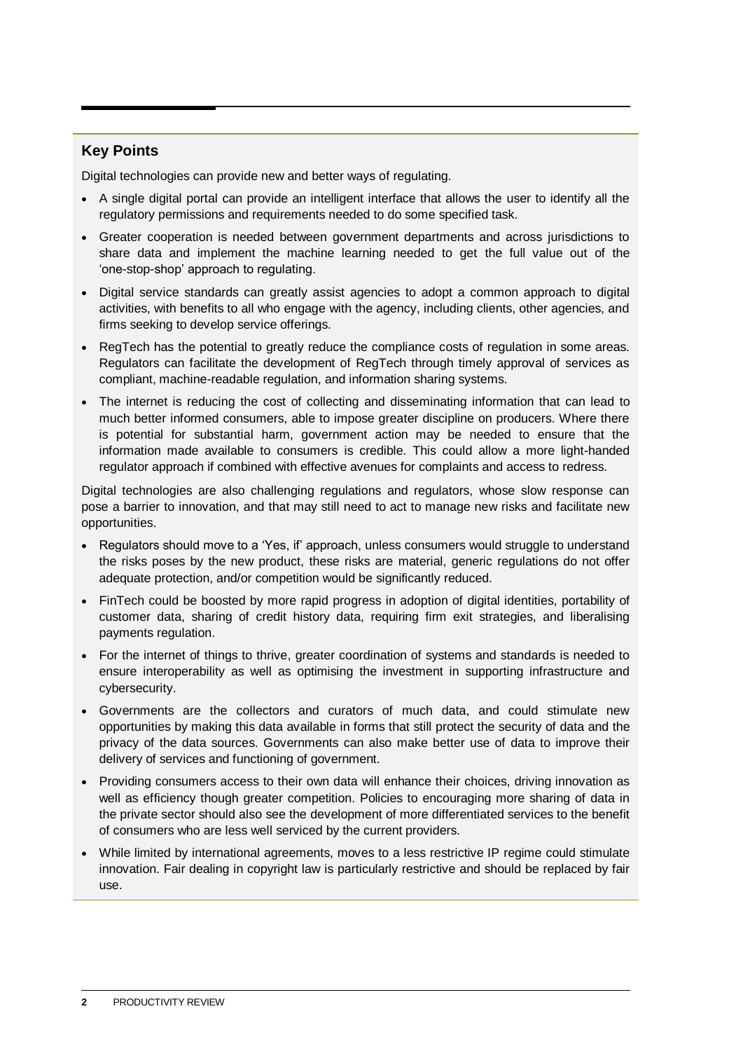## Key Points

Digital technologies can provide new and better ways of regulating.

- A single digital portal can provide an intelligent interface that allows the user to identify all the regulatory permissions and requirements needed to do some specified task.
- Greater cooperation is needed between government departments and across jurisdictions to share data and implement the machine learning needed to get the full value out of the 'one-stop-shop' approach to regulating.
- Digital service standards can greatly assist agencies to adopt a common approach to digital activities, with benefits to all who engage with the agency, including clients, other agencies, and firms seeking to develop service offerings.
- RegTech has the potential to greatly reduce the compliance costs of regulation in some areas. Regulators can facilitate the development of RegTech through timely approval of services as compliant, machine-readable regulation, and information sharing systems.
- The internet is reducing the cost of collecting and disseminating information that can lead to much better informed consumers, able to impose greater discipline on producers. Where there is potential for substantial harm, government action may be needed to ensure that the information made available to consumers is credible. This could allow a more light-handed regulator approach if combined with effective avenues for complaints and access to redress.

Digital technologies are also challenging regulations and regulators, whose slow response can pose a barrier to innovation, and that may still need to act to manage new risks and facilitate new opportunities.

- Regulators should move to a 'Yes, if' approach, unless consumers would struggle to understand the risks poses by the new product, these risks are material, generic regulations do not offer adequate protection, and/or competition would be significantly reduced.
- FinTech could be boosted by more rapid progress in adoption of digital identities, portability of customer data, sharing of credit history data, requiring firm exit strategies, and liberalising payments regulation.
- For the internet of things to thrive, greater coordination of systems and standards is needed to ensure interoperability as well as optimising the investment in supporting infrastructure and cybersecurity.
- Governments are the collectors and curators of much data, and could stimulate new opportunities by making this data available in forms that still protect the security of data and the privacy of the data sources. Governments can also make better use of data to improve their delivery of services and functioning of government.
- Providing consumers access to their own data will enhance their choices, driving innovation as well as efficiency though greater competition. Policies to encouraging more sharing of data in the private sector should also see the development of more differentiated services to the benefit of consumers who are less well serviced by the current providers.
- While limited by international agreements, moves to a less restrictive IP regime could stimulate innovation. Fair dealing in copyright law is particularly restrictive and should be replaced by fair use.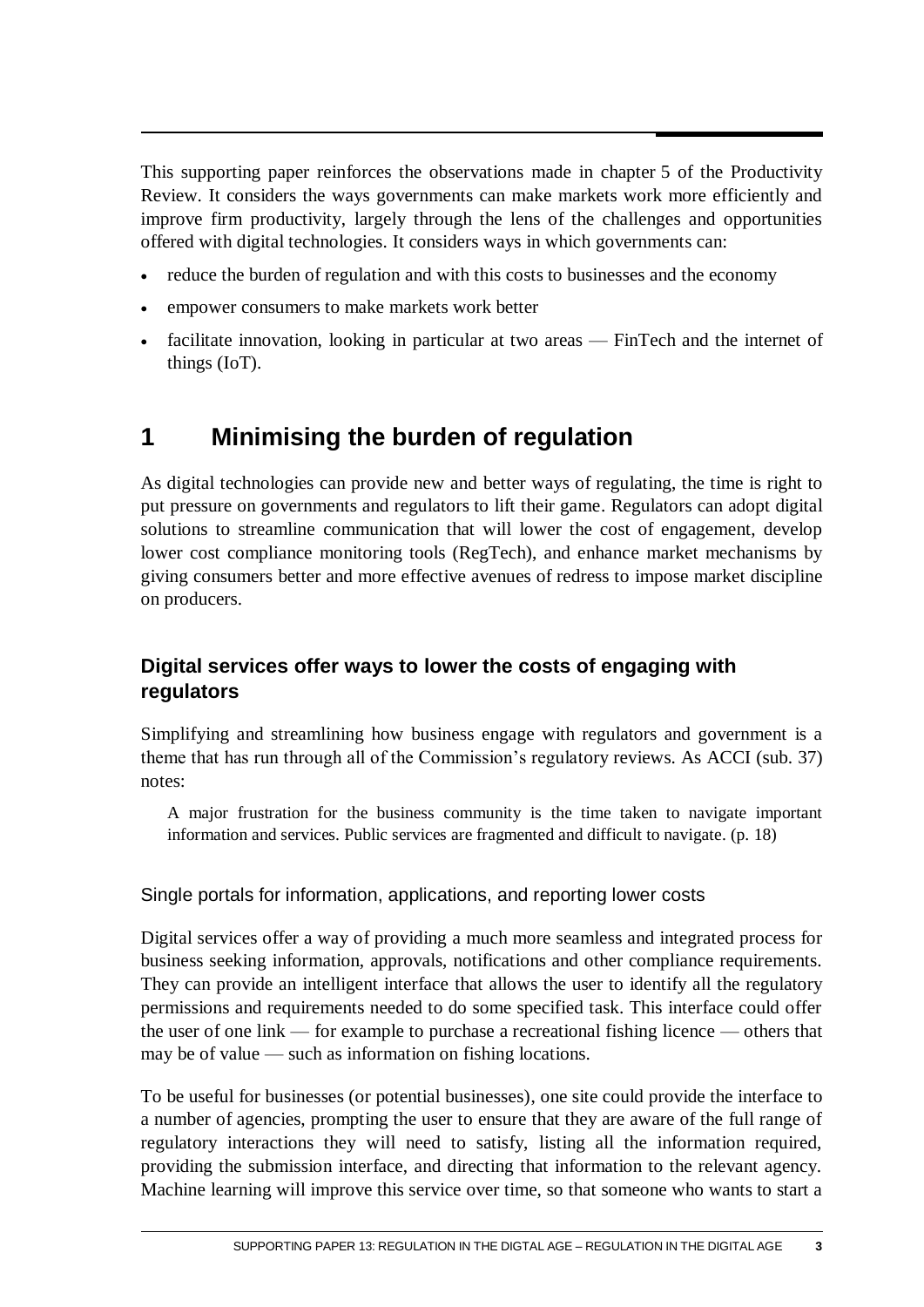This supporting paper reinforces the observations made in chapter 5 of the Productivity Review. It considers the ways governments can make markets work more efficiently and improve firm productivity, largely through the lens of the challenges and opportunities offered with digital technologies. It considers ways in which governments can:

- reduce the burden of regulation and with this costs to businesses and the economy
- empower consumers to make markets work better
- facilitate innovation, looking in particular at two areas — FinTech and the internet of things (IoT).

# 1 Minimising the burden of regulation

As digital technologies can provide new and better ways of regulating, the time is right to put pressure on governments and regulators to lift their game. Regulators can adopt digital solutions to streamline communication that will lower the cost of engagement, develop lower cost compliance monitoring tools (RegTech), and enhance market mechanisms by giving consumers better and more effective avenues of redress to impose market discipline on producers.

## Digital services offer ways to lower the costs of engaging with regulators

Simplifying and streamlining how business engage with regulators and government is a theme that has run through all of the Commission's regulatory reviews. As ACCI (sub. 37) notes:

> A major frustration for the business community is the time taken to navigate important information and services. Public services are fragmented and difficult to navigate. (p. 18)

### Single portals for information, applications, and reporting lower costs

Digital services offer a way of providing a much more seamless and integrated process for business seeking information, approvals, notifications and other compliance requirements. They can provide an intelligent interface that allows the user to identify all the regulatory permissions and requirements needed to do some specified task. This interface could offer the user of one link — for example to purchase a recreational fishing licence — others that may be of value — such as information on fishing locations.

To be useful for businesses (or potential businesses), one site could provide the interface to a number of agencies, prompting the user to ensure that they are aware of the full range of regulatory interactions they will need to satisfy, listing all the information required, providing the submission interface, and directing that information to the relevant agency. Machine learning will improve this service over time, so that someone who wants to start a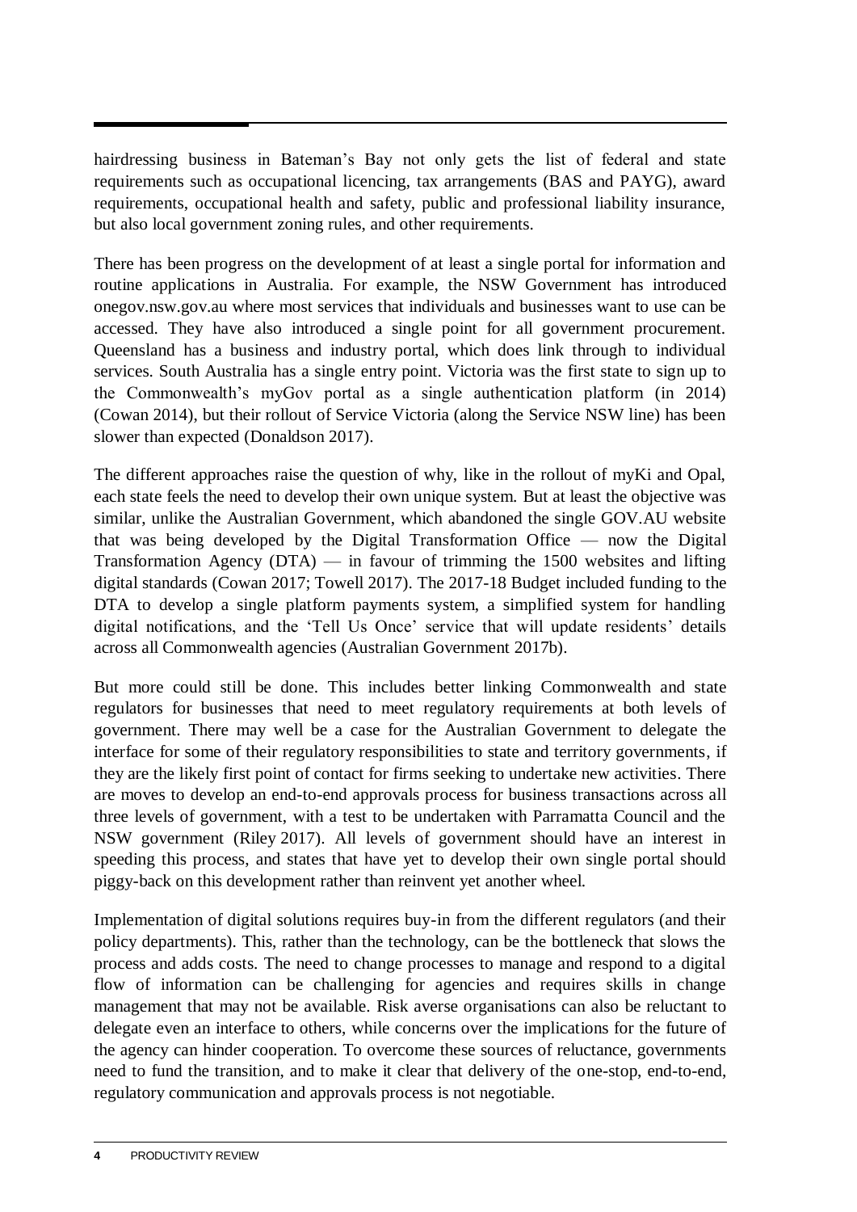hairdressing business in Bateman's Bay not only gets the list of federal and state requirements such as occupational licencing, tax arrangements (BAS and PAYG), award requirements, occupational health and safety, public and professional liability insurance, but also local government zoning rules, and other requirements.

There has been progress on the development of at least a single portal for information and routine applications in Australia. For example, the NSW Government has introduced onegov.nsw.gov.au where most services that individuals and businesses want to use can be accessed. They have also introduced a single point for all government procurement. Queensland has a business and industry portal, which does link through to individual services. South Australia has a single entry point. Victoria was the first state to sign up to the Commonwealth's myGov portal as a single authentication platform (in 2014) (Cowan 2014), but their rollout of Service Victoria (along the Service NSW line) has been slower than expected (Donaldson 2017).

The different approaches raise the question of why, like in the rollout of myKi and Opal, each state feels the need to develop their own unique system. But at least the objective was similar, unlike the Australian Government, which abandoned the single GOV.AU website that was being developed by the Digital Transformation Office — now the Digital Transformation Agency (DTA) — in favour of trimming the 1500 websites and lifting digital standards (Cowan 2017; Towell 2017). The 2017-18 Budget included funding to the DTA to develop a single platform payments system, a simplified system for handling digital notifications, and the 'Tell Us Once' service that will update residents' details across all Commonwealth agencies (Australian Government 2017b).

But more could still be done. This includes better linking Commonwealth and state regulators for businesses that need to meet regulatory requirements at both levels of government. There may well be a case for the Australian Government to delegate the interface for some of their regulatory responsibilities to state and territory governments, if they are the likely first point of contact for firms seeking to undertake new activities. There are moves to develop an end-to-end approvals process for business transactions across all three levels of government, with a test to be undertaken with Parramatta Council and the NSW government (Riley 2017). All levels of government should have an interest in speeding this process, and states that have yet to develop their own single portal should piggy-back on this development rather than reinvent yet another wheel.

Implementation of digital solutions requires buy-in from the different regulators (and their policy departments). This, rather than the technology, can be the bottleneck that slows the process and adds costs. The need to change processes to manage and respond to a digital flow of information can be challenging for agencies and requires skills in change management that may not be available. Risk averse organisations can also be reluctant to delegate even an interface to others, while concerns over the implications for the future of the agency can hinder cooperation. To overcome these sources of reluctance, governments need to fund the transition, and to make it clear that delivery of the one-stop, end-to-end, regulatory communication and approvals process is not negotiable.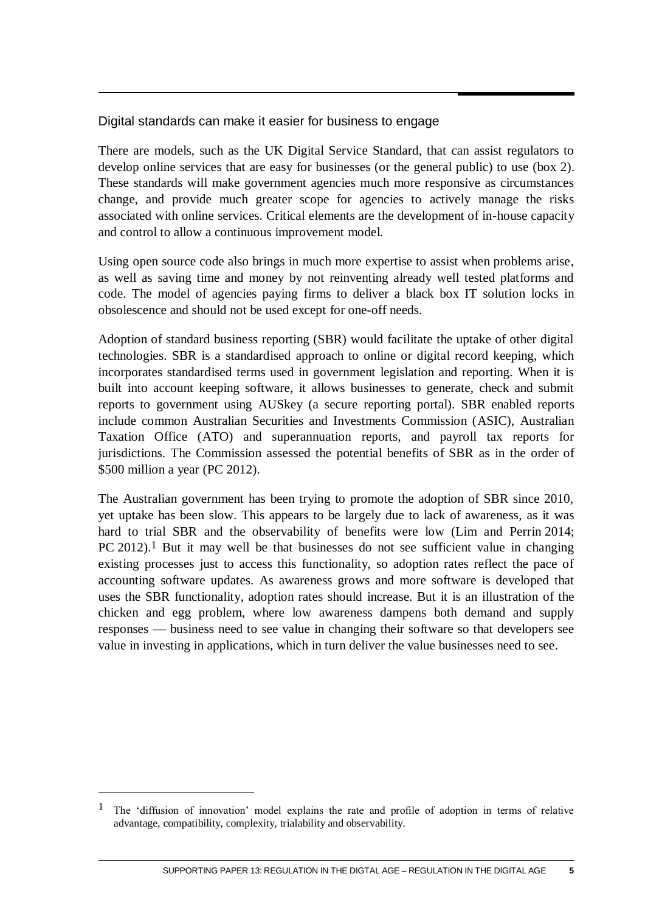### Digital standards can make it easier for business to engage

There are models, such as the UK Digital Service Standard, that can assist regulators to develop online services that are easy for businesses (or the general public) to use (box 2). These standards will make government agencies much more responsive as circumstances change, and provide much greater scope for agencies to actively manage the risks associated with online services. Critical elements are the development of in-house capacity and control to allow a continuous improvement model.

Using open source code also brings in much more expertise to assist when problems arise, as well as saving time and money by not reinventing already well tested platforms and code. The model of agencies paying firms to deliver a black box IT solution locks in obsolescence and should not be used except for one-off needs.

Adoption of standard business reporting (SBR) would facilitate the uptake of other digital technologies. SBR is a standardised approach to online or digital record keeping, which incorporates standardised terms used in government legislation and reporting. When it is built into account keeping software, it allows businesses to generate, check and submit reports to government using AUSkey (a secure reporting portal). SBR enabled reports include common Australian Securities and Investments Commission (ASIC), Australian Taxation Office (ATO) and superannuation reports, and payroll tax reports for jurisdictions. The Commission assessed the potential benefits of SBR as in the order of \$500 million a year (PC 2012).

The Australian government has been trying to promote the adoption of SBR since 2010, yet uptake has been slow. This appears to be largely due to lack of awareness, as it was hard to trial SBR and the observability of benefits were low (Lim and Perrin 2014; PC 2012).[1] But it may well be that businesses do not see sufficient value in changing existing processes just to access this functionality, so adoption rates reflect the pace of accounting software updates. As awareness grows and more software is developed that uses the SBR functionality, adoption rates should increase. But it is an illustration of the chicken and egg problem, where low awareness dampens both demand and supply responses — business need to see value in changing their software so that developers see value in investing in applications, which in turn deliver the value businesses need to see.

---

[1] The 'diffusion of innovation' model explains the rate and profile of adoption in terms of relative advantage, compatibility, complexity, trialability and observability.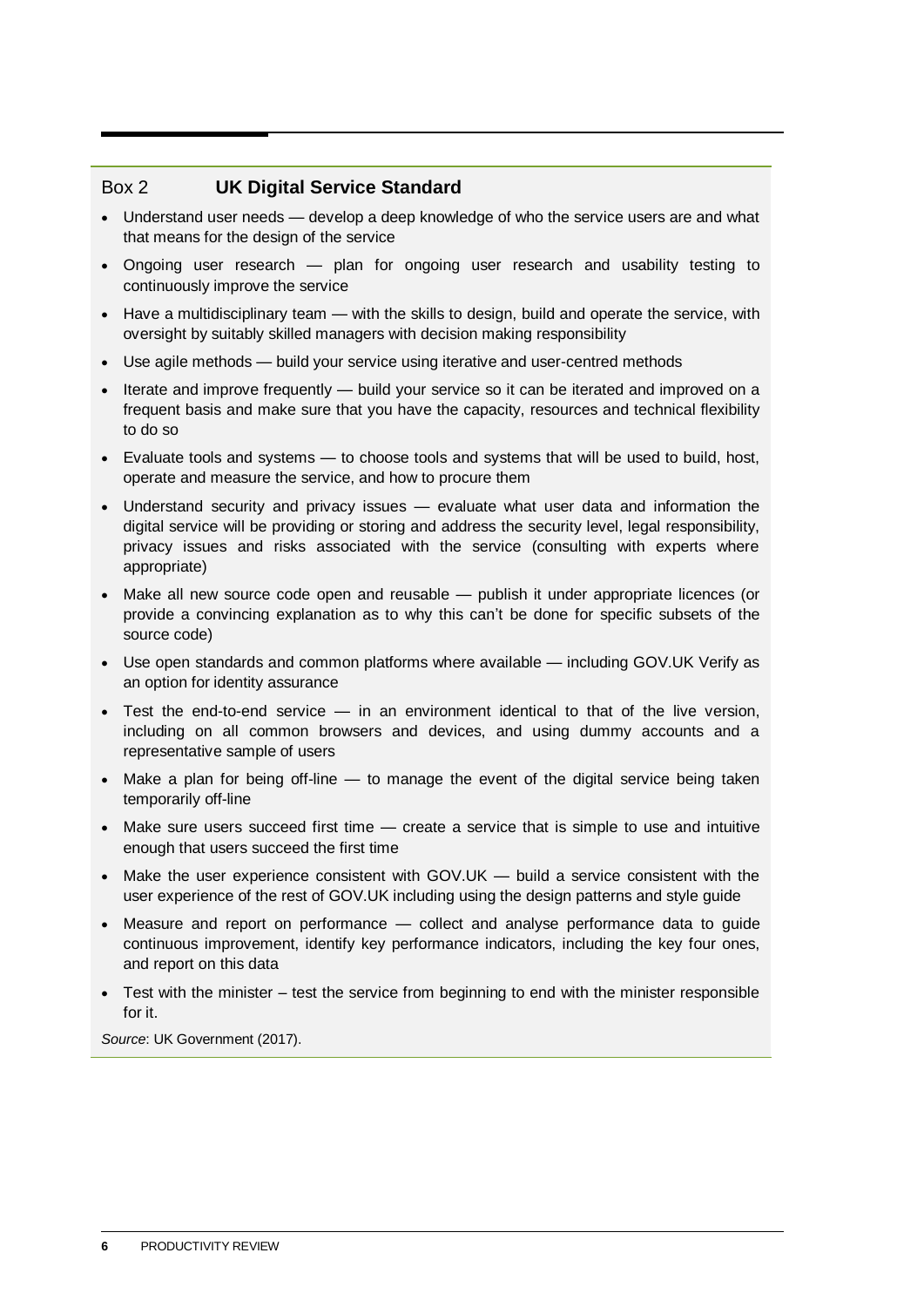### Box 2 UK Digital Service Standard

- Understand user needs — develop a deep knowledge of who the service users are and what that means for the design of the service
- Ongoing user research — plan for ongoing user research and usability testing to continuously improve the service
- Have a multidisciplinary team — with the skills to design, build and operate the service, with oversight by suitably skilled managers with decision making responsibility
- Use agile methods — build your service using iterative and user-centred methods
- Iterate and improve frequently — build your service so it can be iterated and improved on a frequent basis and make sure that you have the capacity, resources and technical flexibility to do so
- Evaluate tools and systems — to choose tools and systems that will be used to build, host, operate and measure the service, and how to procure them
- Understand security and privacy issues — evaluate what user data and information the digital service will be providing or storing and address the security level, legal responsibility, privacy issues and risks associated with the service (consulting with experts where appropriate)
- Make all new source code open and reusable — publish it under appropriate licences (or provide a convincing explanation as to why this can't be done for specific subsets of the source code)
- Use open standards and common platforms where available — including GOV.UK Verify as an option for identity assurance
- Test the end-to-end service — in an environment identical to that of the live version, including on all common browsers and devices, and using dummy accounts and a representative sample of users
- Make a plan for being off-line — to manage the event of the digital service being taken temporarily off-line
- Make sure users succeed first time — create a service that is simple to use and intuitive enough that users succeed the first time
- Make the user experience consistent with GOV.UK — build a service consistent with the user experience of the rest of GOV.UK including using the design patterns and style guide
- Measure and report on performance — collect and analyse performance data to guide continuous improvement, identify key performance indicators, including the key four ones, and report on this data
- Test with the minister – test the service from beginning to end with the minister responsible for it.

*Source*: UK Government (2017).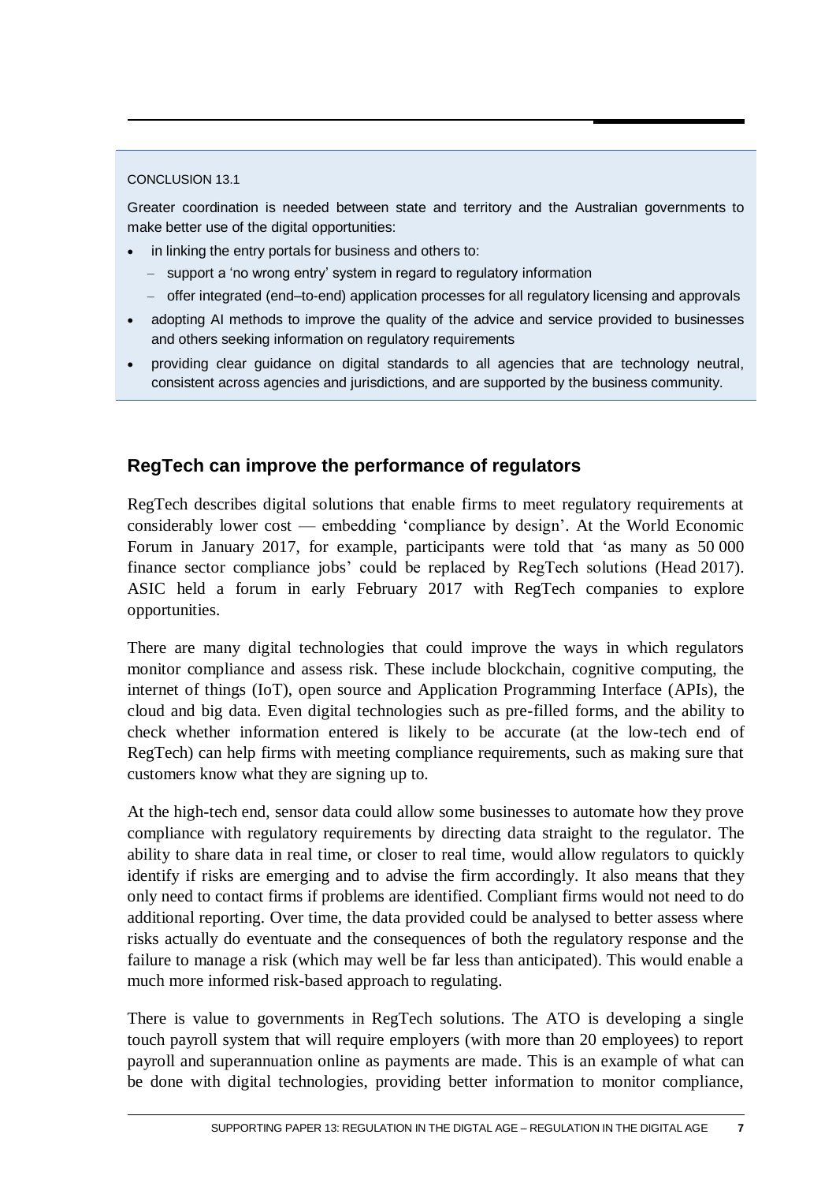CONCLUSION 13.1

Greater coordination is needed between state and territory and the Australian governments to make better use of the digital opportunities:

- in linking the entry portals for business and others to:
  - support a 'no wrong entry' system in regard to regulatory information
  - offer integrated (end–to-end) application processes for all regulatory licensing and approvals
- adopting AI methods to improve the quality of the advice and service provided to businesses and others seeking information on regulatory requirements
- providing clear guidance on digital standards to all agencies that are technology neutral, consistent across agencies and jurisdictions, and are supported by the business community.

## RegTech can improve the performance of regulators

RegTech describes digital solutions that enable firms to meet regulatory requirements at considerably lower cost — embedding 'compliance by design'. At the World Economic Forum in January 2017, for example, participants were told that 'as many as 50 000 finance sector compliance jobs' could be replaced by RegTech solutions (Head 2017). ASIC held a forum in early February 2017 with RegTech companies to explore opportunities.

There are many digital technologies that could improve the ways in which regulators monitor compliance and assess risk. These include blockchain, cognitive computing, the internet of things (IoT), open source and Application Programming Interface (APIs), the cloud and big data. Even digital technologies such as pre-filled forms, and the ability to check whether information entered is likely to be accurate (at the low-tech end of RegTech) can help firms with meeting compliance requirements, such as making sure that customers know what they are signing up to.

At the high-tech end, sensor data could allow some businesses to automate how they prove compliance with regulatory requirements by directing data straight to the regulator. The ability to share data in real time, or closer to real time, would allow regulators to quickly identify if risks are emerging and to advise the firm accordingly. It also means that they only need to contact firms if problems are identified. Compliant firms would not need to do additional reporting. Over time, the data provided could be analysed to better assess where risks actually do eventuate and the consequences of both the regulatory response and the failure to manage a risk (which may well be far less than anticipated). This would enable a much more informed risk-based approach to regulating.

There is value to governments in RegTech solutions. The ATO is developing a single touch payroll system that will require employers (with more than 20 employees) to report payroll and superannuation online as payments are made. This is an example of what can be done with digital technologies, providing better information to monitor compliance,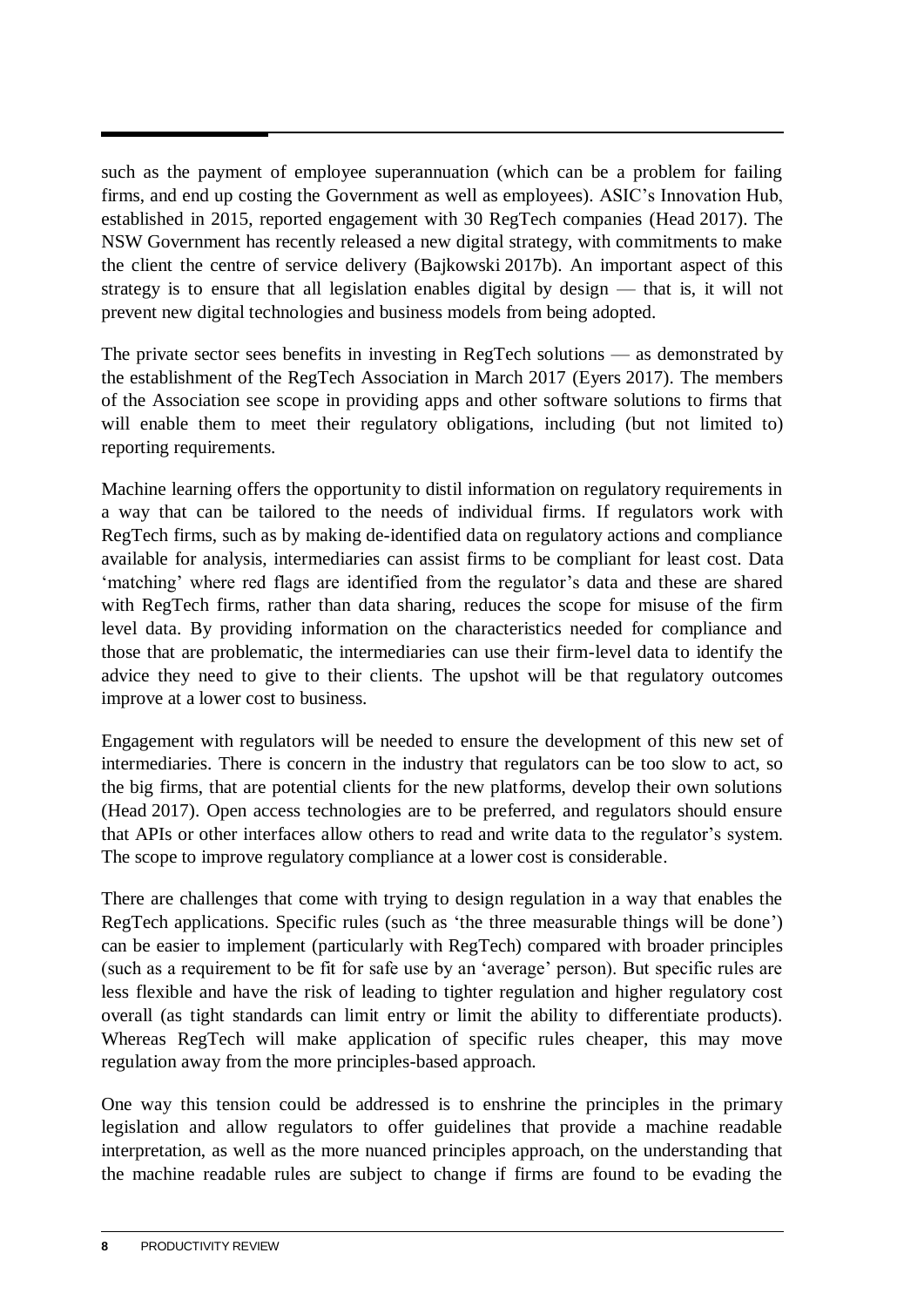such as the payment of employee superannuation (which can be a problem for failing firms, and end up costing the Government as well as employees). ASIC's Innovation Hub, established in 2015, reported engagement with 30 RegTech companies (Head 2017). The NSW Government has recently released a new digital strategy, with commitments to make the client the centre of service delivery (Bajkowski 2017b). An important aspect of this strategy is to ensure that all legislation enables digital by design — that is, it will not prevent new digital technologies and business models from being adopted.

The private sector sees benefits in investing in RegTech solutions — as demonstrated by the establishment of the RegTech Association in March 2017 (Eyers 2017). The members of the Association see scope in providing apps and other software solutions to firms that will enable them to meet their regulatory obligations, including (but not limited to) reporting requirements.

Machine learning offers the opportunity to distil information on regulatory requirements in a way that can be tailored to the needs of individual firms. If regulators work with RegTech firms, such as by making de-identified data on regulatory actions and compliance available for analysis, intermediaries can assist firms to be compliant for least cost. Data 'matching' where red flags are identified from the regulator's data and these are shared with RegTech firms, rather than data sharing, reduces the scope for misuse of the firm level data. By providing information on the characteristics needed for compliance and those that are problematic, the intermediaries can use their firm-level data to identify the advice they need to give to their clients. The upshot will be that regulatory outcomes improve at a lower cost to business.

Engagement with regulators will be needed to ensure the development of this new set of intermediaries. There is concern in the industry that regulators can be too slow to act, so the big firms, that are potential clients for the new platforms, develop their own solutions (Head 2017). Open access technologies are to be preferred, and regulators should ensure that APIs or other interfaces allow others to read and write data to the regulator's system. The scope to improve regulatory compliance at a lower cost is considerable.

There are challenges that come with trying to design regulation in a way that enables the RegTech applications. Specific rules (such as 'the three measurable things will be done') can be easier to implement (particularly with RegTech) compared with broader principles (such as a requirement to be fit for safe use by an 'average' person). But specific rules are less flexible and have the risk of leading to tighter regulation and higher regulatory cost overall (as tight standards can limit entry or limit the ability to differentiate products). Whereas RegTech will make application of specific rules cheaper, this may move regulation away from the more principles-based approach.

One way this tension could be addressed is to enshrine the principles in the primary legislation and allow regulators to offer guidelines that provide a machine readable interpretation, as well as the more nuanced principles approach, on the understanding that the machine readable rules are subject to change if firms are found to be evading the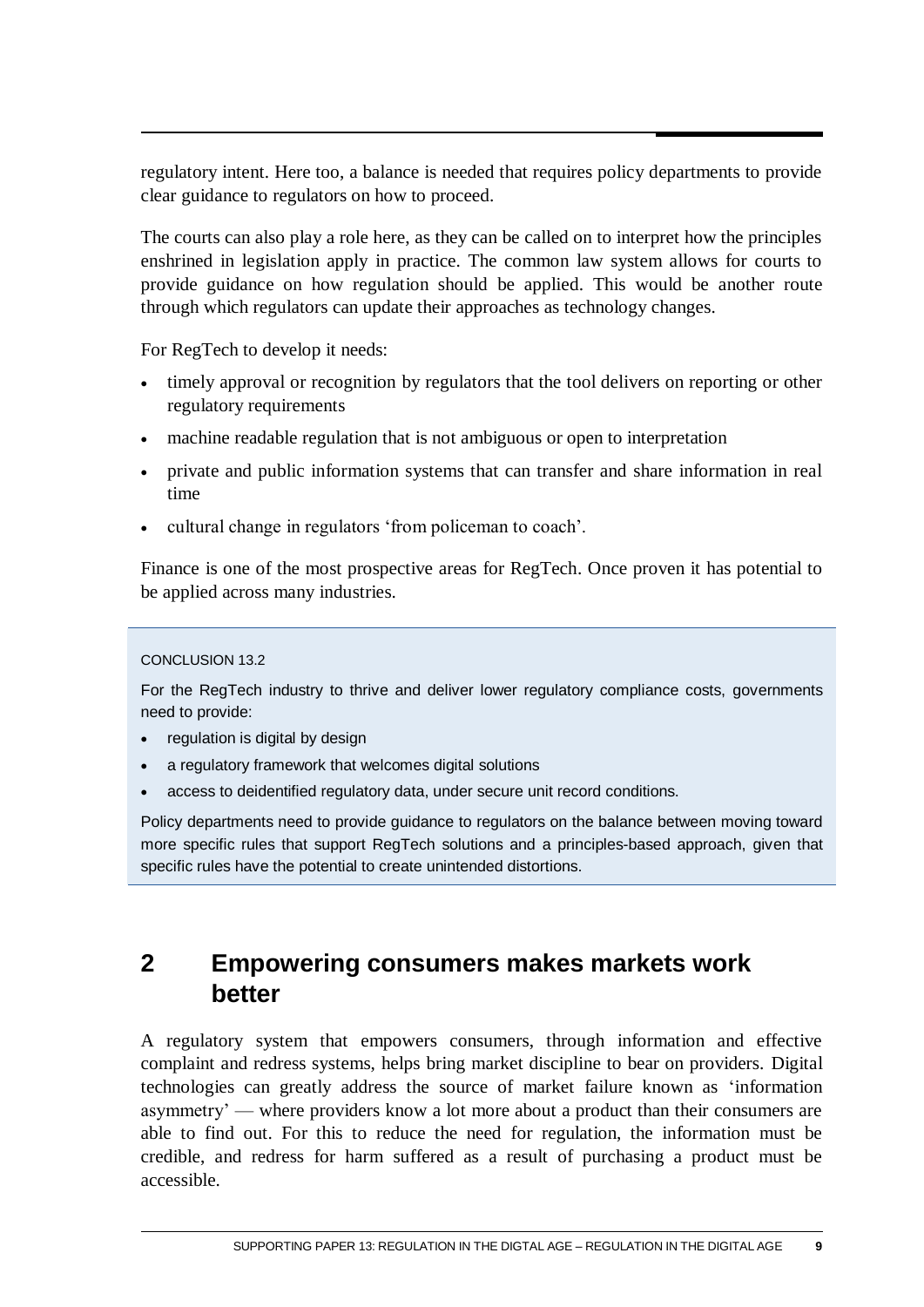regulatory intent. Here too, a balance is needed that requires policy departments to provide clear guidance to regulators on how to proceed.

The courts can also play a role here, as they can be called on to interpret how the principles enshrined in legislation apply in practice. The common law system allows for courts to provide guidance on how regulation should be applied. This would be another route through which regulators can update their approaches as technology changes.

For RegTech to develop it needs:

- timely approval or recognition by regulators that the tool delivers on reporting or other regulatory requirements
- machine readable regulation that is not ambiguous or open to interpretation
- private and public information systems that can transfer and share information in real time
- cultural change in regulators 'from policeman to coach'.

Finance is one of the most prospective areas for RegTech. Once proven it has potential to be applied across many industries.

CONCLUSION 13.2

For the RegTech industry to thrive and deliver lower regulatory compliance costs, governments need to provide:

- regulation is digital by design
- a regulatory framework that welcomes digital solutions
- access to deidentified regulatory data, under secure unit record conditions.

Policy departments need to provide guidance to regulators on the balance between moving toward more specific rules that support RegTech solutions and a principles-based approach, given that specific rules have the potential to create unintended distortions.

## 2 Empowering consumers makes markets work better

A regulatory system that empowers consumers, through information and effective complaint and redress systems, helps bring market discipline to bear on providers. Digital technologies can greatly address the source of market failure known as 'information asymmetry' — where providers know a lot more about a product than their consumers are able to find out. For this to reduce the need for regulation, the information must be credible, and redress for harm suffered as a result of purchasing a product must be accessible.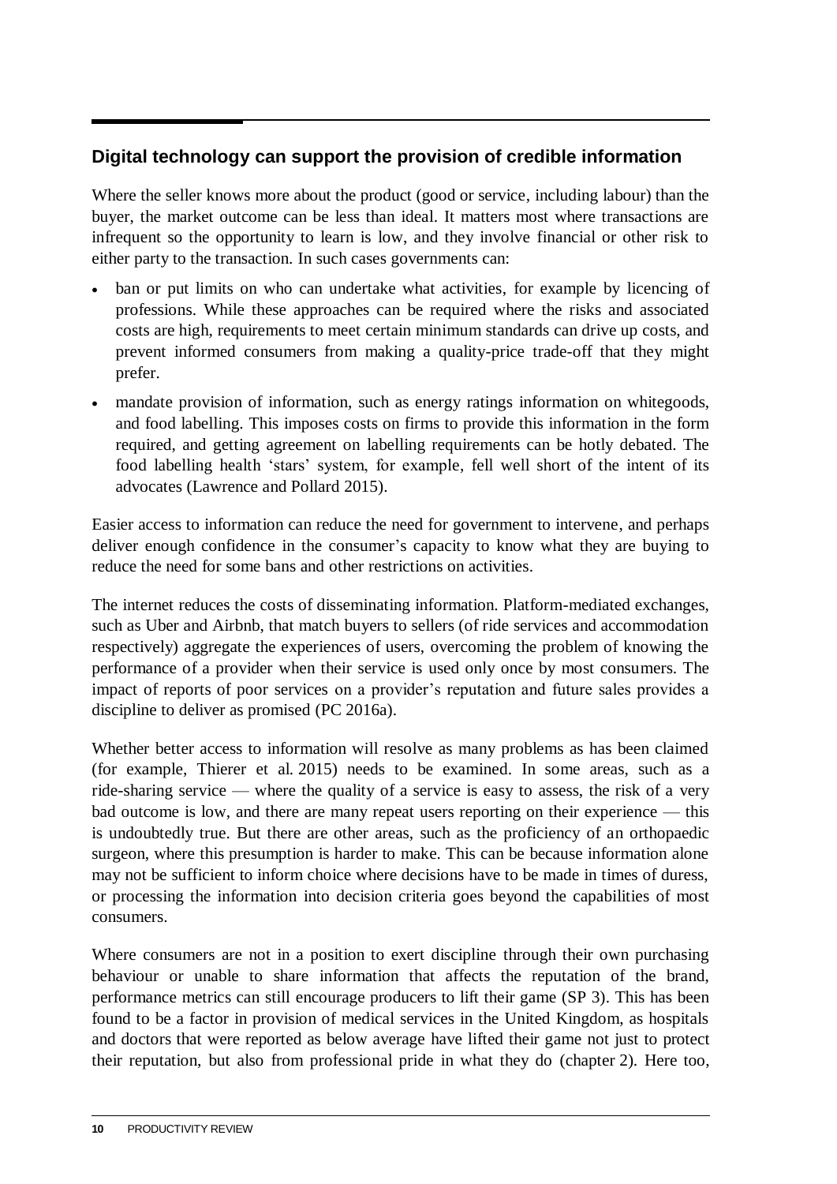## Digital technology can support the provision of credible information

Where the seller knows more about the product (good or service, including labour) than the buyer, the market outcome can be less than ideal. It matters most where transactions are infrequent so the opportunity to learn is low, and they involve financial or other risk to either party to the transaction. In such cases governments can:

- ban or put limits on who can undertake what activities, for example by licencing of professions. While these approaches can be required where the risks and associated costs are high, requirements to meet certain minimum standards can drive up costs, and prevent informed consumers from making a quality-price trade-off that they might prefer.
- mandate provision of information, such as energy ratings information on whitegoods, and food labelling. This imposes costs on firms to provide this information in the form required, and getting agreement on labelling requirements can be hotly debated. The food labelling health 'stars' system, for example, fell well short of the intent of its advocates (Lawrence and Pollard 2015).

Easier access to information can reduce the need for government to intervene, and perhaps deliver enough confidence in the consumer's capacity to know what they are buying to reduce the need for some bans and other restrictions on activities.

The internet reduces the costs of disseminating information. Platform-mediated exchanges, such as Uber and Airbnb, that match buyers to sellers (of ride services and accommodation respectively) aggregate the experiences of users, overcoming the problem of knowing the performance of a provider when their service is used only once by most consumers. The impact of reports of poor services on a provider's reputation and future sales provides a discipline to deliver as promised (PC 2016a).

Whether better access to information will resolve as many problems as has been claimed (for example, Thierer et al. 2015) needs to be examined. In some areas, such as a ride-sharing service — where the quality of a service is easy to assess, the risk of a very bad outcome is low, and there are many repeat users reporting on their experience — this is undoubtedly true. But there are other areas, such as the proficiency of an orthopaedic surgeon, where this presumption is harder to make. This can be because information alone may not be sufficient to inform choice where decisions have to be made in times of duress, or processing the information into decision criteria goes beyond the capabilities of most consumers.

Where consumers are not in a position to exert discipline through their own purchasing behaviour or unable to share information that affects the reputation of the brand, performance metrics can still encourage producers to lift their game (SP 3). This has been found to be a factor in provision of medical services in the United Kingdom, as hospitals and doctors that were reported as below average have lifted their game not just to protect their reputation, but also from professional pride in what they do (chapter 2). Here too,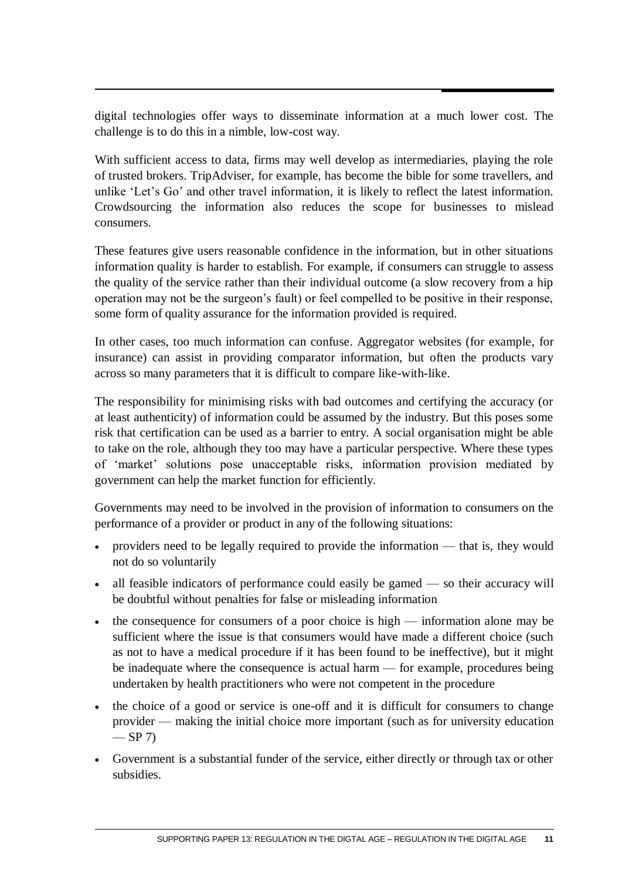digital technologies offer ways to disseminate information at a much lower cost. The challenge is to do this in a nimble, low-cost way.

With sufficient access to data, firms may well develop as intermediaries, playing the role of trusted brokers. TripAdviser, for example, has become the bible for some travellers, and unlike 'Let's Go' and other travel information, it is likely to reflect the latest information. Crowdsourcing the information also reduces the scope for businesses to mislead consumers.

These features give users reasonable confidence in the information, but in other situations information quality is harder to establish. For example, if consumers can struggle to assess the quality of the service rather than their individual outcome (a slow recovery from a hip operation may not be the surgeon's fault) or feel compelled to be positive in their response, some form of quality assurance for the information provided is required.

In other cases, too much information can confuse. Aggregator websites (for example, for insurance) can assist in providing comparator information, but often the products vary across so many parameters that it is difficult to compare like-with-like.

The responsibility for minimising risks with bad outcomes and certifying the accuracy (or at least authenticity) of information could be assumed by the industry. But this poses some risk that certification can be used as a barrier to entry. A social organisation might be able to take on the role, although they too may have a particular perspective. Where these types of 'market' solutions pose unacceptable risks, information provision mediated by government can help the market function for efficiently.

Governments may need to be involved in the provision of information to consumers on the performance of a provider or product in any of the following situations:

- providers need to be legally required to provide the information — that is, they would not do so voluntarily
- all feasible indicators of performance could easily be gamed — so their accuracy will be doubtful without penalties for false or misleading information
- the consequence for consumers of a poor choice is high — information alone may be sufficient where the issue is that consumers would have made a different choice (such as not to have a medical procedure if it has been found to be ineffective), but it might be inadequate where the consequence is actual harm — for example, procedures being undertaken by health practitioners who were not competent in the procedure
- the choice of a good or service is one-off and it is difficult for consumers to change provider — making the initial choice more important (such as for university education — SP 7)
- Government is a substantial funder of the service, either directly or through tax or other subsidies.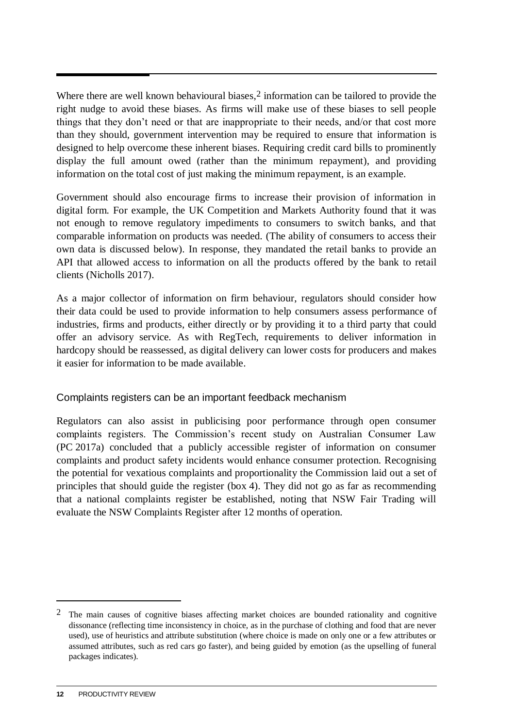Where there are well known behavioural biases,[2] information can be tailored to provide the right nudge to avoid these biases. As firms will make use of these biases to sell people things that they don't need or that are inappropriate to their needs, and/or that cost more than they should, government intervention may be required to ensure that information is designed to help overcome these inherent biases. Requiring credit card bills to prominently display the full amount owed (rather than the minimum repayment), and providing information on the total cost of just making the minimum repayment, is an example.

Government should also encourage firms to increase their provision of information in digital form. For example, the UK Competition and Markets Authority found that it was not enough to remove regulatory impediments to consumers to switch banks, and that comparable information on products was needed. (The ability of consumers to access their own data is discussed below). In response, they mandated the retail banks to provide an API that allowed access to information on all the products offered by the bank to retail clients (Nicholls 2017).

As a major collector of information on firm behaviour, regulators should consider how their data could be used to provide information to help consumers assess performance of industries, firms and products, either directly or by providing it to a third party that could offer an advisory service. As with RegTech, requirements to deliver information in hardcopy should be reassessed, as digital delivery can lower costs for producers and makes it easier for information to be made available.

### Complaints registers can be an important feedback mechanism

Regulators can also assist in publicising poor performance through open consumer complaints registers. The Commission's recent study on Australian Consumer Law (PC 2017a) concluded that a publicly accessible register of information on consumer complaints and product safety incidents would enhance consumer protection. Recognising the potential for vexatious complaints and proportionality the Commission laid out a set of principles that should guide the register (box 4). They did not go as far as recommending that a national complaints register be established, noting that NSW Fair Trading will evaluate the NSW Complaints Register after 12 months of operation.

---

[2] The main causes of cognitive biases affecting market choices are bounded rationality and cognitive dissonance (reflecting time inconsistency in choice, as in the purchase of clothing and food that are never used), use of heuristics and attribute substitution (where choice is made on only one or a few attributes or assumed attributes, such as red cars go faster), and being guided by emotion (as the upselling of funeral packages indicates).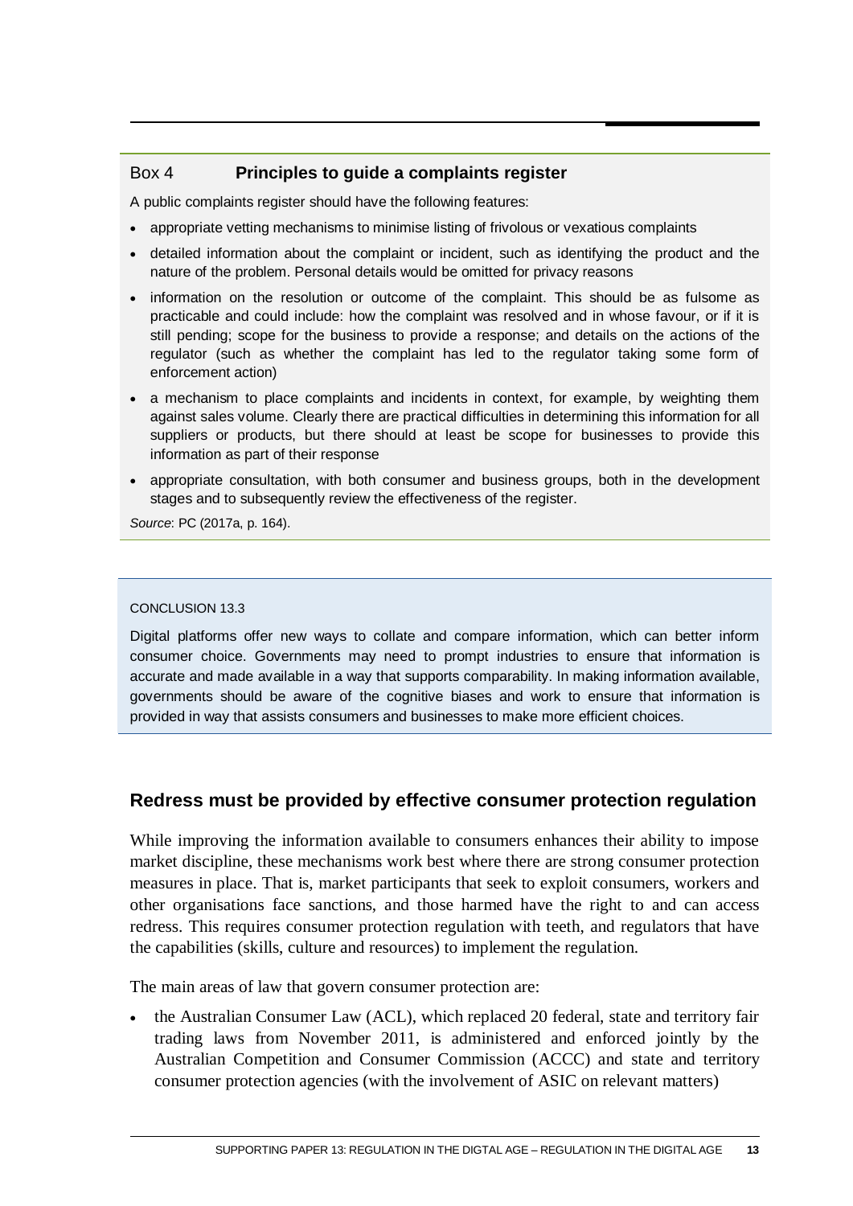Box 4 **Principles to guide a complaints register**

A public complaints register should have the following features:

- appropriate vetting mechanisms to minimise listing of frivolous or vexatious complaints
- detailed information about the complaint or incident, such as identifying the product and the nature of the problem. Personal details would be omitted for privacy reasons
- information on the resolution or outcome of the complaint. This should be as fulsome as practicable and could include: how the complaint was resolved and in whose favour, or if it is still pending; scope for the business to provide a response; and details on the actions of the regulator (such as whether the complaint has led to the regulator taking some form of enforcement action)
- a mechanism to place complaints and incidents in context, for example, by weighting them against sales volume. Clearly there are practical difficulties in determining this information for all suppliers or products, but there should at least be scope for businesses to provide this information as part of their response
- appropriate consultation, with both consumer and business groups, both in the development stages and to subsequently review the effectiveness of the register.

*Source*: PC (2017a, p. 164).

CONCLUSION 13.3

Digital platforms offer new ways to collate and compare information, which can better inform consumer choice. Governments may need to prompt industries to ensure that information is accurate and made available in a way that supports comparability. In making information available, governments should be aware of the cognitive biases and work to ensure that information is provided in way that assists consumers and businesses to make more efficient choices.

## Redress must be provided by effective consumer protection regulation

While improving the information available to consumers enhances their ability to impose market discipline, these mechanisms work best where there are strong consumer protection measures in place. That is, market participants that seek to exploit consumers, workers and other organisations face sanctions, and those harmed have the right to and can access redress. This requires consumer protection regulation with teeth, and regulators that have the capabilities (skills, culture and resources) to implement the regulation.

The main areas of law that govern consumer protection are:

- the Australian Consumer Law (ACL), which replaced 20 federal, state and territory fair trading laws from November 2011, is administered and enforced jointly by the Australian Competition and Consumer Commission (ACCC) and state and territory consumer protection agencies (with the involvement of ASIC on relevant matters)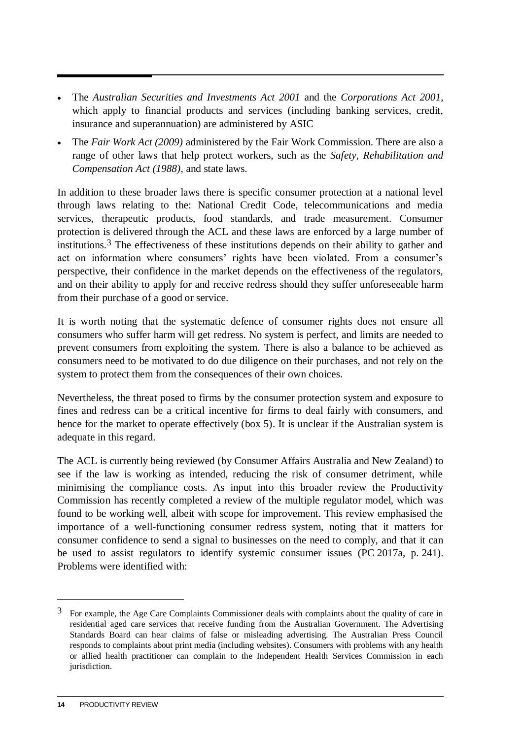- The *Australian Securities and Investments Act 2001* and the *Corporations Act 2001*, which apply to financial products and services (including banking services, credit, insurance and superannuation) are administered by ASIC
- The *Fair Work Act (2009)* administered by the Fair Work Commission. There are also a range of other laws that help protect workers, such as the *Safety, Rehabilitation and Compensation Act (1988)*, and state laws.

In addition to these broader laws there is specific consumer protection at a national level through laws relating to the: National Credit Code, telecommunications and media services, therapeutic products, food standards, and trade measurement. Consumer protection is delivered through the ACL and these laws are enforced by a large number of institutions.[3] The effectiveness of these institutions depends on their ability to gather and act on information where consumers' rights have been violated. From a consumer's perspective, their confidence in the market depends on the effectiveness of the regulators, and on their ability to apply for and receive redress should they suffer unforeseeable harm from their purchase of a good or service.

It is worth noting that the systematic defence of consumer rights does not ensure all consumers who suffer harm will get redress. No system is perfect, and limits are needed to prevent consumers from exploiting the system. There is also a balance to be achieved as consumers need to be motivated to do due diligence on their purchases, and not rely on the system to protect them from the consequences of their own choices.

Nevertheless, the threat posed to firms by the consumer protection system and exposure to fines and redress can be a critical incentive for firms to deal fairly with consumers, and hence for the market to operate effectively (box 5). It is unclear if the Australian system is adequate in this regard.

The ACL is currently being reviewed (by Consumer Affairs Australia and New Zealand) to see if the law is working as intended, reducing the risk of consumer detriment, while minimising the compliance costs. As input into this broader review the Productivity Commission has recently completed a review of the multiple regulator model, which was found to be working well, albeit with scope for improvement. This review emphasised the importance of a well-functioning consumer redress system, noting that it matters for consumer confidence to send a signal to businesses on the need to comply, and that it can be used to assist regulators to identify systemic consumer issues (PC 2017a, p. 241). Problems were identified with:

---

[3] For example, the Age Care Complaints Commissioner deals with complaints about the quality of care in residential aged care services that receive funding from the Australian Government. The Advertising Standards Board can hear claims of false or misleading advertising. The Australian Press Council responds to complaints about print media (including websites). Consumers with problems with any health or allied health practitioner can complain to the Independent Health Services Commission in each jurisdiction.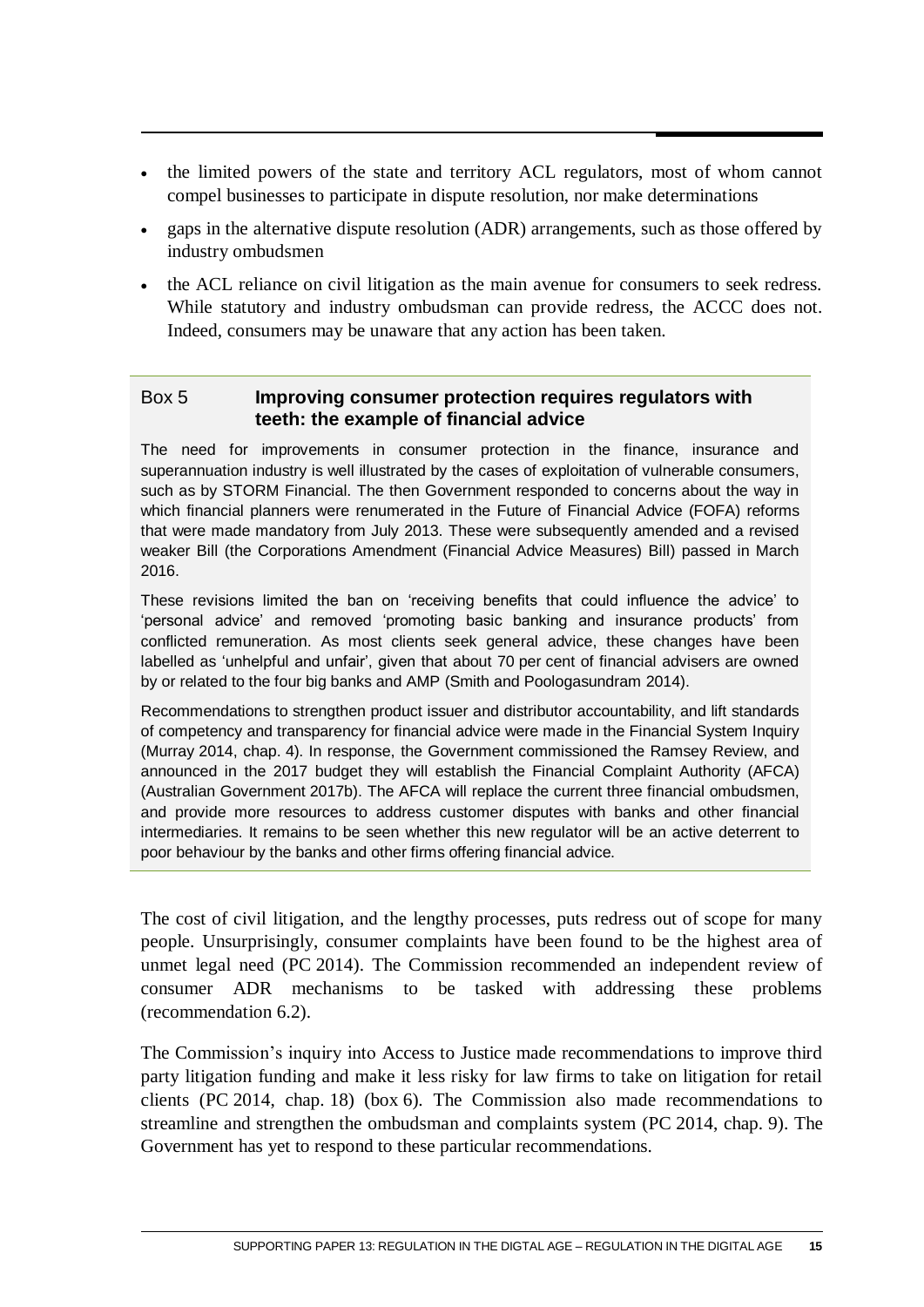- the limited powers of the state and territory ACL regulators, most of whom cannot compel businesses to participate in dispute resolution, nor make determinations
- gaps in the alternative dispute resolution (ADR) arrangements, such as those offered by industry ombudsmen
- the ACL reliance on civil litigation as the main avenue for consumers to seek redress. While statutory and industry ombudsman can provide redress, the ACCC does not. Indeed, consumers may be unaware that any action has been taken.

> **Box 5 Improving consumer protection requires regulators with teeth: the example of financial advice**
>
> The need for improvements in consumer protection in the finance, insurance and superannuation industry is well illustrated by the cases of exploitation of vulnerable consumers, such as by STORM Financial. The then Government responded to concerns about the way in which financial planners were renumerated in the Future of Financial Advice (FOFA) reforms that were made mandatory from July 2013. These were subsequently amended and a revised weaker Bill (the Corporations Amendment (Financial Advice Measures) Bill) passed in March 2016.
>
> These revisions limited the ban on 'receiving benefits that could influence the advice' to 'personal advice' and removed 'promoting basic banking and insurance products' from conflicted remuneration. As most clients seek general advice, these changes have been labelled as 'unhelpful and unfair', given that about 70 per cent of financial advisers are owned by or related to the four big banks and AMP (Smith and Poologasundram 2014).
>
> Recommendations to strengthen product issuer and distributor accountability, and lift standards of competency and transparency for financial advice were made in the Financial System Inquiry (Murray 2014, chap. 4). In response, the Government commissioned the Ramsey Review, and announced in the 2017 budget they will establish the Financial Complaint Authority (AFCA) (Australian Government 2017b). The AFCA will replace the current three financial ombudsmen, and provide more resources to address customer disputes with banks and other financial intermediaries. It remains to be seen whether this new regulator will be an active deterrent to poor behaviour by the banks and other firms offering financial advice.

The cost of civil litigation, and the lengthy processes, puts redress out of scope for many people. Unsurprisingly, consumer complaints have been found to be the highest area of unmet legal need (PC 2014). The Commission recommended an independent review of consumer ADR mechanisms to be tasked with addressing these problems (recommendation 6.2).

The Commission's inquiry into Access to Justice made recommendations to improve third party litigation funding and make it less risky for law firms to take on litigation for retail clients (PC 2014, chap. 18) (box 6). The Commission also made recommendations to streamline and strengthen the ombudsman and complaints system (PC 2014, chap. 9). The Government has yet to respond to these particular recommendations.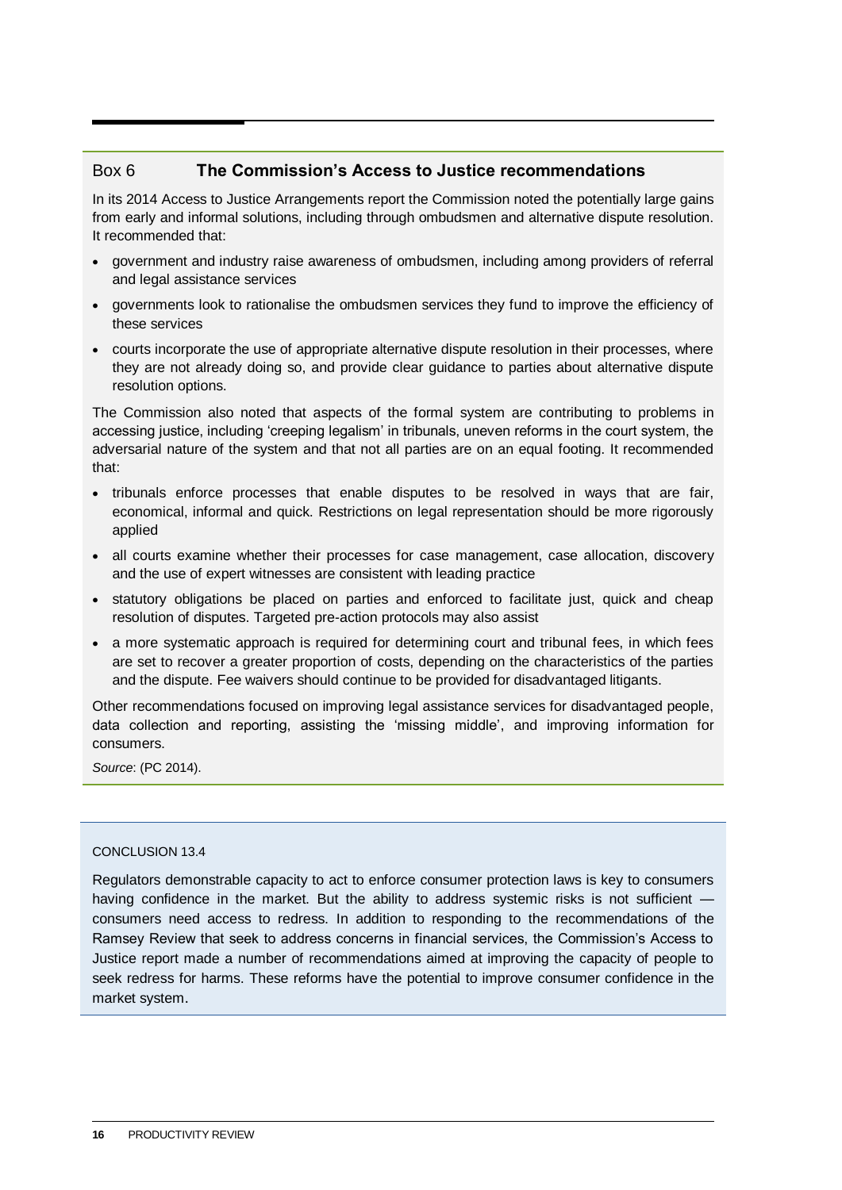### Box 6 The Commission's Access to Justice recommendations

In its 2014 Access to Justice Arrangements report the Commission noted the potentially large gains from early and informal solutions, including through ombudsmen and alternative dispute resolution. It recommended that:

- government and industry raise awareness of ombudsmen, including among providers of referral and legal assistance services
- governments look to rationalise the ombudsmen services they fund to improve the efficiency of these services
- courts incorporate the use of appropriate alternative dispute resolution in their processes, where they are not already doing so, and provide clear guidance to parties about alternative dispute resolution options.

The Commission also noted that aspects of the formal system are contributing to problems in accessing justice, including 'creeping legalism' in tribunals, uneven reforms in the court system, the adversarial nature of the system and that not all parties are on an equal footing. It recommended that:

- tribunals enforce processes that enable disputes to be resolved in ways that are fair, economical, informal and quick. Restrictions on legal representation should be more rigorously applied
- all courts examine whether their processes for case management, case allocation, discovery and the use of expert witnesses are consistent with leading practice
- statutory obligations be placed on parties and enforced to facilitate just, quick and cheap resolution of disputes. Targeted pre-action protocols may also assist
- a more systematic approach is required for determining court and tribunal fees, in which fees are set to recover a greater proportion of costs, depending on the characteristics of the parties and the dispute. Fee waivers should continue to be provided for disadvantaged litigants.

Other recommendations focused on improving legal assistance services for disadvantaged people, data collection and reporting, assisting the 'missing middle', and improving information for consumers.

*Source*: (PC 2014).

CONCLUSION 13.4

Regulators demonstrable capacity to act to enforce consumer protection laws is key to consumers having confidence in the market. But the ability to address systemic risks is not sufficient — consumers need access to redress. In addition to responding to the recommendations of the Ramsey Review that seek to address concerns in financial services, the Commission's Access to Justice report made a number of recommendations aimed at improving the capacity of people to seek redress for harms. These reforms have the potential to improve consumer confidence in the market system.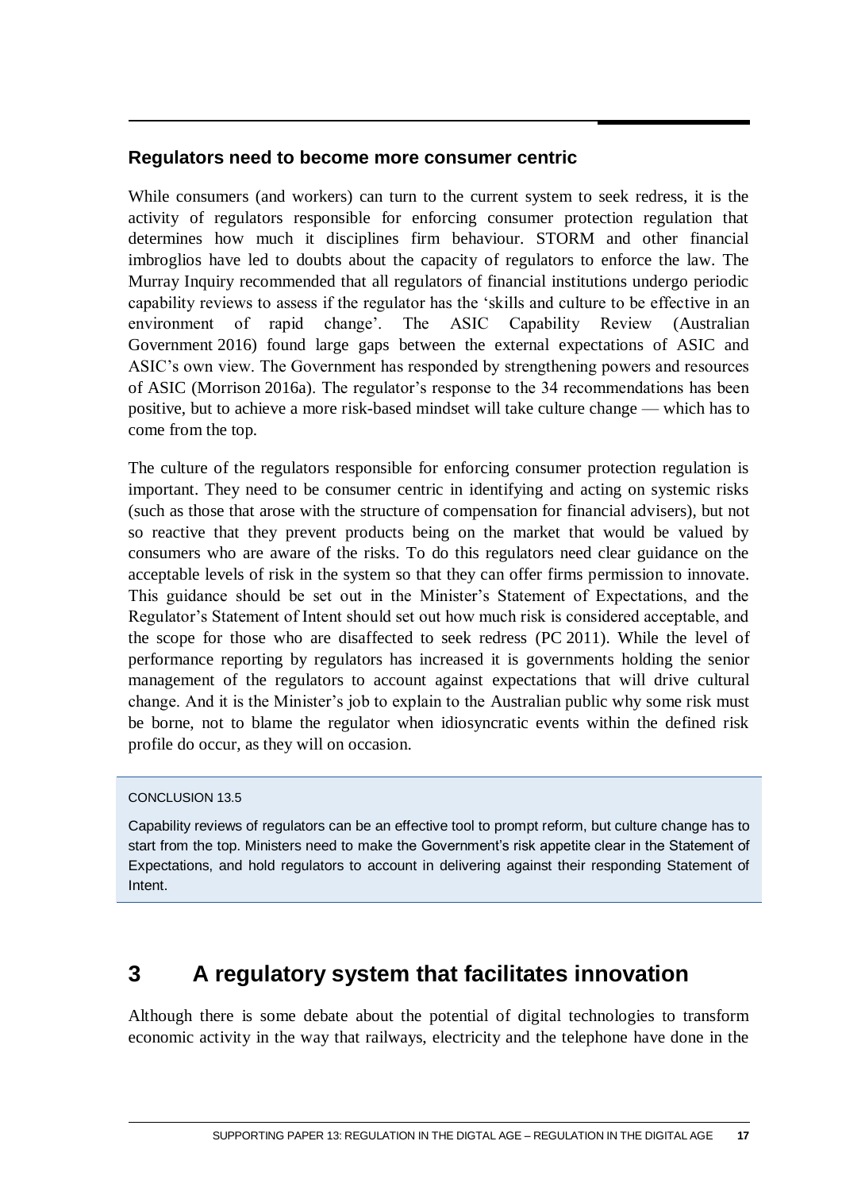### Regulators need to become more consumer centric

While consumers (and workers) can turn to the current system to seek redress, it is the activity of regulators responsible for enforcing consumer protection regulation that determines how much it disciplines firm behaviour. STORM and other financial imbroglios have led to doubts about the capacity of regulators to enforce the law. The Murray Inquiry recommended that all regulators of financial institutions undergo periodic capability reviews to assess if the regulator has the 'skills and culture to be effective in an environment of rapid change'. The ASIC Capability Review (Australian Government 2016) found large gaps between the external expectations of ASIC and ASIC's own view. The Government has responded by strengthening powers and resources of ASIC (Morrison 2016a). The regulator's response to the 34 recommendations has been positive, but to achieve a more risk-based mindset will take culture change — which has to come from the top.

The culture of the regulators responsible for enforcing consumer protection regulation is important. They need to be consumer centric in identifying and acting on systemic risks (such as those that arose with the structure of compensation for financial advisers), but not so reactive that they prevent products being on the market that would be valued by consumers who are aware of the risks. To do this regulators need clear guidance on the acceptable levels of risk in the system so that they can offer firms permission to innovate. This guidance should be set out in the Minister's Statement of Expectations, and the Regulator's Statement of Intent should set out how much risk is considered acceptable, and the scope for those who are disaffected to seek redress (PC 2011). While the level of performance reporting by regulators has increased it is governments holding the senior management of the regulators to account against expectations that will drive cultural change. And it is the Minister's job to explain to the Australian public why some risk must be borne, not to blame the regulator when idiosyncratic events within the defined risk profile do occur, as they will on occasion.

> CONCLUSION 13.5
>
> Capability reviews of regulators can be an effective tool to prompt reform, but culture change has to start from the top. Ministers need to make the Government's risk appetite clear in the Statement of Expectations, and hold regulators to account in delivering against their responding Statement of Intent.

## 3 A regulatory system that facilitates innovation

Although there is some debate about the potential of digital technologies to transform economic activity in the way that railways, electricity and the telephone have done in the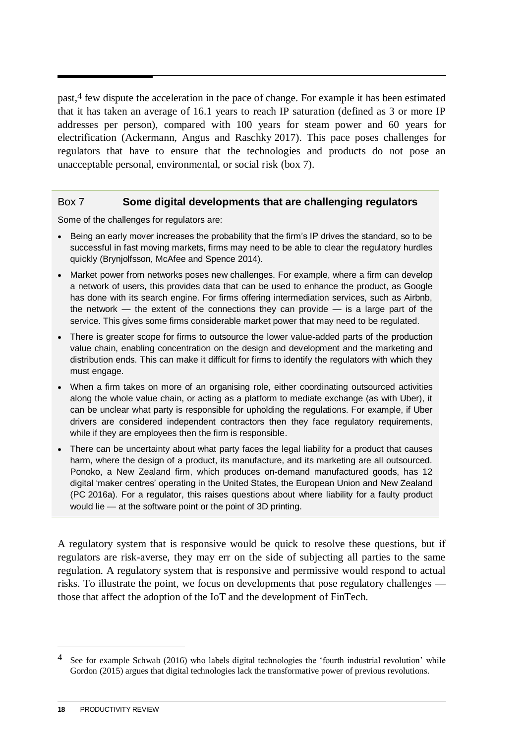past,[4] few dispute the acceleration in the pace of change. For example it has been estimated that it has taken an average of 16.1 years to reach IP saturation (defined as 3 or more IP addresses per person), compared with 100 years for steam power and 60 years for electrification (Ackermann, Angus and Raschky 2017). This pace poses challenges for regulators that have to ensure that the technologies and products do not pose an unacceptable personal, environmental, or social risk (box 7).

### Box 7 Some digital developments that are challenging regulators

Some of the challenges for regulators are:

- Being an early mover increases the probability that the firm's IP drives the standard, so to be successful in fast moving markets, firms may need to be able to clear the regulatory hurdles quickly (Brynjolfsson, McAfee and Spence 2014).
- Market power from networks poses new challenges. For example, where a firm can develop a network of users, this provides data that can be used to enhance the product, as Google has done with its search engine. For firms offering intermediation services, such as Airbnb, the network — the extent of the connections they can provide — is a large part of the service. This gives some firms considerable market power that may need to be regulated.
- There is greater scope for firms to outsource the lower value-added parts of the production value chain, enabling concentration on the design and development and the marketing and distribution ends. This can make it difficult for firms to identify the regulators with which they must engage.
- When a firm takes on more of an organising role, either coordinating outsourced activities along the whole value chain, or acting as a platform to mediate exchange (as with Uber), it can be unclear what party is responsible for upholding the regulations. For example, if Uber drivers are considered independent contractors then they face regulatory requirements, while if they are employees then the firm is responsible.
- There can be uncertainty about what party faces the legal liability for a product that causes harm, where the design of a product, its manufacture, and its marketing are all outsourced. Ponoko, a New Zealand firm, which produces on-demand manufactured goods, has 12 digital 'maker centres' operating in the United States, the European Union and New Zealand (PC 2016a). For a regulator, this raises questions about where liability for a faulty product would lie — at the software point or the point of 3D printing.

A regulatory system that is responsive would be quick to resolve these questions, but if regulators are risk-averse, they may err on the side of subjecting all parties to the same regulation. A regulatory system that is responsive and permissive would respond to actual risks. To illustrate the point, we focus on developments that pose regulatory challenges — those that affect the adoption of the IoT and the development of FinTech.

[4] See for example Schwab (2016) who labels digital technologies the 'fourth industrial revolution' while Gordon (2015) argues that digital technologies lack the transformative power of previous revolutions.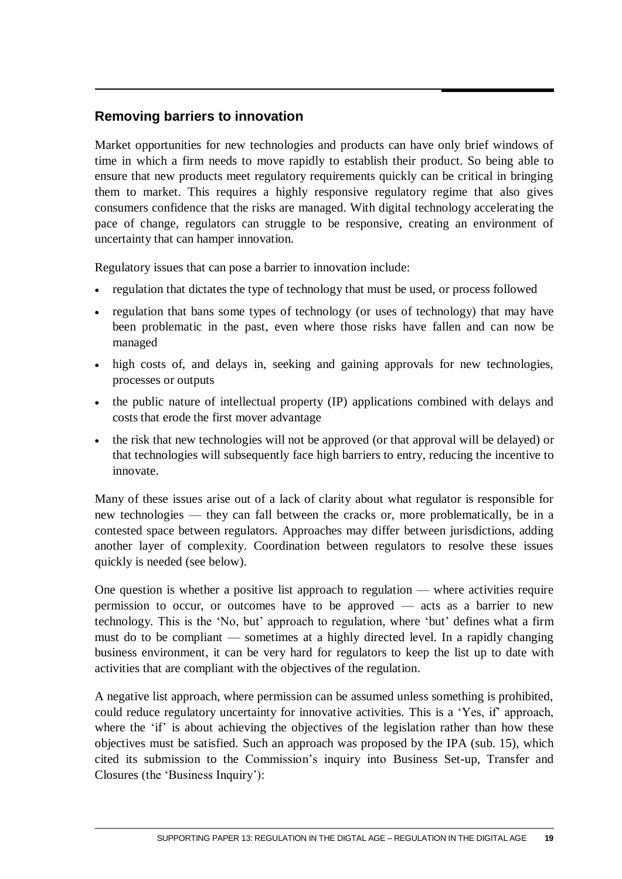## Removing barriers to innovation

Market opportunities for new technologies and products can have only brief windows of time in which a firm needs to move rapidly to establish their product. So being able to ensure that new products meet regulatory requirements quickly can be critical in bringing them to market. This requires a highly responsive regulatory regime that also gives consumers confidence that the risks are managed. With digital technology accelerating the pace of change, regulators can struggle to be responsive, creating an environment of uncertainty that can hamper innovation.

Regulatory issues that can pose a barrier to innovation include:

- regulation that dictates the type of technology that must be used, or process followed
- regulation that bans some types of technology (or uses of technology) that may have been problematic in the past, even where those risks have fallen and can now be managed
- high costs of, and delays in, seeking and gaining approvals for new technologies, processes or outputs
- the public nature of intellectual property (IP) applications combined with delays and costs that erode the first mover advantage
- the risk that new technologies will not be approved (or that approval will be delayed) or that technologies will subsequently face high barriers to entry, reducing the incentive to innovate.

Many of these issues arise out of a lack of clarity about what regulator is responsible for new technologies — they can fall between the cracks or, more problematically, be in a contested space between regulators. Approaches may differ between jurisdictions, adding another layer of complexity. Coordination between regulators to resolve these issues quickly is needed (see below).

One question is whether a positive list approach to regulation — where activities require permission to occur, or outcomes have to be approved — acts as a barrier to new technology. This is the 'No, but' approach to regulation, where 'but' defines what a firm must do to be compliant — sometimes at a highly directed level. In a rapidly changing business environment, it can be very hard for regulators to keep the list up to date with activities that are compliant with the objectives of the regulation.

A negative list approach, where permission can be assumed unless something is prohibited, could reduce regulatory uncertainty for innovative activities. This is a 'Yes, if' approach, where the 'if' is about achieving the objectives of the legislation rather than how these objectives must be satisfied. Such an approach was proposed by the IPA (sub. 15), which cited its submission to the Commission's inquiry into Business Set-up, Transfer and Closures (the 'Business Inquiry'):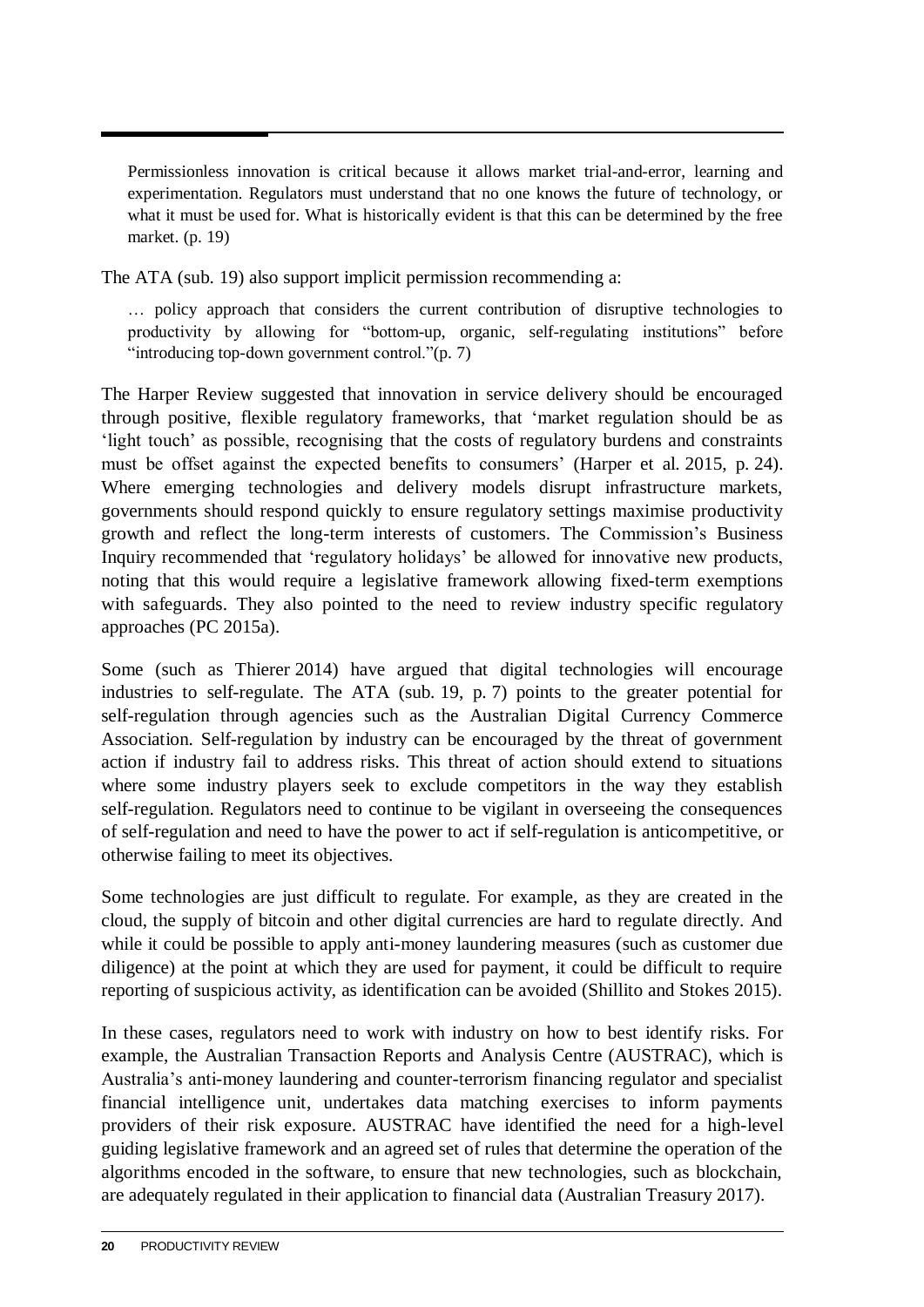> Permissionless innovation is critical because it allows market trial-and-error, learning and experimentation. Regulators must understand that no one knows the future of technology, or what it must be used for. What is historically evident is that this can be determined by the free market. (p. 19)

The ATA (sub. 19) also support implicit permission recommending a:

> … policy approach that considers the current contribution of disruptive technologies to productivity by allowing for "bottom-up, organic, self-regulating institutions" before "introducing top-down government control."(p. 7)

The Harper Review suggested that innovation in service delivery should be encouraged through positive, flexible regulatory frameworks, that 'market regulation should be as 'light touch' as possible, recognising that the costs of regulatory burdens and constraints must be offset against the expected benefits to consumers' (Harper et al. 2015, p. 24). Where emerging technologies and delivery models disrupt infrastructure markets, governments should respond quickly to ensure regulatory settings maximise productivity growth and reflect the long-term interests of customers. The Commission's Business Inquiry recommended that 'regulatory holidays' be allowed for innovative new products, noting that this would require a legislative framework allowing fixed-term exemptions with safeguards. They also pointed to the need to review industry specific regulatory approaches (PC 2015a).

Some (such as Thierer 2014) have argued that digital technologies will encourage industries to self-regulate. The ATA (sub. 19, p. 7) points to the greater potential for self-regulation through agencies such as the Australian Digital Currency Commerce Association. Self-regulation by industry can be encouraged by the threat of government action if industry fail to address risks. This threat of action should extend to situations where some industry players seek to exclude competitors in the way they establish self-regulation. Regulators need to continue to be vigilant in overseeing the consequences of self-regulation and need to have the power to act if self-regulation is anticompetitive, or otherwise failing to meet its objectives.

Some technologies are just difficult to regulate. For example, as they are created in the cloud, the supply of bitcoin and other digital currencies are hard to regulate directly. And while it could be possible to apply anti-money laundering measures (such as customer due diligence) at the point at which they are used for payment, it could be difficult to require reporting of suspicious activity, as identification can be avoided (Shillito and Stokes 2015).

In these cases, regulators need to work with industry on how to best identify risks. For example, the Australian Transaction Reports and Analysis Centre (AUSTRAC), which is Australia's anti-money laundering and counter-terrorism financing regulator and specialist financial intelligence unit, undertakes data matching exercises to inform payments providers of their risk exposure. AUSTRAC have identified the need for a high-level guiding legislative framework and an agreed set of rules that determine the operation of the algorithms encoded in the software, to ensure that new technologies, such as blockchain, are adequately regulated in their application to financial data (Australian Treasury 2017).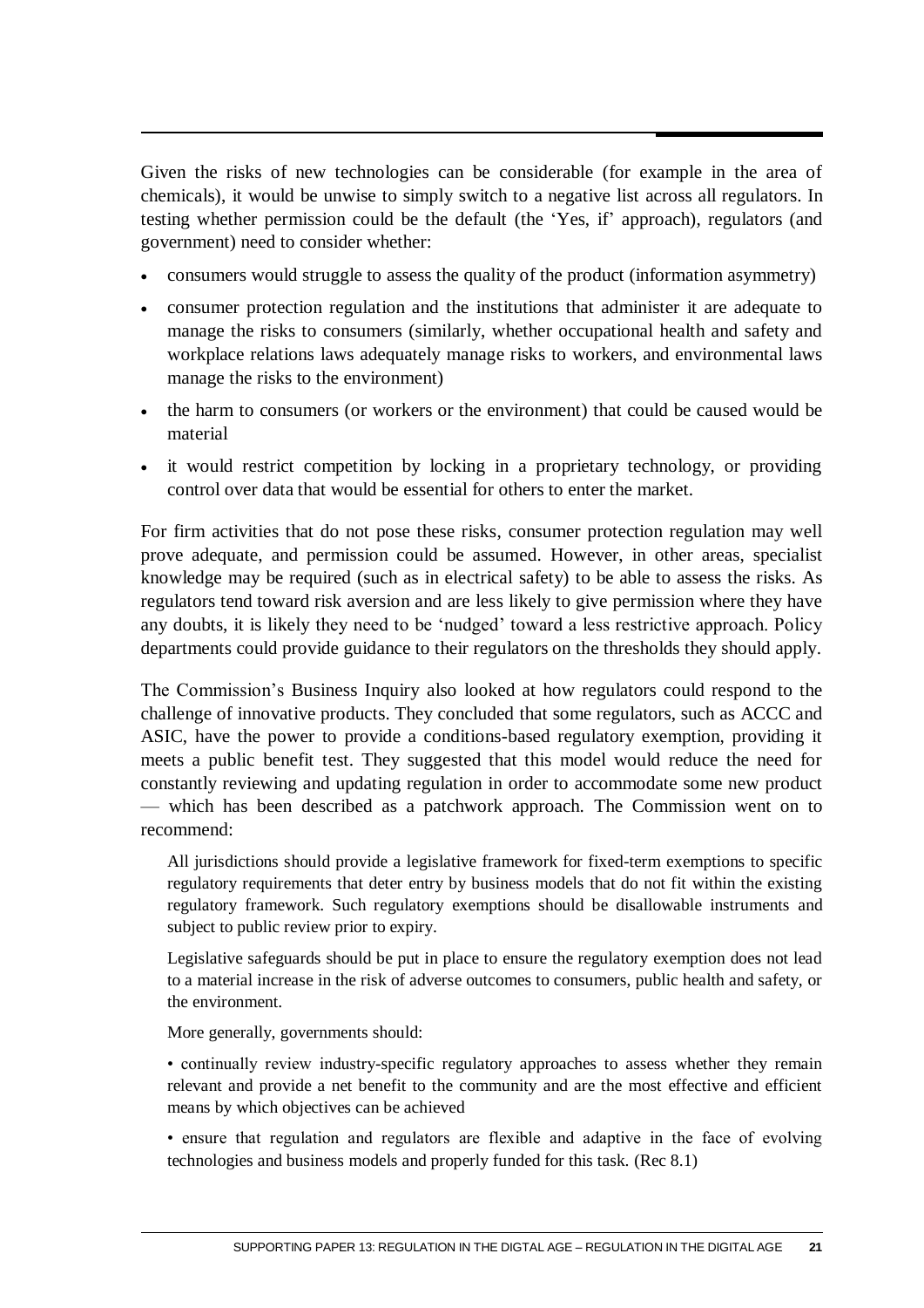Given the risks of new technologies can be considerable (for example in the area of chemicals), it would be unwise to simply switch to a negative list across all regulators. In testing whether permission could be the default (the 'Yes, if' approach), regulators (and government) need to consider whether:

- consumers would struggle to assess the quality of the product (information asymmetry)
- consumer protection regulation and the institutions that administer it are adequate to manage the risks to consumers (similarly, whether occupational health and safety and workplace relations laws adequately manage risks to workers, and environmental laws manage the risks to the environment)
- the harm to consumers (or workers or the environment) that could be caused would be material
- it would restrict competition by locking in a proprietary technology, or providing control over data that would be essential for others to enter the market.

For firm activities that do not pose these risks, consumer protection regulation may well prove adequate, and permission could be assumed. However, in other areas, specialist knowledge may be required (such as in electrical safety) to be able to assess the risks. As regulators tend toward risk aversion and are less likely to give permission where they have any doubts, it is likely they need to be 'nudged' toward a less restrictive approach. Policy departments could provide guidance to their regulators on the thresholds they should apply.

The Commission's Business Inquiry also looked at how regulators could respond to the challenge of innovative products. They concluded that some regulators, such as ACCC and ASIC, have the power to provide a conditions-based regulatory exemption, providing it meets a public benefit test. They suggested that this model would reduce the need for constantly reviewing and updating regulation in order to accommodate some new product — which has been described as a patchwork approach. The Commission went on to recommend:

> All jurisdictions should provide a legislative framework for fixed-term exemptions to specific regulatory requirements that deter entry by business models that do not fit within the existing regulatory framework. Such regulatory exemptions should be disallowable instruments and subject to public review prior to expiry.
>
> Legislative safeguards should be put in place to ensure the regulatory exemption does not lead to a material increase in the risk of adverse outcomes to consumers, public health and safety, or the environment.
>
> More generally, governments should:
>
> • continually review industry-specific regulatory approaches to assess whether they remain relevant and provide a net benefit to the community and are the most effective and efficient means by which objectives can be achieved
>
> • ensure that regulation and regulators are flexible and adaptive in the face of evolving technologies and business models and properly funded for this task. (Rec 8.1)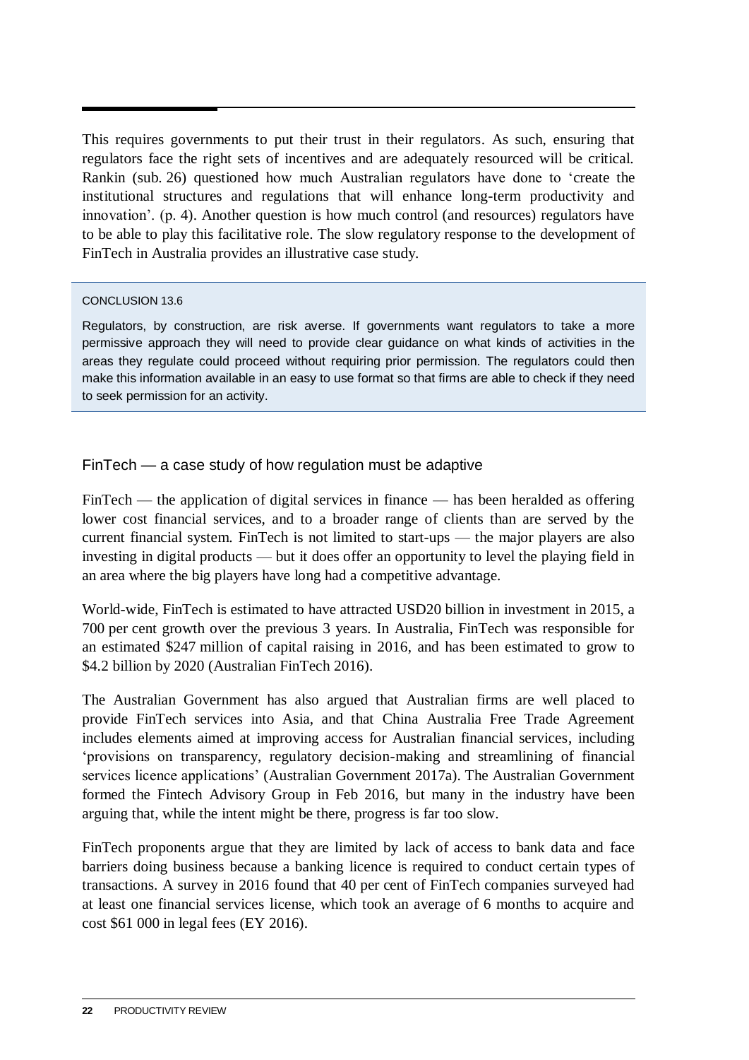This requires governments to put their trust in their regulators. As such, ensuring that regulators face the right sets of incentives and are adequately resourced will be critical. Rankin (sub. 26) questioned how much Australian regulators have done to 'create the institutional structures and regulations that will enhance long-term productivity and innovation'. (p. 4). Another question is how much control (and resources) regulators have to be able to play this facilitative role. The slow regulatory response to the development of FinTech in Australia provides an illustrative case study.

> CONCLUSION 13.6
>
> Regulators, by construction, are risk averse. If governments want regulators to take a more permissive approach they will need to provide clear guidance on what kinds of activities in the areas they regulate could proceed without requiring prior permission. The regulators could then make this information available in an easy to use format so that firms are able to check if they need to seek permission for an activity.

### FinTech — a case study of how regulation must be adaptive

FinTech — the application of digital services in finance — has been heralded as offering lower cost financial services, and to a broader range of clients than are served by the current financial system. FinTech is not limited to start-ups — the major players are also investing in digital products — but it does offer an opportunity to level the playing field in an area where the big players have long had a competitive advantage.

World-wide, FinTech is estimated to have attracted USD20 billion in investment in 2015, a 700 per cent growth over the previous 3 years. In Australia, FinTech was responsible for an estimated $247 million of capital raising in 2016, and has been estimated to grow to $4.2 billion by 2020 (Australian FinTech 2016).

The Australian Government has also argued that Australian firms are well placed to provide FinTech services into Asia, and that China Australia Free Trade Agreement includes elements aimed at improving access for Australian financial services, including 'provisions on transparency, regulatory decision-making and streamlining of financial services licence applications' (Australian Government 2017a). The Australian Government formed the Fintech Advisory Group in Feb 2016, but many in the industry have been arguing that, while the intent might be there, progress is far too slow.

FinTech proponents argue that they are limited by lack of access to bank data and face barriers doing business because a banking licence is required to conduct certain types of transactions. A survey in 2016 found that 40 per cent of FinTech companies surveyed had at least one financial services license, which took an average of 6 months to acquire and cost $61 000 in legal fees (EY 2016).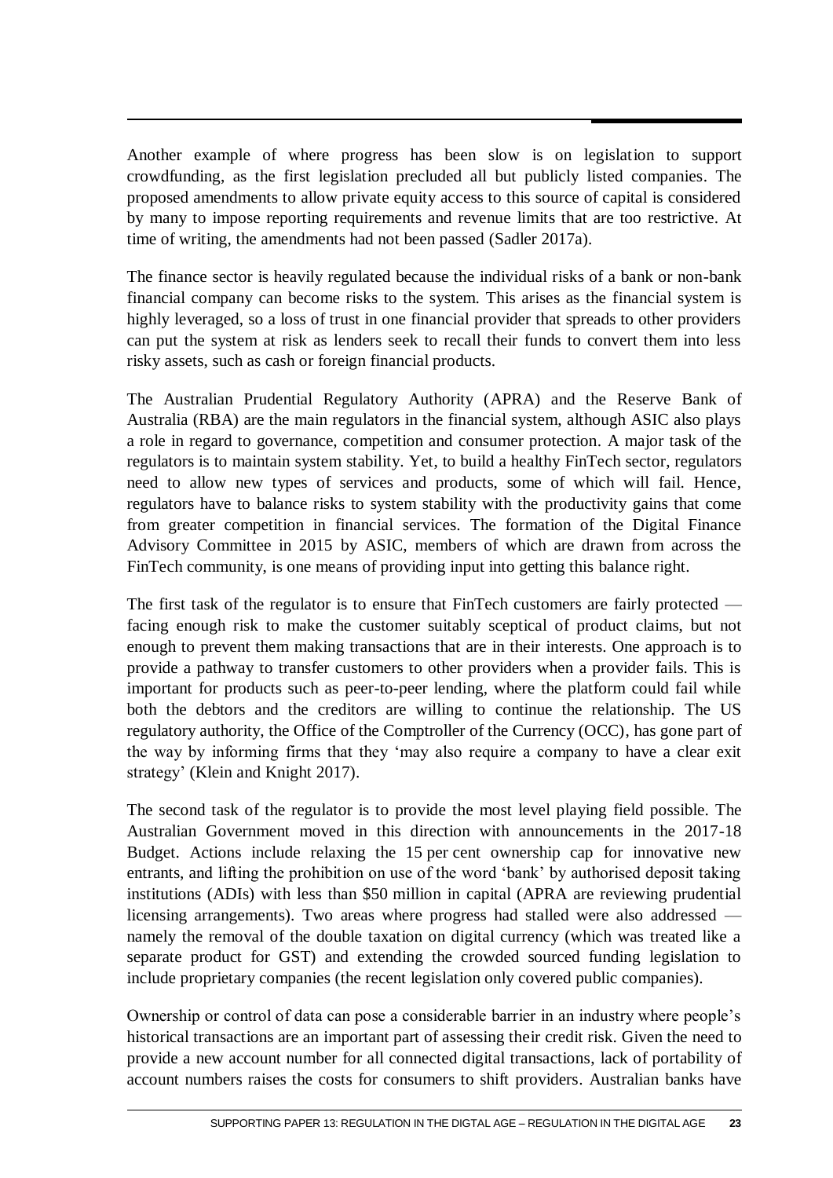Another example of where progress has been slow is on legislation to support crowdfunding, as the first legislation precluded all but publicly listed companies. The proposed amendments to allow private equity access to this source of capital is considered by many to impose reporting requirements and revenue limits that are too restrictive. At time of writing, the amendments had not been passed (Sadler 2017a).

The finance sector is heavily regulated because the individual risks of a bank or non-bank financial company can become risks to the system. This arises as the financial system is highly leveraged, so a loss of trust in one financial provider that spreads to other providers can put the system at risk as lenders seek to recall their funds to convert them into less risky assets, such as cash or foreign financial products.

The Australian Prudential Regulatory Authority (APRA) and the Reserve Bank of Australia (RBA) are the main regulators in the financial system, although ASIC also plays a role in regard to governance, competition and consumer protection. A major task of the regulators is to maintain system stability. Yet, to build a healthy FinTech sector, regulators need to allow new types of services and products, some of which will fail. Hence, regulators have to balance risks to system stability with the productivity gains that come from greater competition in financial services. The formation of the Digital Finance Advisory Committee in 2015 by ASIC, members of which are drawn from across the FinTech community, is one means of providing input into getting this balance right.

The first task of the regulator is to ensure that FinTech customers are fairly protected — facing enough risk to make the customer suitably sceptical of product claims, but not enough to prevent them making transactions that are in their interests. One approach is to provide a pathway to transfer customers to other providers when a provider fails. This is important for products such as peer-to-peer lending, where the platform could fail while both the debtors and the creditors are willing to continue the relationship. The US regulatory authority, the Office of the Comptroller of the Currency (OCC), has gone part of the way by informing firms that they 'may also require a company to have a clear exit strategy' (Klein and Knight 2017).

The second task of the regulator is to provide the most level playing field possible. The Australian Government moved in this direction with announcements in the 2017-18 Budget. Actions include relaxing the 15 per cent ownership cap for innovative new entrants, and lifting the prohibition on use of the word 'bank' by authorised deposit taking institutions (ADIs) with less than $50 million in capital (APRA are reviewing prudential licensing arrangements). Two areas where progress had stalled were also addressed — namely the removal of the double taxation on digital currency (which was treated like a separate product for GST) and extending the crowded sourced funding legislation to include proprietary companies (the recent legislation only covered public companies).

Ownership or control of data can pose a considerable barrier in an industry where people's historical transactions are an important part of assessing their credit risk. Given the need to provide a new account number for all connected digital transactions, lack of portability of account numbers raises the costs for consumers to shift providers. Australian banks have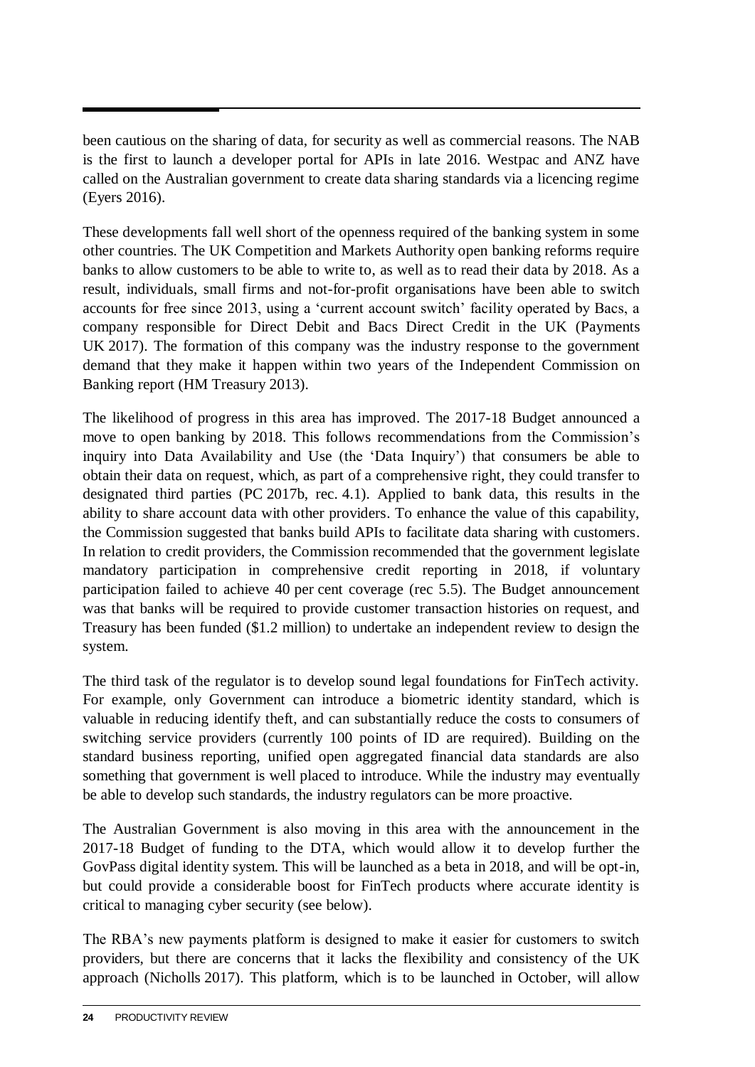been cautious on the sharing of data, for security as well as commercial reasons. The NAB is the first to launch a developer portal for APIs in late 2016. Westpac and ANZ have called on the Australian government to create data sharing standards via a licencing regime (Eyers 2016).

These developments fall well short of the openness required of the banking system in some other countries. The UK Competition and Markets Authority open banking reforms require banks to allow customers to be able to write to, as well as to read their data by 2018. As a result, individuals, small firms and not-for-profit organisations have been able to switch accounts for free since 2013, using a 'current account switch' facility operated by Bacs, a company responsible for Direct Debit and Bacs Direct Credit in the UK (Payments UK 2017). The formation of this company was the industry response to the government demand that they make it happen within two years of the Independent Commission on Banking report (HM Treasury 2013).

The likelihood of progress in this area has improved. The 2017-18 Budget announced a move to open banking by 2018. This follows recommendations from the Commission's inquiry into Data Availability and Use (the 'Data Inquiry') that consumers be able to obtain their data on request, which, as part of a comprehensive right, they could transfer to designated third parties (PC 2017b, rec. 4.1). Applied to bank data, this results in the ability to share account data with other providers. To enhance the value of this capability, the Commission suggested that banks build APIs to facilitate data sharing with customers. In relation to credit providers, the Commission recommended that the government legislate mandatory participation in comprehensive credit reporting in 2018, if voluntary participation failed to achieve 40 per cent coverage (rec 5.5). The Budget announcement was that banks will be required to provide customer transaction histories on request, and Treasury has been funded ($1.2 million) to undertake an independent review to design the system.

The third task of the regulator is to develop sound legal foundations for FinTech activity. For example, only Government can introduce a biometric identity standard, which is valuable in reducing identify theft, and can substantially reduce the costs to consumers of switching service providers (currently 100 points of ID are required). Building on the standard business reporting, unified open aggregated financial data standards are also something that government is well placed to introduce. While the industry may eventually be able to develop such standards, the industry regulators can be more proactive.

The Australian Government is also moving in this area with the announcement in the 2017-18 Budget of funding to the DTA, which would allow it to develop further the GovPass digital identity system. This will be launched as a beta in 2018, and will be opt-in, but could provide a considerable boost for FinTech products where accurate identity is critical to managing cyber security (see below).

The RBA's new payments platform is designed to make it easier for customers to switch providers, but there are concerns that it lacks the flexibility and consistency of the UK approach (Nicholls 2017). This platform, which is to be launched in October, will allow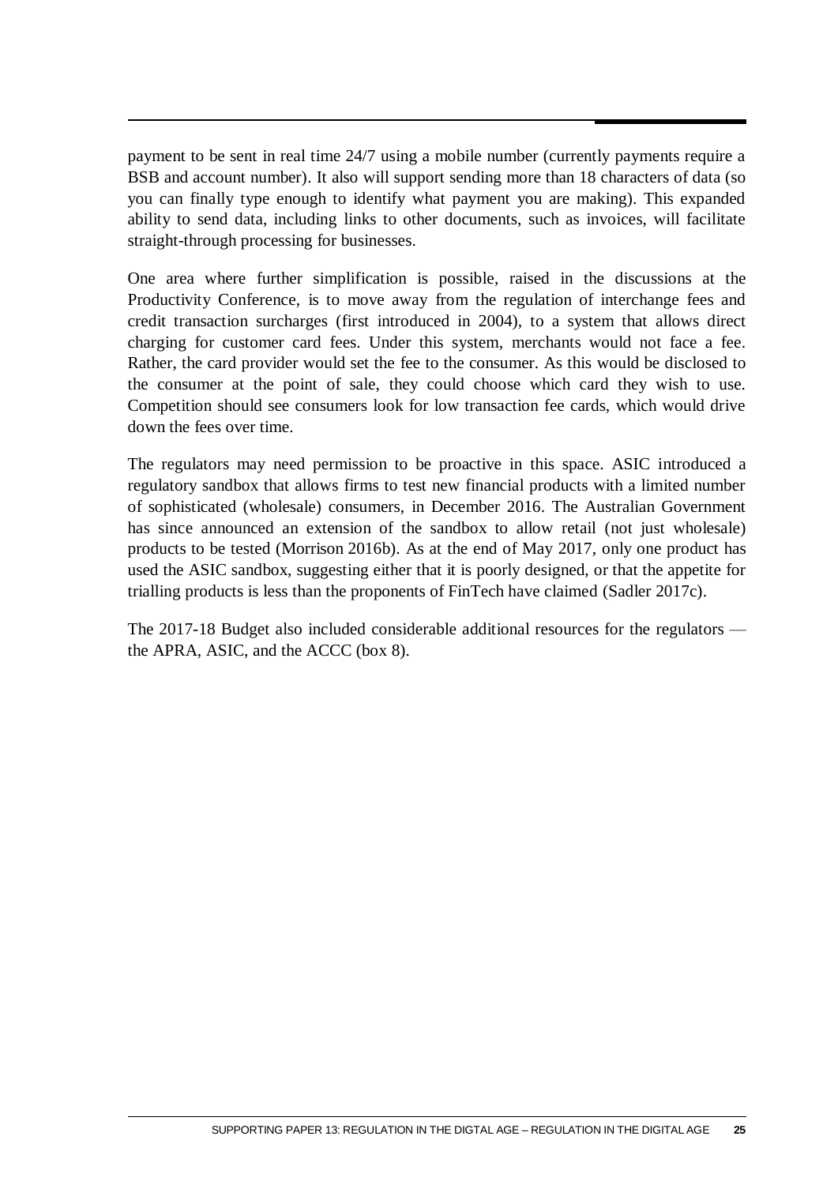payment to be sent in real time 24/7 using a mobile number (currently payments require a BSB and account number). It also will support sending more than 18 characters of data (so you can finally type enough to identify what payment you are making). This expanded ability to send data, including links to other documents, such as invoices, will facilitate straight-through processing for businesses.

One area where further simplification is possible, raised in the discussions at the Productivity Conference, is to move away from the regulation of interchange fees and credit transaction surcharges (first introduced in 2004), to a system that allows direct charging for customer card fees. Under this system, merchants would not face a fee. Rather, the card provider would set the fee to the consumer. As this would be disclosed to the consumer at the point of sale, they could choose which card they wish to use. Competition should see consumers look for low transaction fee cards, which would drive down the fees over time.

The regulators may need permission to be proactive in this space. ASIC introduced a regulatory sandbox that allows firms to test new financial products with a limited number of sophisticated (wholesale) consumers, in December 2016. The Australian Government has since announced an extension of the sandbox to allow retail (not just wholesale) products to be tested (Morrison 2016b). As at the end of May 2017, only one product has used the ASIC sandbox, suggesting either that it is poorly designed, or that the appetite for trialling products is less than the proponents of FinTech have claimed (Sadler 2017c).

The 2017-18 Budget also included considerable additional resources for the regulators — the APRA, ASIC, and the ACCC (box 8).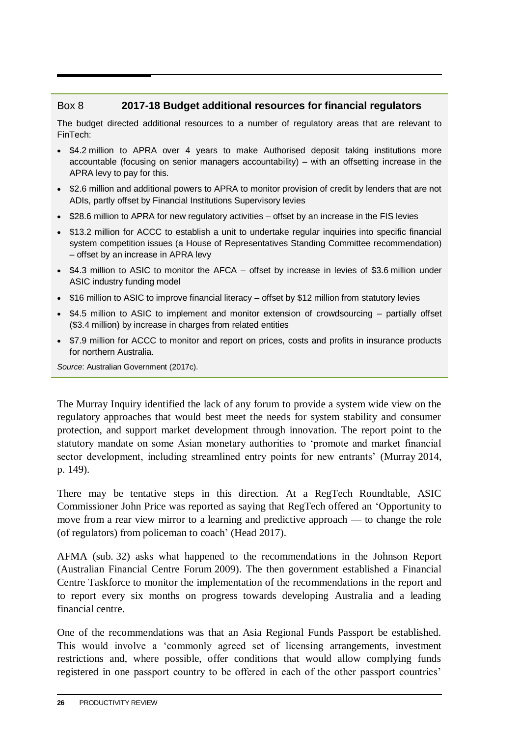**Box 8 2017-18 Budget additional resources for financial regulators**

The budget directed additional resources to a number of regulatory areas that are relevant to FinTech:

- $4.2 million to APRA over 4 years to make Authorised deposit taking institutions more accountable (focusing on senior managers accountability) – with an offsetting increase in the APRA levy to pay for this.
- $2.6 million and additional powers to APRA to monitor provision of credit by lenders that are not ADIs, partly offset by Financial Institutions Supervisory levies
- $28.6 million to APRA for new regulatory activities – offset by an increase in the FIS levies
- $13.2 million for ACCC to establish a unit to undertake regular inquiries into specific financial system competition issues (a House of Representatives Standing Committee recommendation) – offset by an increase in APRA levy
- $4.3 million to ASIC to monitor the AFCA – offset by increase in levies of $3.6 million under ASIC industry funding model
- $16 million to ASIC to improve financial literacy – offset by $12 million from statutory levies
- $4.5 million to ASIC to implement and monitor extension of crowdsourcing – partially offset ($3.4 million) by increase in charges from related entities
- $7.9 million for ACCC to monitor and report on prices, costs and profits in insurance products for northern Australia.

*Source*: Australian Government (2017c).

The Murray Inquiry identified the lack of any forum to provide a system wide view on the regulatory approaches that would best meet the needs for system stability and consumer protection, and support market development through innovation. The report point to the statutory mandate on some Asian monetary authorities to 'promote and market financial sector development, including streamlined entry points for new entrants' (Murray 2014, p. 149).

There may be tentative steps in this direction. At a RegTech Roundtable, ASIC Commissioner John Price was reported as saying that RegTech offered an 'Opportunity to move from a rear view mirror to a learning and predictive approach — to change the role (of regulators) from policeman to coach' (Head 2017).

AFMA (sub. 32) asks what happened to the recommendations in the Johnson Report (Australian Financial Centre Forum 2009). The then government established a Financial Centre Taskforce to monitor the implementation of the recommendations in the report and to report every six months on progress towards developing Australia and a leading financial centre.

One of the recommendations was that an Asia Regional Funds Passport be established. This would involve a 'commonly agreed set of licensing arrangements, investment restrictions and, where possible, offer conditions that would allow complying funds registered in one passport country to be offered in each of the other passport countries'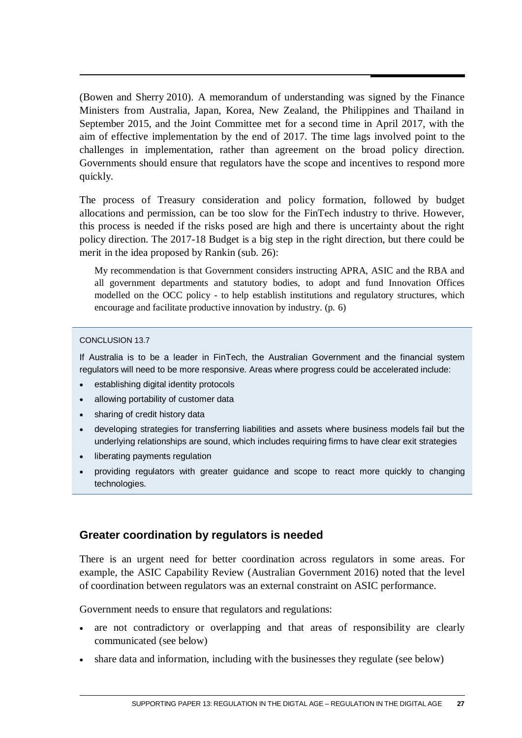(Bowen and Sherry 2010). A memorandum of understanding was signed by the Finance Ministers from Australia, Japan, Korea, New Zealand, the Philippines and Thailand in September 2015, and the Joint Committee met for a second time in April 2017, with the aim of effective implementation by the end of 2017. The time lags involved point to the challenges in implementation, rather than agreement on the broad policy direction. Governments should ensure that regulators have the scope and incentives to respond more quickly.

The process of Treasury consideration and policy formation, followed by budget allocations and permission, can be too slow for the FinTech industry to thrive. However, this process is needed if the risks posed are high and there is uncertainty about the right policy direction. The 2017-18 Budget is a big step in the right direction, but there could be merit in the idea proposed by Rankin (sub. 26):

> My recommendation is that Government considers instructing APRA, ASIC and the RBA and all government departments and statutory bodies, to adopt and fund Innovation Offices modelled on the OCC policy - to help establish institutions and regulatory structures, which encourage and facilitate productive innovation by industry. (p. 6)

CONCLUSION 13.7

If Australia is to be a leader in FinTech, the Australian Government and the financial system regulators will need to be more responsive. Areas where progress could be accelerated include:

- establishing digital identity protocols
- allowing portability of customer data
- sharing of credit history data
- developing strategies for transferring liabilities and assets where business models fail but the underlying relationships are sound, which includes requiring firms to have clear exit strategies
- liberating payments regulation
- providing regulators with greater guidance and scope to react more quickly to changing technologies.

## Greater coordination by regulators is needed

There is an urgent need for better coordination across regulators in some areas. For example, the ASIC Capability Review (Australian Government 2016) noted that the level of coordination between regulators was an external constraint on ASIC performance.

Government needs to ensure that regulators and regulations:

- are not contradictory or overlapping and that areas of responsibility are clearly communicated (see below)
- share data and information, including with the businesses they regulate (see below)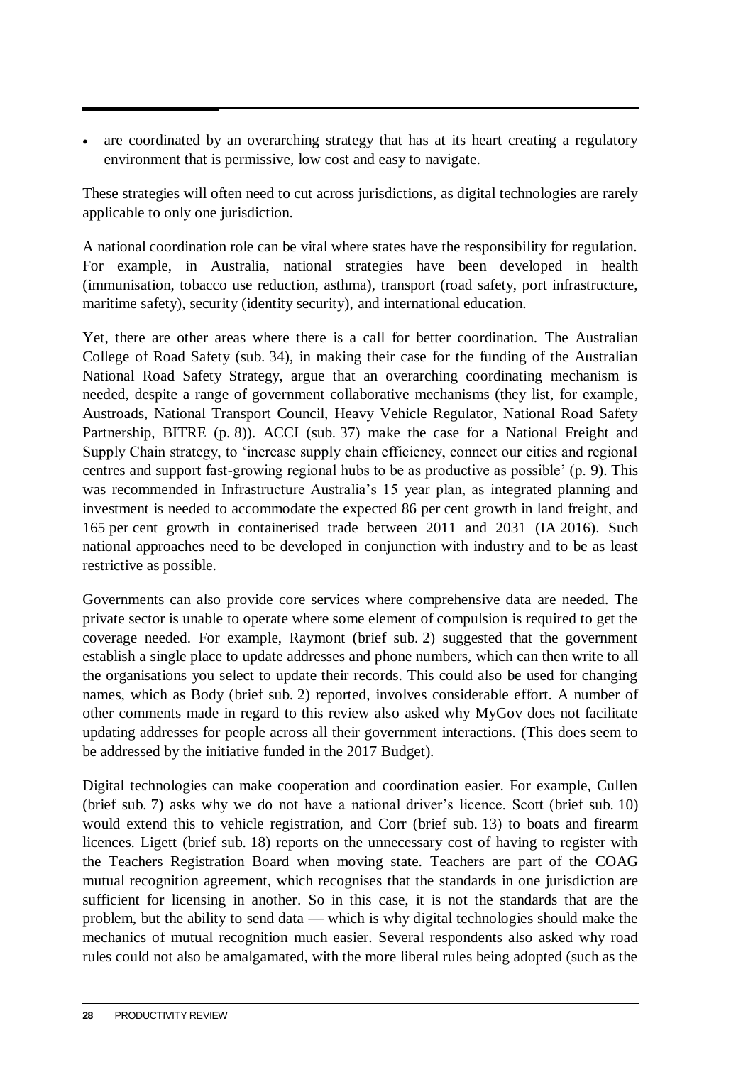- are coordinated by an overarching strategy that has at its heart creating a regulatory environment that is permissive, low cost and easy to navigate.

These strategies will often need to cut across jurisdictions, as digital technologies are rarely applicable to only one jurisdiction.

A national coordination role can be vital where states have the responsibility for regulation. For example, in Australia, national strategies have been developed in health (immunisation, tobacco use reduction, asthma), transport (road safety, port infrastructure, maritime safety), security (identity security), and international education.

Yet, there are other areas where there is a call for better coordination. The Australian College of Road Safety (sub. 34), in making their case for the funding of the Australian National Road Safety Strategy, argue that an overarching coordinating mechanism is needed, despite a range of government collaborative mechanisms (they list, for example, Austroads, National Transport Council, Heavy Vehicle Regulator, National Road Safety Partnership, BITRE (p. 8)). ACCI (sub. 37) make the case for a National Freight and Supply Chain strategy, to 'increase supply chain efficiency, connect our cities and regional centres and support fast-growing regional hubs to be as productive as possible' (p. 9). This was recommended in Infrastructure Australia's 15 year plan, as integrated planning and investment is needed to accommodate the expected 86 per cent growth in land freight, and 165 per cent growth in containerised trade between 2011 and 2031 (IA 2016). Such national approaches need to be developed in conjunction with industry and to be as least restrictive as possible.

Governments can also provide core services where comprehensive data are needed. The private sector is unable to operate where some element of compulsion is required to get the coverage needed. For example, Raymont (brief sub. 2) suggested that the government establish a single place to update addresses and phone numbers, which can then write to all the organisations you select to update their records. This could also be used for changing names, which as Body (brief sub. 2) reported, involves considerable effort. A number of other comments made in regard to this review also asked why MyGov does not facilitate updating addresses for people across all their government interactions. (This does seem to be addressed by the initiative funded in the 2017 Budget).

Digital technologies can make cooperation and coordination easier. For example, Cullen (brief sub. 7) asks why we do not have a national driver's licence. Scott (brief sub. 10) would extend this to vehicle registration, and Corr (brief sub. 13) to boats and firearm licences. Ligett (brief sub. 18) reports on the unnecessary cost of having to register with the Teachers Registration Board when moving state. Teachers are part of the COAG mutual recognition agreement, which recognises that the standards in one jurisdiction are sufficient for licensing in another. So in this case, it is not the standards that are the problem, but the ability to send data — which is why digital technologies should make the mechanics of mutual recognition much easier. Several respondents also asked why road rules could not also be amalgamated, with the more liberal rules being adopted (such as the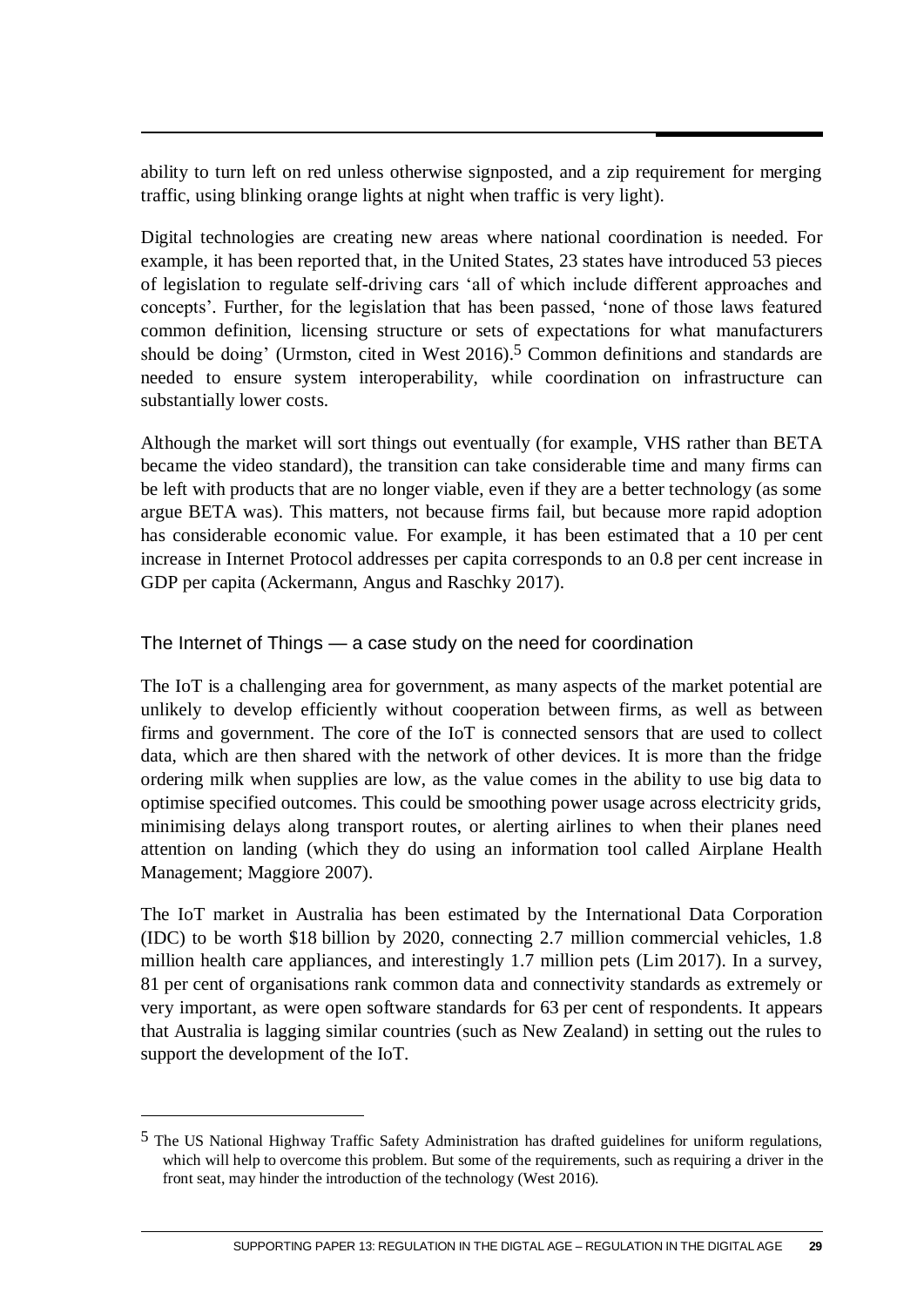ability to turn left on red unless otherwise signposted, and a zip requirement for merging traffic, using blinking orange lights at night when traffic is very light).

Digital technologies are creating new areas where national coordination is needed. For example, it has been reported that, in the United States, 23 states have introduced 53 pieces of legislation to regulate self-driving cars 'all of which include different approaches and concepts'. Further, for the legislation that has been passed, 'none of those laws featured common definition, licensing structure or sets of expectations for what manufacturers should be doing' (Urmston, cited in West 2016).[5] Common definitions and standards are needed to ensure system interoperability, while coordination on infrastructure can substantially lower costs.

Although the market will sort things out eventually (for example, VHS rather than BETA became the video standard), the transition can take considerable time and many firms can be left with products that are no longer viable, even if they are a better technology (as some argue BETA was). This matters, not because firms fail, but because more rapid adoption has considerable economic value. For example, it has been estimated that a 10 per cent increase in Internet Protocol addresses per capita corresponds to an 0.8 per cent increase in GDP per capita (Ackermann, Angus and Raschky 2017).

### The Internet of Things — a case study on the need for coordination

The IoT is a challenging area for government, as many aspects of the market potential are unlikely to develop efficiently without cooperation between firms, as well as between firms and government. The core of the IoT is connected sensors that are used to collect data, which are then shared with the network of other devices. It is more than the fridge ordering milk when supplies are low, as the value comes in the ability to use big data to optimise specified outcomes. This could be smoothing power usage across electricity grids, minimising delays along transport routes, or alerting airlines to when their planes need attention on landing (which they do using an information tool called Airplane Health Management; Maggiore 2007).

The IoT market in Australia has been estimated by the International Data Corporation (IDC) to be worth $18 billion by 2020, connecting 2.7 million commercial vehicles, 1.8 million health care appliances, and interestingly 1.7 million pets (Lim 2017). In a survey, 81 per cent of organisations rank common data and connectivity standards as extremely or very important, as were open software standards for 63 per cent of respondents. It appears that Australia is lagging similar countries (such as New Zealand) in setting out the rules to support the development of the IoT.

---

[5] The US National Highway Traffic Safety Administration has drafted guidelines for uniform regulations, which will help to overcome this problem. But some of the requirements, such as requiring a driver in the front seat, may hinder the introduction of the technology (West 2016).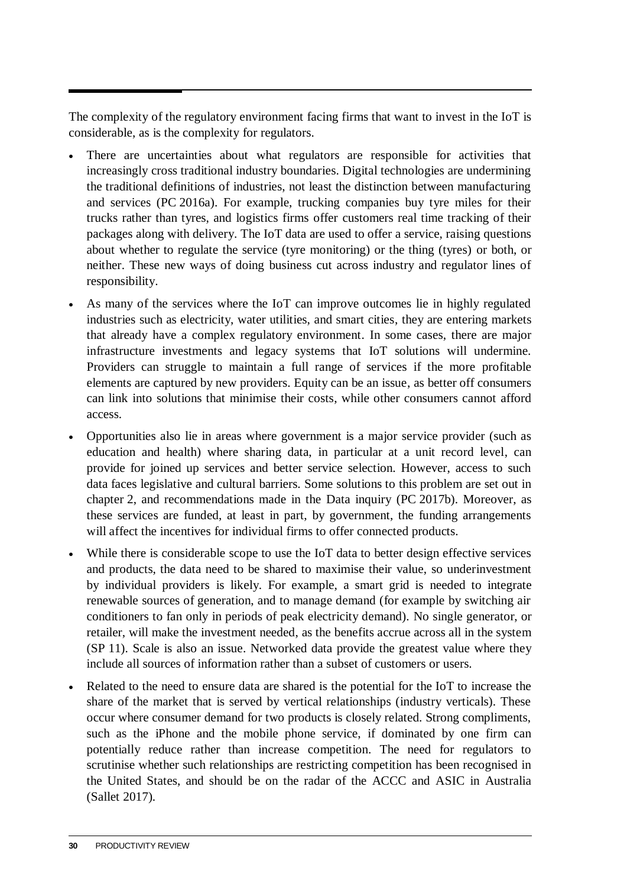The complexity of the regulatory environment facing firms that want to invest in the IoT is considerable, as is the complexity for regulators.

- There are uncertainties about what regulators are responsible for activities that increasingly cross traditional industry boundaries. Digital technologies are undermining the traditional definitions of industries, not least the distinction between manufacturing and services (PC 2016a). For example, trucking companies buy tyre miles for their trucks rather than tyres, and logistics firms offer customers real time tracking of their packages along with delivery. The IoT data are used to offer a service, raising questions about whether to regulate the service (tyre monitoring) or the thing (tyres) or both, or neither. These new ways of doing business cut across industry and regulator lines of responsibility.
- As many of the services where the IoT can improve outcomes lie in highly regulated industries such as electricity, water utilities, and smart cities, they are entering markets that already have a complex regulatory environment. In some cases, there are major infrastructure investments and legacy systems that IoT solutions will undermine. Providers can struggle to maintain a full range of services if the more profitable elements are captured by new providers. Equity can be an issue, as better off consumers can link into solutions that minimise their costs, while other consumers cannot afford access.
- Opportunities also lie in areas where government is a major service provider (such as education and health) where sharing data, in particular at a unit record level, can provide for joined up services and better service selection. However, access to such data faces legislative and cultural barriers. Some solutions to this problem are set out in chapter 2, and recommendations made in the Data inquiry (PC 2017b). Moreover, as these services are funded, at least in part, by government, the funding arrangements will affect the incentives for individual firms to offer connected products.
- While there is considerable scope to use the IoT data to better design effective services and products, the data need to be shared to maximise their value, so underinvestment by individual providers is likely. For example, a smart grid is needed to integrate renewable sources of generation, and to manage demand (for example by switching air conditioners to fan only in periods of peak electricity demand). No single generator, or retailer, will make the investment needed, as the benefits accrue across all in the system (SP 11). Scale is also an issue. Networked data provide the greatest value where they include all sources of information rather than a subset of customers or users.
- Related to the need to ensure data are shared is the potential for the IoT to increase the share of the market that is served by vertical relationships (industry verticals). These occur where consumer demand for two products is closely related. Strong compliments, such as the iPhone and the mobile phone service, if dominated by one firm can potentially reduce rather than increase competition. The need for regulators to scrutinise whether such relationships are restricting competition has been recognised in the United States, and should be on the radar of the ACCC and ASIC in Australia (Sallet 2017).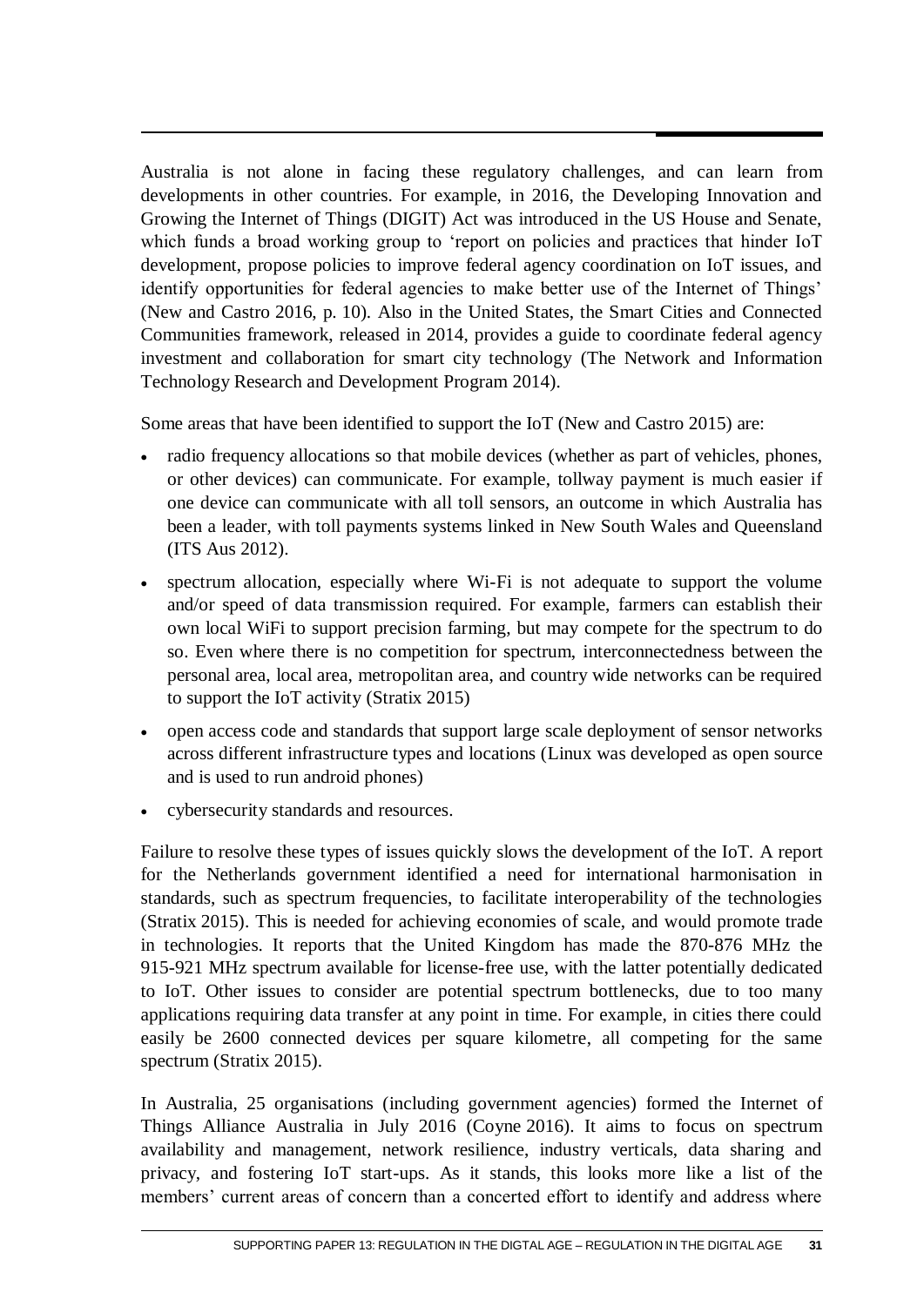Australia is not alone in facing these regulatory challenges, and can learn from developments in other countries. For example, in 2016, the Developing Innovation and Growing the Internet of Things (DIGIT) Act was introduced in the US House and Senate, which funds a broad working group to 'report on policies and practices that hinder IoT development, propose policies to improve federal agency coordination on IoT issues, and identify opportunities for federal agencies to make better use of the Internet of Things' (New and Castro 2016, p. 10). Also in the United States, the Smart Cities and Connected Communities framework, released in 2014, provides a guide to coordinate federal agency investment and collaboration for smart city technology (The Network and Information Technology Research and Development Program 2014).

Some areas that have been identified to support the IoT (New and Castro 2015) are:

- radio frequency allocations so that mobile devices (whether as part of vehicles, phones, or other devices) can communicate. For example, tollway payment is much easier if one device can communicate with all toll sensors, an outcome in which Australia has been a leader, with toll payments systems linked in New South Wales and Queensland (ITS Aus 2012).
- spectrum allocation, especially where Wi-Fi is not adequate to support the volume and/or speed of data transmission required. For example, farmers can establish their own local WiFi to support precision farming, but may compete for the spectrum to do so. Even where there is no competition for spectrum, interconnectedness between the personal area, local area, metropolitan area, and country wide networks can be required to support the IoT activity (Stratix 2015)
- open access code and standards that support large scale deployment of sensor networks across different infrastructure types and locations (Linux was developed as open source and is used to run android phones)
- cybersecurity standards and resources.

Failure to resolve these types of issues quickly slows the development of the IoT. A report for the Netherlands government identified a need for international harmonisation in standards, such as spectrum frequencies, to facilitate interoperability of the technologies (Stratix 2015). This is needed for achieving economies of scale, and would promote trade in technologies. It reports that the United Kingdom has made the 870-876 MHz the 915-921 MHz spectrum available for license-free use, with the latter potentially dedicated to IoT. Other issues to consider are potential spectrum bottlenecks, due to too many applications requiring data transfer at any point in time. For example, in cities there could easily be 2600 connected devices per square kilometre, all competing for the same spectrum (Stratix 2015).

In Australia, 25 organisations (including government agencies) formed the Internet of Things Alliance Australia in July 2016 (Coyne 2016). It aims to focus on spectrum availability and management, network resilience, industry verticals, data sharing and privacy, and fostering IoT start-ups. As it stands, this looks more like a list of the members' current areas of concern than a concerted effort to identify and address where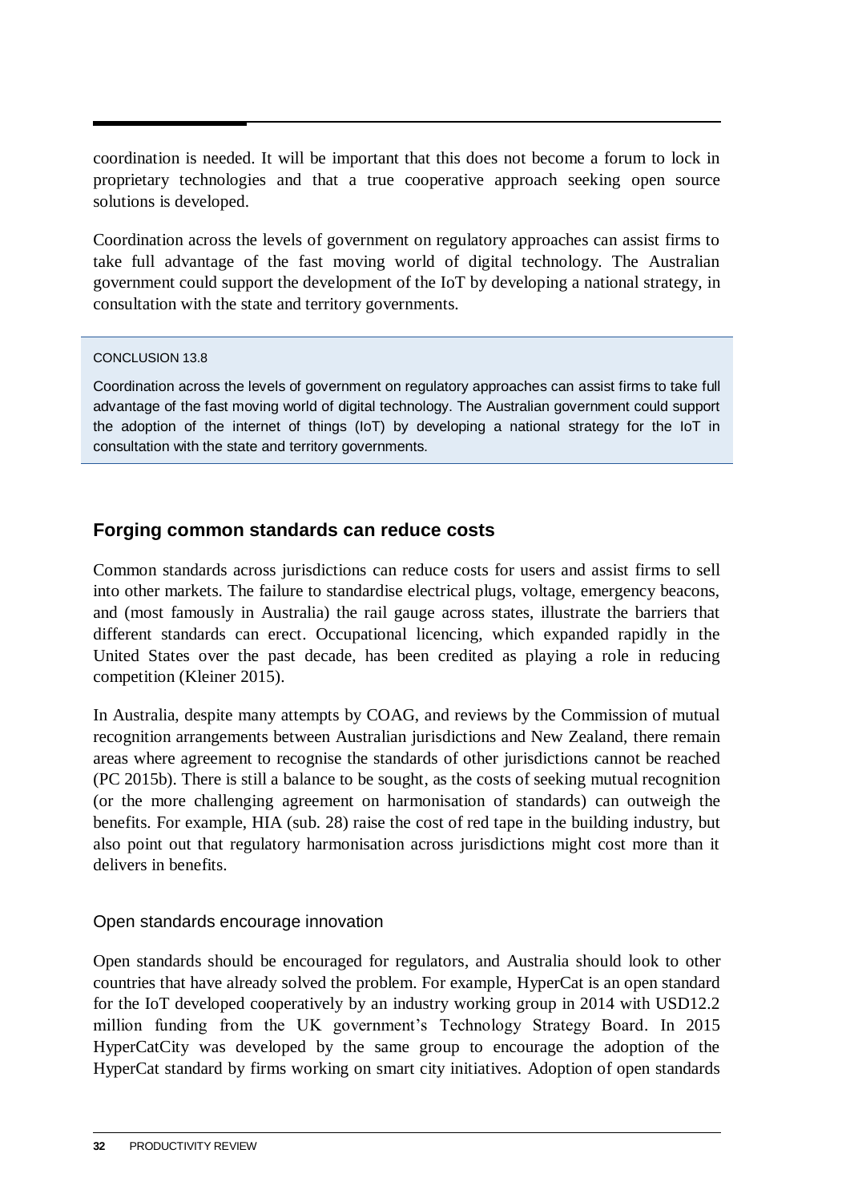coordination is needed. It will be important that this does not become a forum to lock in proprietary technologies and that a true cooperative approach seeking open source solutions is developed.

Coordination across the levels of government on regulatory approaches can assist firms to take full advantage of the fast moving world of digital technology. The Australian government could support the development of the IoT by developing a national strategy, in consultation with the state and territory governments.

> CONCLUSION 13.8
>
> Coordination across the levels of government on regulatory approaches can assist firms to take full advantage of the fast moving world of digital technology. The Australian government could support the adoption of the internet of things (IoT) by developing a national strategy for the IoT in consultation with the state and territory governments.

### Forging common standards can reduce costs

Common standards across jurisdictions can reduce costs for users and assist firms to sell into other markets. The failure to standardise electrical plugs, voltage, emergency beacons, and (most famously in Australia) the rail gauge across states, illustrate the barriers that different standards can erect. Occupational licencing, which expanded rapidly in the United States over the past decade, has been credited as playing a role in reducing competition (Kleiner 2015).

In Australia, despite many attempts by COAG, and reviews by the Commission of mutual recognition arrangements between Australian jurisdictions and New Zealand, there remain areas where agreement to recognise the standards of other jurisdictions cannot be reached (PC 2015b). There is still a balance to be sought, as the costs of seeking mutual recognition (or the more challenging agreement on harmonisation of standards) can outweigh the benefits. For example, HIA (sub. 28) raise the cost of red tape in the building industry, but also point out that regulatory harmonisation across jurisdictions might cost more than it delivers in benefits.

#### Open standards encourage innovation

Open standards should be encouraged for regulators, and Australia should look to other countries that have already solved the problem. For example, HyperCat is an open standard for the IoT developed cooperatively by an industry working group in 2014 with USD12.2 million funding from the UK government's Technology Strategy Board. In 2015 HyperCatCity was developed by the same group to encourage the adoption of the HyperCat standard by firms working on smart city initiatives. Adoption of open standards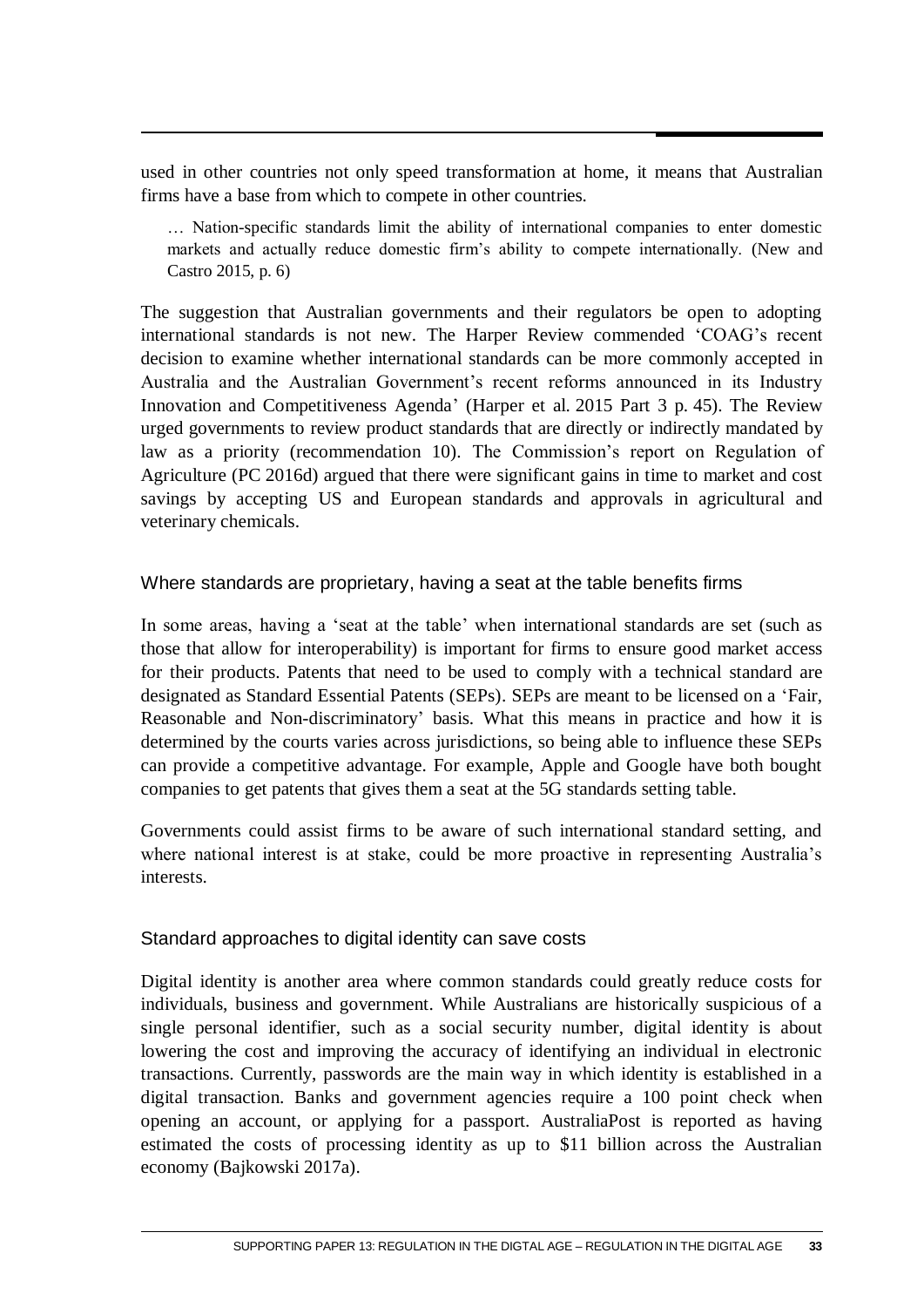used in other countries not only speed transformation at home, it means that Australian firms have a base from which to compete in other countries.

> … Nation-specific standards limit the ability of international companies to enter domestic markets and actually reduce domestic firm's ability to compete internationally. (New and Castro 2015, p. 6)

The suggestion that Australian governments and their regulators be open to adopting international standards is not new. The Harper Review commended 'COAG's recent decision to examine whether international standards can be more commonly accepted in Australia and the Australian Government's recent reforms announced in its Industry Innovation and Competitiveness Agenda' (Harper et al. 2015 Part 3 p. 45). The Review urged governments to review product standards that are directly or indirectly mandated by law as a priority (recommendation 10). The Commission's report on Regulation of Agriculture (PC 2016d) argued that there were significant gains in time to market and cost savings by accepting US and European standards and approvals in agricultural and veterinary chemicals.

### Where standards are proprietary, having a seat at the table benefits firms

In some areas, having a 'seat at the table' when international standards are set (such as those that allow for interoperability) is important for firms to ensure good market access for their products. Patents that need to be used to comply with a technical standard are designated as Standard Essential Patents (SEPs). SEPs are meant to be licensed on a 'Fair, Reasonable and Non-discriminatory' basis. What this means in practice and how it is determined by the courts varies across jurisdictions, so being able to influence these SEPs can provide a competitive advantage. For example, Apple and Google have both bought companies to get patents that gives them a seat at the 5G standards setting table.

Governments could assist firms to be aware of such international standard setting, and where national interest is at stake, could be more proactive in representing Australia's interests.

### Standard approaches to digital identity can save costs

Digital identity is another area where common standards could greatly reduce costs for individuals, business and government. While Australians are historically suspicious of a single personal identifier, such as a social security number, digital identity is about lowering the cost and improving the accuracy of identifying an individual in electronic transactions. Currently, passwords are the main way in which identity is established in a digital transaction. Banks and government agencies require a 100 point check when opening an account, or applying for a passport. AustraliaPost is reported as having estimated the costs of processing identity as up to $11 billion across the Australian economy (Bajkowski 2017a).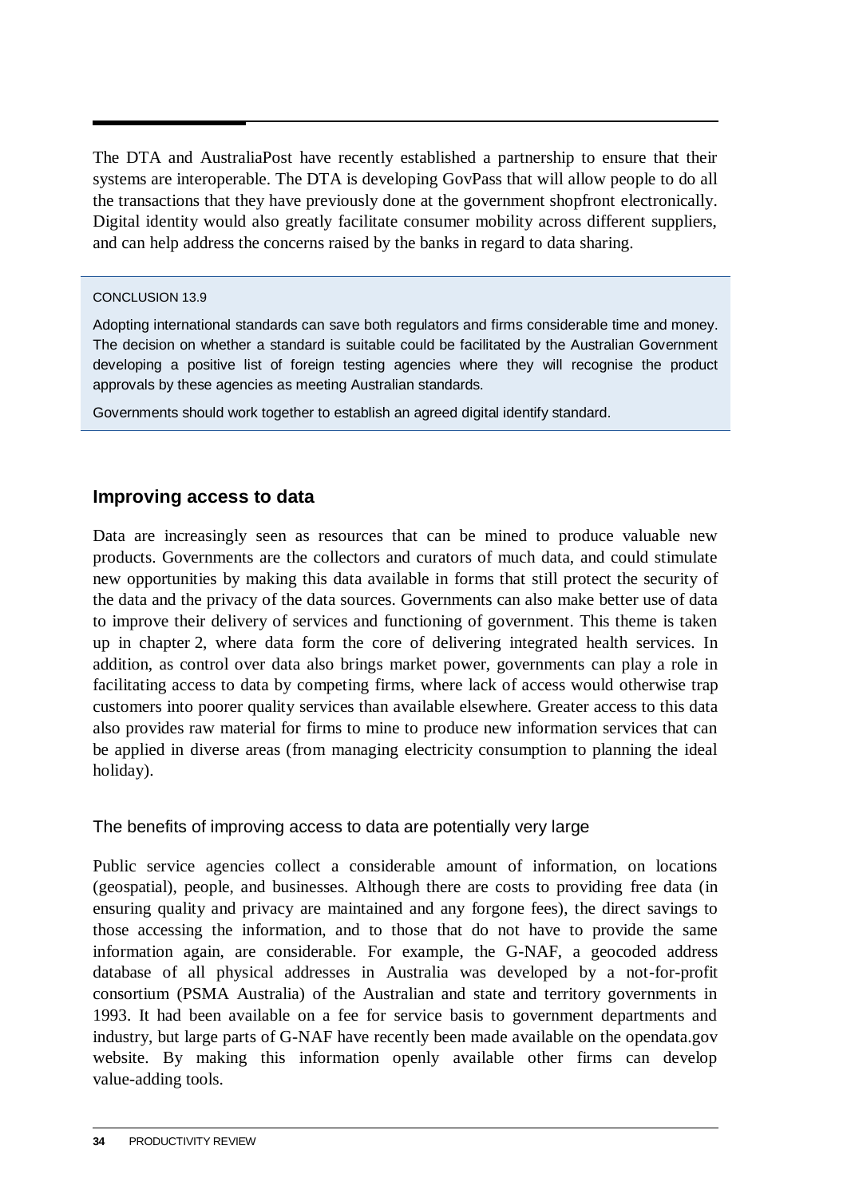The DTA and AustraliaPost have recently established a partnership to ensure that their systems are interoperable. The DTA is developing GovPass that will allow people to do all the transactions that they have previously done at the government shopfront electronically. Digital identity would also greatly facilitate consumer mobility across different suppliers, and can help address the concerns raised by the banks in regard to data sharing.

> CONCLUSION 13.9
>
> Adopting international standards can save both regulators and firms considerable time and money. The decision on whether a standard is suitable could be facilitated by the Australian Government developing a positive list of foreign testing agencies where they will recognise the product approvals by these agencies as meeting Australian standards.
>
> Governments should work together to establish an agreed digital identify standard.

## Improving access to data

Data are increasingly seen as resources that can be mined to produce valuable new products. Governments are the collectors and curators of much data, and could stimulate new opportunities by making this data available in forms that still protect the security of the data and the privacy of the data sources. Governments can also make better use of data to improve their delivery of services and functioning of government. This theme is taken up in chapter 2, where data form the core of delivering integrated health services. In addition, as control over data also brings market power, governments can play a role in facilitating access to data by competing firms, where lack of access would otherwise trap customers into poorer quality services than available elsewhere. Greater access to this data also provides raw material for firms to mine to produce new information services that can be applied in diverse areas (from managing electricity consumption to planning the ideal holiday).

### The benefits of improving access to data are potentially very large

Public service agencies collect a considerable amount of information, on locations (geospatial), people, and businesses. Although there are costs to providing free data (in ensuring quality and privacy are maintained and any forgone fees), the direct savings to those accessing the information, and to those that do not have to provide the same information again, are considerable. For example, the G-NAF, a geocoded address database of all physical addresses in Australia was developed by a not-for-profit consortium (PSMA Australia) of the Australian and state and territory governments in 1993. It had been available on a fee for service basis to government departments and industry, but large parts of G-NAF have recently been made available on the opendata.gov website. By making this information openly available other firms can develop value-adding tools.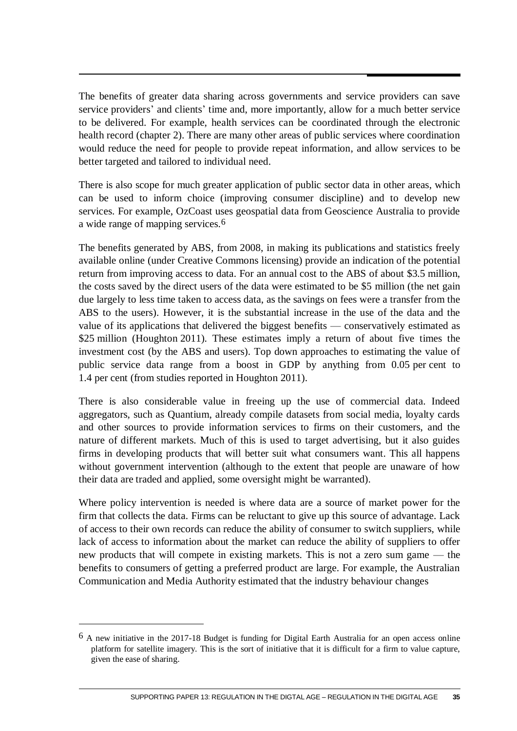The benefits of greater data sharing across governments and service providers can save service providers' and clients' time and, more importantly, allow for a much better service to be delivered. For example, health services can be coordinated through the electronic health record (chapter 2). There are many other areas of public services where coordination would reduce the need for people to provide repeat information, and allow services to be better targeted and tailored to individual need.

There is also scope for much greater application of public sector data in other areas, which can be used to inform choice (improving consumer discipline) and to develop new services. For example, OzCoast uses geospatial data from Geoscience Australia to provide a wide range of mapping services.[6]

The benefits generated by ABS, from 2008, in making its publications and statistics freely available online (under Creative Commons licensing) provide an indication of the potential return from improving access to data. For an annual cost to the ABS of about $3.5 million, the costs saved by the direct users of the data were estimated to be $5 million (the net gain due largely to less time taken to access data, as the savings on fees were a transfer from the ABS to the users). However, it is the substantial increase in the use of the data and the value of its applications that delivered the biggest benefits — conservatively estimated as $25 million (Houghton 2011). These estimates imply a return of about five times the investment cost (by the ABS and users). Top down approaches to estimating the value of public service data range from a boost in GDP by anything from 0.05 per cent to 1.4 per cent (from studies reported in Houghton 2011).

There is also considerable value in freeing up the use of commercial data. Indeed aggregators, such as Quantium, already compile datasets from social media, loyalty cards and other sources to provide information services to firms on their customers, and the nature of different markets. Much of this is used to target advertising, but it also guides firms in developing products that will better suit what consumers want. This all happens without government intervention (although to the extent that people are unaware of how their data are traded and applied, some oversight might be warranted).

Where policy intervention is needed is where data are a source of market power for the firm that collects the data. Firms can be reluctant to give up this source of advantage. Lack of access to their own records can reduce the ability of consumer to switch suppliers, while lack of access to information about the market can reduce the ability of suppliers to offer new products that will compete in existing markets. This is not a zero sum game — the benefits to consumers of getting a preferred product are large. For example, the Australian Communication and Media Authority estimated that the industry behaviour changes

---

[6] A new initiative in the 2017-18 Budget is funding for Digital Earth Australia for an open access online platform for satellite imagery. This is the sort of initiative that it is difficult for a firm to value capture, given the ease of sharing.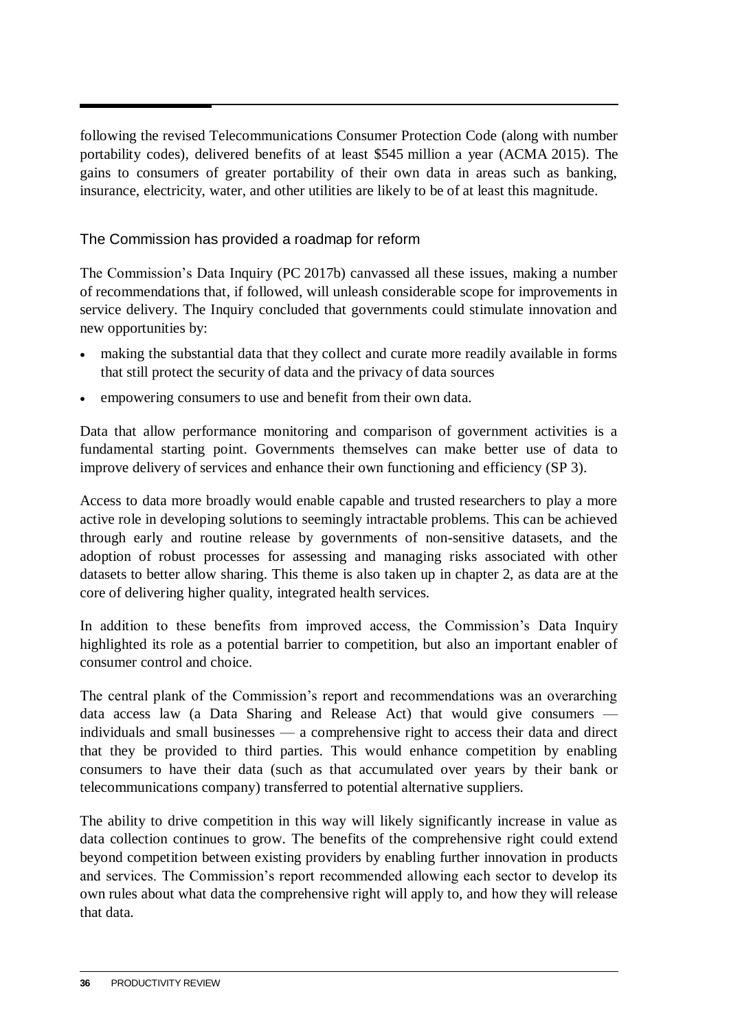following the revised Telecommunications Consumer Protection Code (along with number portability codes), delivered benefits of at least $545 million a year (ACMA 2015). The gains to consumers of greater portability of their own data in areas such as banking, insurance, electricity, water, and other utilities are likely to be of at least this magnitude.

### The Commission has provided a roadmap for reform

The Commission's Data Inquiry (PC 2017b) canvassed all these issues, making a number of recommendations that, if followed, will unleash considerable scope for improvements in service delivery. The Inquiry concluded that governments could stimulate innovation and new opportunities by:

- making the substantial data that they collect and curate more readily available in forms that still protect the security of data and the privacy of data sources
- empowering consumers to use and benefit from their own data.

Data that allow performance monitoring and comparison of government activities is a fundamental starting point. Governments themselves can make better use of data to improve delivery of services and enhance their own functioning and efficiency (SP 3).

Access to data more broadly would enable capable and trusted researchers to play a more active role in developing solutions to seemingly intractable problems. This can be achieved through early and routine release by governments of non-sensitive datasets, and the adoption of robust processes for assessing and managing risks associated with other datasets to better allow sharing. This theme is also taken up in chapter 2, as data are at the core of delivering higher quality, integrated health services.

In addition to these benefits from improved access, the Commission's Data Inquiry highlighted its role as a potential barrier to competition, but also an important enabler of consumer control and choice.

The central plank of the Commission's report and recommendations was an overarching data access law (a Data Sharing and Release Act) that would give consumers — individuals and small businesses — a comprehensive right to access their data and direct that they be provided to third parties. This would enhance competition by enabling consumers to have their data (such as that accumulated over years by their bank or telecommunications company) transferred to potential alternative suppliers.

The ability to drive competition in this way will likely significantly increase in value as data collection continues to grow. The benefits of the comprehensive right could extend beyond competition between existing providers by enabling further innovation in products and services. The Commission's report recommended allowing each sector to develop its own rules about what data the comprehensive right will apply to, and how they will release that data.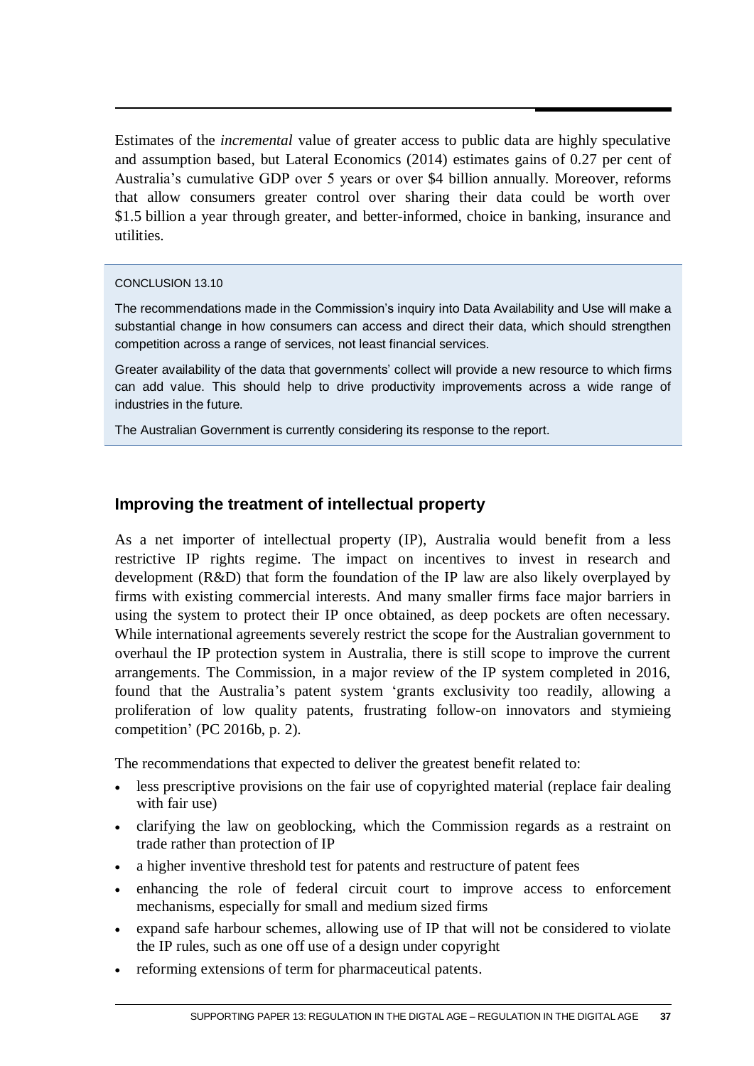Estimates of the *incremental* value of greater access to public data are highly speculative and assumption based, but Lateral Economics (2014) estimates gains of 0.27 per cent of Australia's cumulative GDP over 5 years or over $4 billion annually. Moreover, reforms that allow consumers greater control over sharing their data could be worth over $1.5 billion a year through greater, and better-informed, choice in banking, insurance and utilities.

> CONCLUSION 13.10
>
> The recommendations made in the Commission's inquiry into Data Availability and Use will make a substantial change in how consumers can access and direct their data, which should strengthen competition across a range of services, not least financial services.
>
> Greater availability of the data that governments' collect will provide a new resource to which firms can add value. This should help to drive productivity improvements across a wide range of industries in the future.
>
> The Australian Government is currently considering its response to the report.

## Improving the treatment of intellectual property

As a net importer of intellectual property (IP), Australia would benefit from a less restrictive IP rights regime. The impact on incentives to invest in research and development (R&D) that form the foundation of the IP law are also likely overplayed by firms with existing commercial interests. And many smaller firms face major barriers in using the system to protect their IP once obtained, as deep pockets are often necessary. While international agreements severely restrict the scope for the Australian government to overhaul the IP protection system in Australia, there is still scope to improve the current arrangements. The Commission, in a major review of the IP system completed in 2016, found that the Australia's patent system 'grants exclusivity too readily, allowing a proliferation of low quality patents, frustrating follow-on innovators and stymieing competition' (PC 2016b, p. 2).

The recommendations that expected to deliver the greatest benefit related to:

- less prescriptive provisions on the fair use of copyrighted material (replace fair dealing with fair use)
- clarifying the law on geoblocking, which the Commission regards as a restraint on trade rather than protection of IP
- a higher inventive threshold test for patents and restructure of patent fees
- enhancing the role of federal circuit court to improve access to enforcement mechanisms, especially for small and medium sized firms
- expand safe harbour schemes, allowing use of IP that will not be considered to violate the IP rules, such as one off use of a design under copyright
- reforming extensions of term for pharmaceutical patents.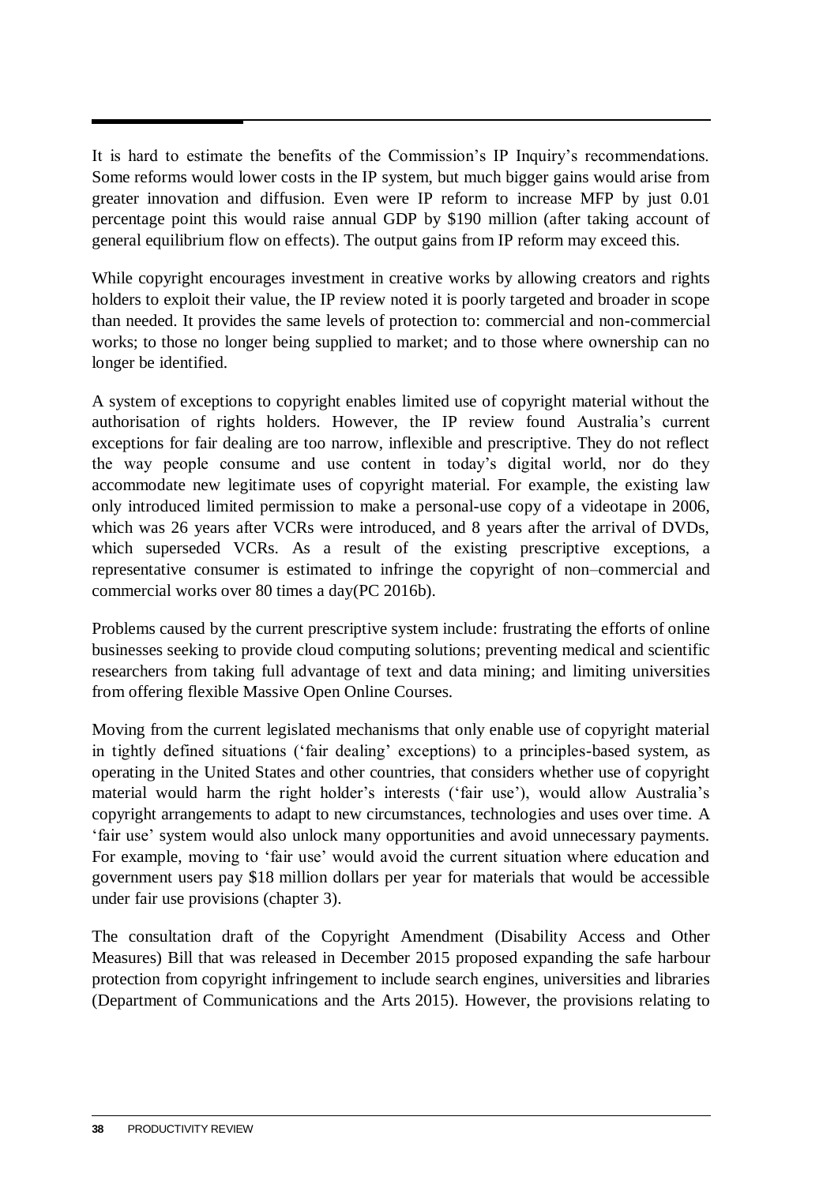It is hard to estimate the benefits of the Commission's IP Inquiry's recommendations. Some reforms would lower costs in the IP system, but much bigger gains would arise from greater innovation and diffusion. Even were IP reform to increase MFP by just 0.01 percentage point this would raise annual GDP by $190 million (after taking account of general equilibrium flow on effects). The output gains from IP reform may exceed this.

While copyright encourages investment in creative works by allowing creators and rights holders to exploit their value, the IP review noted it is poorly targeted and broader in scope than needed. It provides the same levels of protection to: commercial and non-commercial works; to those no longer being supplied to market; and to those where ownership can no longer be identified.

A system of exceptions to copyright enables limited use of copyright material without the authorisation of rights holders. However, the IP review found Australia's current exceptions for fair dealing are too narrow, inflexible and prescriptive. They do not reflect the way people consume and use content in today's digital world, nor do they accommodate new legitimate uses of copyright material. For example, the existing law only introduced limited permission to make a personal-use copy of a videotape in 2006, which was 26 years after VCRs were introduced, and 8 years after the arrival of DVDs, which superseded VCRs. As a result of the existing prescriptive exceptions, a representative consumer is estimated to infringe the copyright of non–commercial and commercial works over 80 times a day(PC 2016b).

Problems caused by the current prescriptive system include: frustrating the efforts of online businesses seeking to provide cloud computing solutions; preventing medical and scientific researchers from taking full advantage of text and data mining; and limiting universities from offering flexible Massive Open Online Courses.

Moving from the current legislated mechanisms that only enable use of copyright material in tightly defined situations ('fair dealing' exceptions) to a principles-based system, as operating in the United States and other countries, that considers whether use of copyright material would harm the right holder's interests ('fair use'), would allow Australia's copyright arrangements to adapt to new circumstances, technologies and uses over time. A 'fair use' system would also unlock many opportunities and avoid unnecessary payments. For example, moving to 'fair use' would avoid the current situation where education and government users pay $18 million dollars per year for materials that would be accessible under fair use provisions (chapter 3).

The consultation draft of the Copyright Amendment (Disability Access and Other Measures) Bill that was released in December 2015 proposed expanding the safe harbour protection from copyright infringement to include search engines, universities and libraries (Department of Communications and the Arts 2015). However, the provisions relating to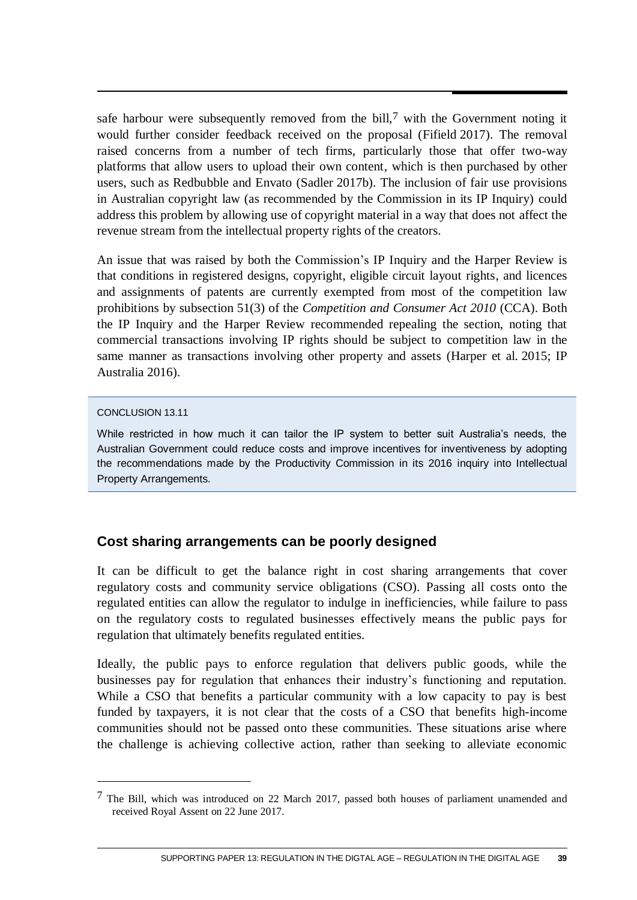safe harbour were subsequently removed from the bill,[7] with the Government noting it would further consider feedback received on the proposal (Fifield 2017). The removal raised concerns from a number of tech firms, particularly those that offer two-way platforms that allow users to upload their own content, which is then purchased by other users, such as Redbubble and Envato (Sadler 2017b). The inclusion of fair use provisions in Australian copyright law (as recommended by the Commission in its IP Inquiry) could address this problem by allowing use of copyright material in a way that does not affect the revenue stream from the intellectual property rights of the creators.

An issue that was raised by both the Commission's IP Inquiry and the Harper Review is that conditions in registered designs, copyright, eligible circuit layout rights, and licences and assignments of patents are currently exempted from most of the competition law prohibitions by subsection 51(3) of the *Competition and Consumer Act 2010* (CCA). Both the IP Inquiry and the Harper Review recommended repealing the section, noting that commercial transactions involving IP rights should be subject to competition law in the same manner as transactions involving other property and assets (Harper et al. 2015; IP Australia 2016).

> CONCLUSION 13.11
>
> While restricted in how much it can tailor the IP system to better suit Australia's needs, the Australian Government could reduce costs and improve incentives for inventiveness by adopting the recommendations made by the Productivity Commission in its 2016 inquiry into Intellectual Property Arrangements.

### Cost sharing arrangements can be poorly designed

It can be difficult to get the balance right in cost sharing arrangements that cover regulatory costs and community service obligations (CSO). Passing all costs onto the regulated entities can allow the regulator to indulge in inefficiencies, while failure to pass on the regulatory costs to regulated businesses effectively means the public pays for regulation that ultimately benefits regulated entities.

Ideally, the public pays to enforce regulation that delivers public goods, while the businesses pay for regulation that enhances their industry's functioning and reputation. While a CSO that benefits a particular community with a low capacity to pay is best funded by taxpayers, it is not clear that the costs of a CSO that benefits high-income communities should not be passed onto these communities. These situations arise where the challenge is achieving collective action, rather than seeking to alleviate economic

[7] The Bill, which was introduced on 22 March 2017, passed both houses of parliament unamended and received Royal Assent on 22 June 2017.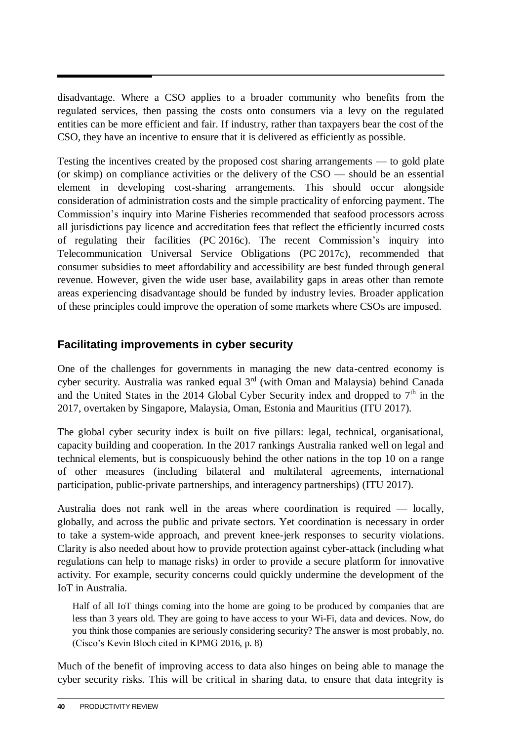disadvantage. Where a CSO applies to a broader community who benefits from the regulated services, then passing the costs onto consumers via a levy on the regulated entities can be more efficient and fair. If industry, rather than taxpayers bear the cost of the CSO, they have an incentive to ensure that it is delivered as efficiently as possible.

Testing the incentives created by the proposed cost sharing arrangements — to gold plate (or skimp) on compliance activities or the delivery of the CSO — should be an essential element in developing cost-sharing arrangements. This should occur alongside consideration of administration costs and the simple practicality of enforcing payment. The Commission's inquiry into Marine Fisheries recommended that seafood processors across all jurisdictions pay licence and accreditation fees that reflect the efficiently incurred costs of regulating their facilities (PC 2016c). The recent Commission's inquiry into Telecommunication Universal Service Obligations (PC 2017c), recommended that consumer subsidies to meet affordability and accessibility are best funded through general revenue. However, given the wide user base, availability gaps in areas other than remote areas experiencing disadvantage should be funded by industry levies. Broader application of these principles could improve the operation of some markets where CSOs are imposed.

## Facilitating improvements in cyber security

One of the challenges for governments in managing the new data-centred economy is cyber security. Australia was ranked equal 3rd (with Oman and Malaysia) behind Canada and the United States in the 2014 Global Cyber Security index and dropped to 7th in the 2017, overtaken by Singapore, Malaysia, Oman, Estonia and Mauritius (ITU 2017).

The global cyber security index is built on five pillars: legal, technical, organisational, capacity building and cooperation. In the 2017 rankings Australia ranked well on legal and technical elements, but is conspicuously behind the other nations in the top 10 on a range of other measures (including bilateral and multilateral agreements, international participation, public-private partnerships, and interagency partnerships) (ITU 2017).

Australia does not rank well in the areas where coordination is required — locally, globally, and across the public and private sectors. Yet coordination is necessary in order to take a system-wide approach, and prevent knee-jerk responses to security violations. Clarity is also needed about how to provide protection against cyber-attack (including what regulations can help to manage risks) in order to provide a secure platform for innovative activity. For example, security concerns could quickly undermine the development of the IoT in Australia.

> Half of all IoT things coming into the home are going to be produced by companies that are less than 3 years old. They are going to have access to your Wi-Fi, data and devices. Now, do you think those companies are seriously considering security? The answer is most probably, no. (Cisco's Kevin Bloch cited in KPMG 2016, p. 8)

Much of the benefit of improving access to data also hinges on being able to manage the cyber security risks. This will be critical in sharing data, to ensure that data integrity is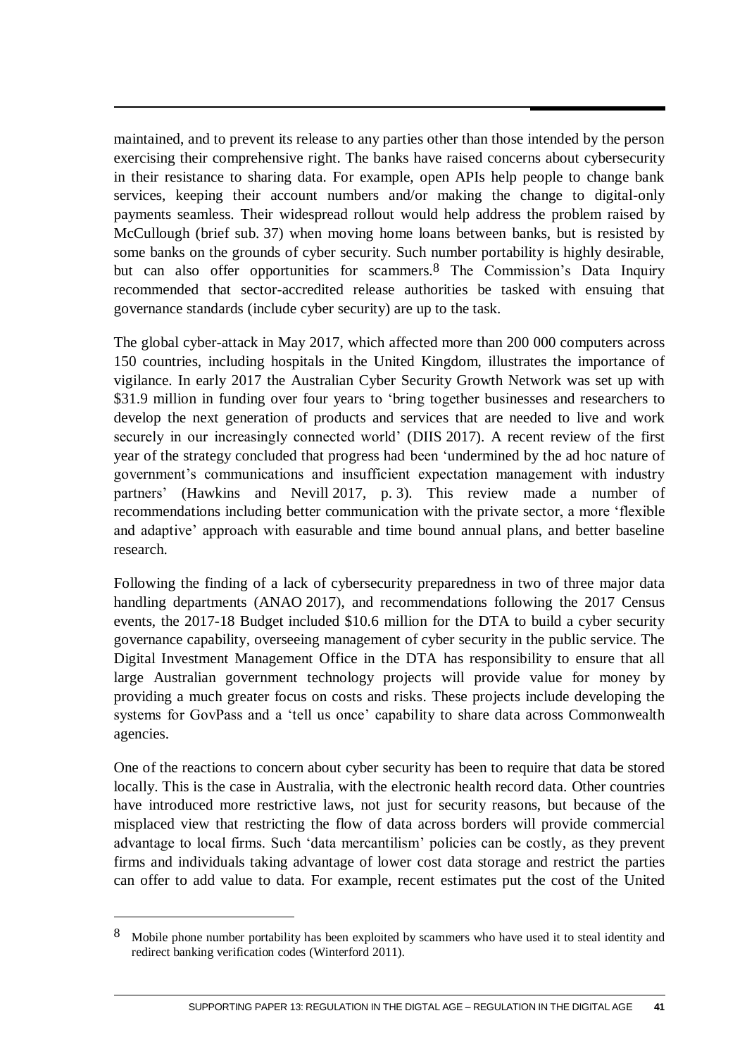maintained, and to prevent its release to any parties other than those intended by the person exercising their comprehensive right. The banks have raised concerns about cybersecurity in their resistance to sharing data. For example, open APIs help people to change bank services, keeping their account numbers and/or making the change to digital-only payments seamless. Their widespread rollout would help address the problem raised by McCullough (brief sub. 37) when moving home loans between banks, but is resisted by some banks on the grounds of cyber security. Such number portability is highly desirable, but can also offer opportunities for scammers.[8] The Commission's Data Inquiry recommended that sector-accredited release authorities be tasked with ensuing that governance standards (include cyber security) are up to the task.

The global cyber-attack in May 2017, which affected more than 200 000 computers across 150 countries, including hospitals in the United Kingdom, illustrates the importance of vigilance. In early 2017 the Australian Cyber Security Growth Network was set up with $31.9 million in funding over four years to 'bring together businesses and researchers to develop the next generation of products and services that are needed to live and work securely in our increasingly connected world' (DIIS 2017). A recent review of the first year of the strategy concluded that progress had been 'undermined by the ad hoc nature of government's communications and insufficient expectation management with industry partners' (Hawkins and Nevill 2017, p. 3). This review made a number of recommendations including better communication with the private sector, a more 'flexible and adaptive' approach with easurable and time bound annual plans, and better baseline research.

Following the finding of a lack of cybersecurity preparedness in two of three major data handling departments (ANAO 2017), and recommendations following the 2017 Census events, the 2017-18 Budget included $10.6 million for the DTA to build a cyber security governance capability, overseeing management of cyber security in the public service. The Digital Investment Management Office in the DTA has responsibility to ensure that all large Australian government technology projects will provide value for money by providing a much greater focus on costs and risks. These projects include developing the systems for GovPass and a 'tell us once' capability to share data across Commonwealth agencies.

One of the reactions to concern about cyber security has been to require that data be stored locally. This is the case in Australia, with the electronic health record data. Other countries have introduced more restrictive laws, not just for security reasons, but because of the misplaced view that restricting the flow of data across borders will provide commercial advantage to local firms. Such 'data mercantilism' policies can be costly, as they prevent firms and individuals taking advantage of lower cost data storage and restrict the parties can offer to add value to data. For example, recent estimates put the cost of the United

---

[8] Mobile phone number portability has been exploited by scammers who have used it to steal identity and redirect banking verification codes (Winterford 2011).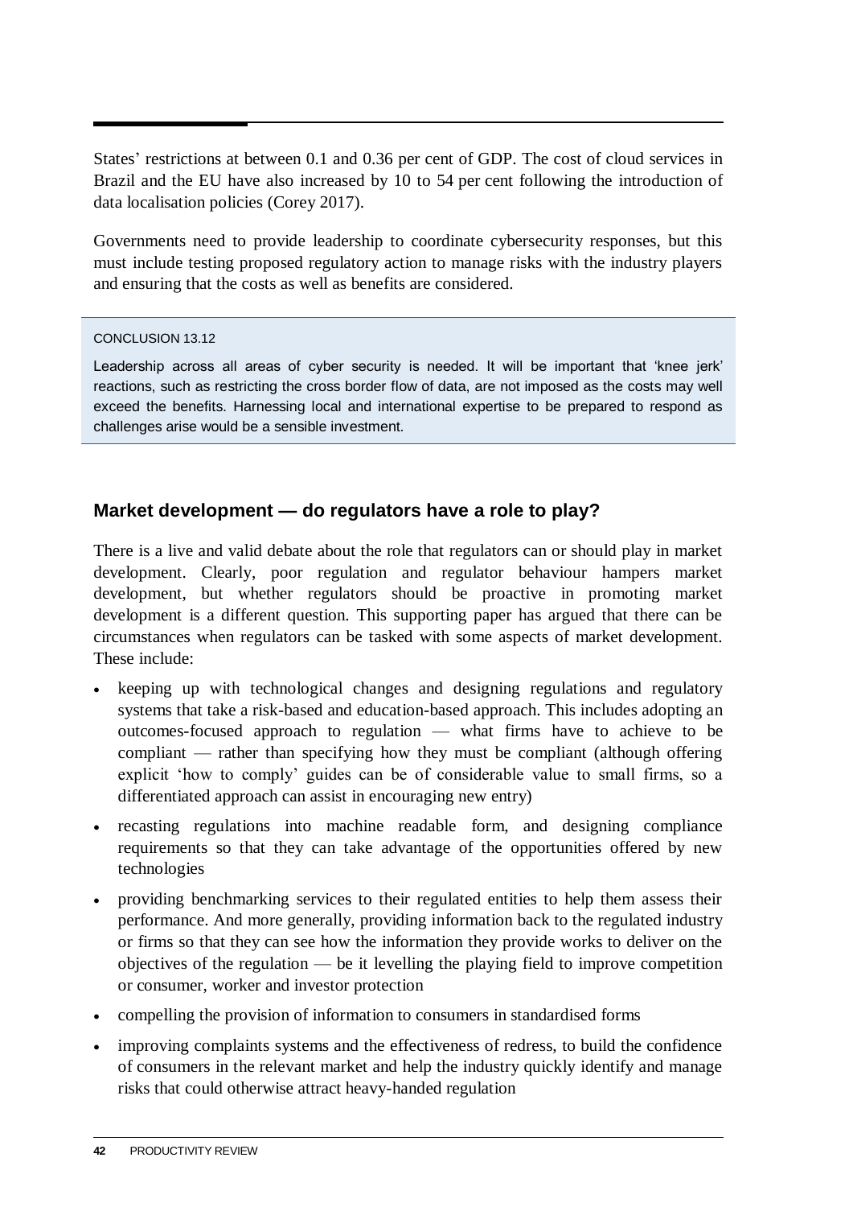States' restrictions at between 0.1 and 0.36 per cent of GDP. The cost of cloud services in Brazil and the EU have also increased by 10 to 54 per cent following the introduction of data localisation policies (Corey 2017).

Governments need to provide leadership to coordinate cybersecurity responses, but this must include testing proposed regulatory action to manage risks with the industry players and ensuring that the costs as well as benefits are considered.

> CONCLUSION 13.12
>
> Leadership across all areas of cyber security is needed. It will be important that 'knee jerk' reactions, such as restricting the cross border flow of data, are not imposed as the costs may well exceed the benefits. Harnessing local and international expertise to be prepared to respond as challenges arise would be a sensible investment.

## Market development — do regulators have a role to play?

There is a live and valid debate about the role that regulators can or should play in market development. Clearly, poor regulation and regulator behaviour hampers market development, but whether regulators should be proactive in promoting market development is a different question. This supporting paper has argued that there can be circumstances when regulators can be tasked with some aspects of market development. These include:

- keeping up with technological changes and designing regulations and regulatory systems that take a risk-based and education-based approach. This includes adopting an outcomes-focused approach to regulation — what firms have to achieve to be compliant — rather than specifying how they must be compliant (although offering explicit 'how to comply' guides can be of considerable value to small firms, so a differentiated approach can assist in encouraging new entry)
- recasting regulations into machine readable form, and designing compliance requirements so that they can take advantage of the opportunities offered by new technologies
- providing benchmarking services to their regulated entities to help them assess their performance. And more generally, providing information back to the regulated industry or firms so that they can see how the information they provide works to deliver on the objectives of the regulation — be it levelling the playing field to improve competition or consumer, worker and investor protection
- compelling the provision of information to consumers in standardised forms
- improving complaints systems and the effectiveness of redress, to build the confidence of consumers in the relevant market and help the industry quickly identify and manage risks that could otherwise attract heavy-handed regulation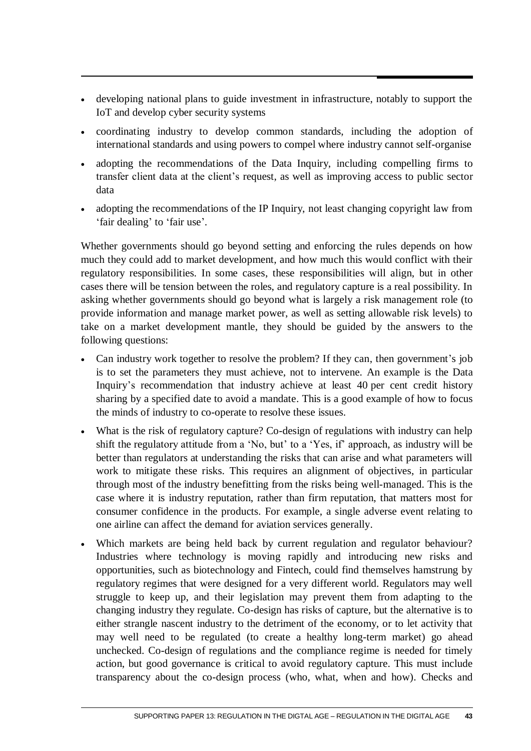- developing national plans to guide investment in infrastructure, notably to support the IoT and develop cyber security systems
- coordinating industry to develop common standards, including the adoption of international standards and using powers to compel where industry cannot self-organise
- adopting the recommendations of the Data Inquiry, including compelling firms to transfer client data at the client's request, as well as improving access to public sector data
- adopting the recommendations of the IP Inquiry, not least changing copyright law from 'fair dealing' to 'fair use'.

Whether governments should go beyond setting and enforcing the rules depends on how much they could add to market development, and how much this would conflict with their regulatory responsibilities. In some cases, these responsibilities will align, but in other cases there will be tension between the roles, and regulatory capture is a real possibility. In asking whether governments should go beyond what is largely a risk management role (to provide information and manage market power, as well as setting allowable risk levels) to take on a market development mantle, they should be guided by the answers to the following questions:

- Can industry work together to resolve the problem? If they can, then government's job is to set the parameters they must achieve, not to intervene. An example is the Data Inquiry's recommendation that industry achieve at least 40 per cent credit history sharing by a specified date to avoid a mandate. This is a good example of how to focus the minds of industry to co-operate to resolve these issues.
- What is the risk of regulatory capture? Co-design of regulations with industry can help shift the regulatory attitude from a 'No, but' to a 'Yes, if' approach, as industry will be better than regulators at understanding the risks that can arise and what parameters will work to mitigate these risks. This requires an alignment of objectives, in particular through most of the industry benefitting from the risks being well-managed. This is the case where it is industry reputation, rather than firm reputation, that matters most for consumer confidence in the products. For example, a single adverse event relating to one airline can affect the demand for aviation services generally.
- Which markets are being held back by current regulation and regulator behaviour? Industries where technology is moving rapidly and introducing new risks and opportunities, such as biotechnology and Fintech, could find themselves hamstrung by regulatory regimes that were designed for a very different world. Regulators may well struggle to keep up, and their legislation may prevent them from adapting to the changing industry they regulate. Co-design has risks of capture, but the alternative is to either strangle nascent industry to the detriment of the economy, or to let activity that may well need to be regulated (to create a healthy long-term market) go ahead unchecked. Co-design of regulations and the compliance regime is needed for timely action, but good governance is critical to avoid regulatory capture. This must include transparency about the co-design process (who, what, when and how). Checks and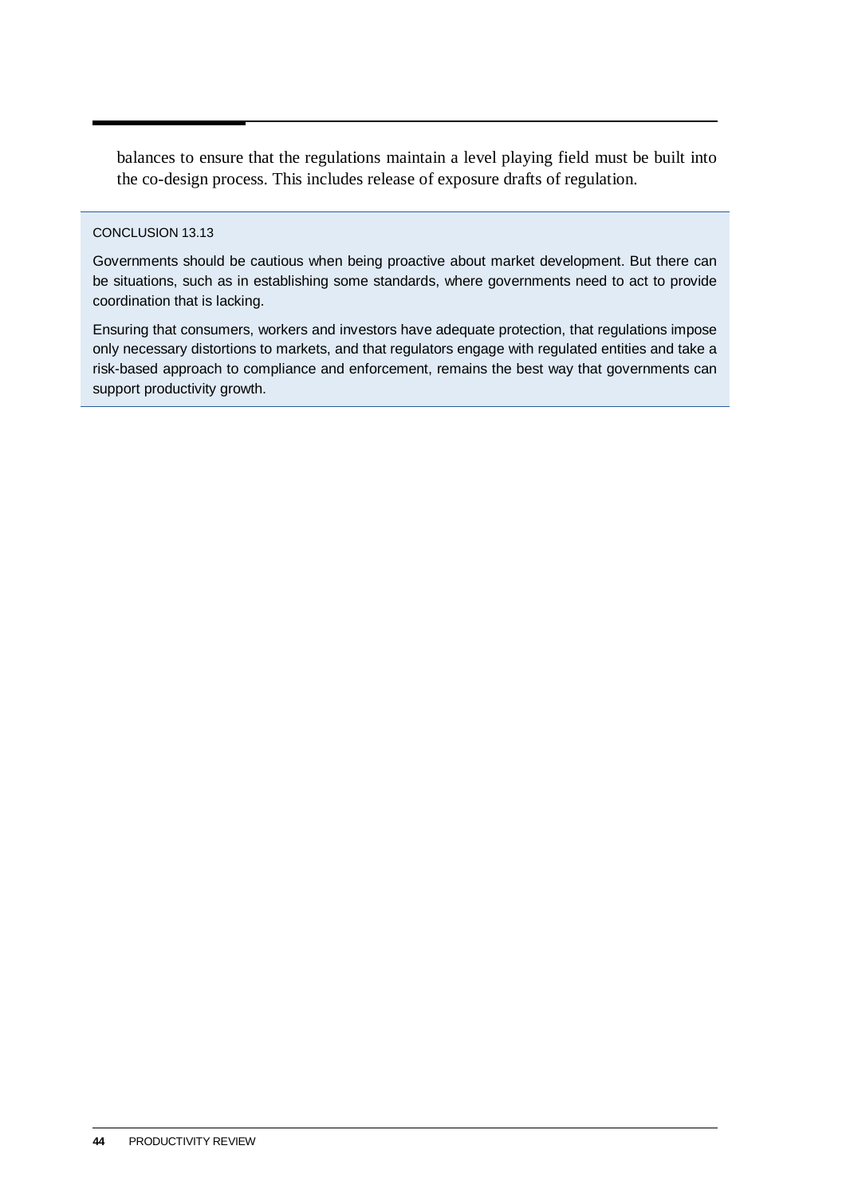balances to ensure that the regulations maintain a level playing field must be built into the co-design process. This includes release of exposure drafts of regulation.

> CONCLUSION 13.13
>
> Governments should be cautious when being proactive about market development. But there can be situations, such as in establishing some standards, where governments need to act to provide coordination that is lacking.
>
> Ensuring that consumers, workers and investors have adequate protection, that regulations impose only necessary distortions to markets, and that regulators engage with regulated entities and take a risk-based approach to compliance and enforcement, remains the best way that governments can support productivity growth.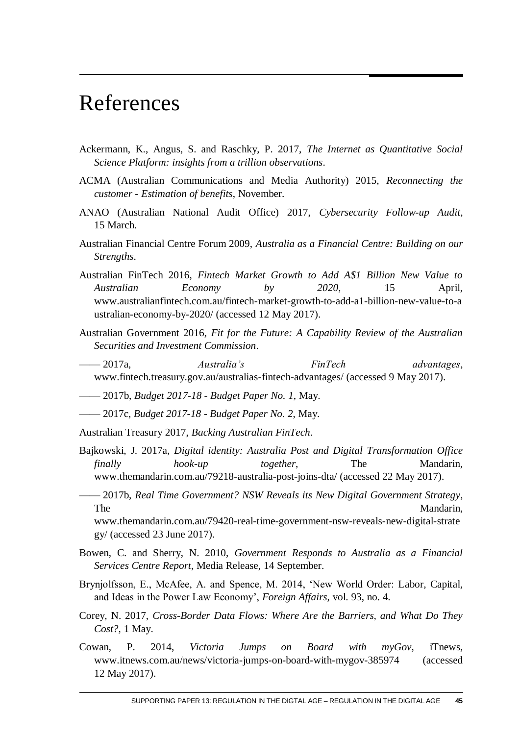# References

Ackermann, K., Angus, S. and Raschky, P. 2017, *The Internet as Quantitative Social Science Platform: insights from a trillion observations*.

ACMA (Australian Communications and Media Authority) 2015, *Reconnecting the customer - Estimation of benefits*, November.

ANAO (Australian National Audit Office) 2017, *Cybersecurity Follow-up Audit*, 15 March.

Australian Financial Centre Forum 2009, *Australia as a Financial Centre: Building on our Strengths*.

Australian FinTech 2016, *Fintech Market Growth to Add A$1 Billion New Value to Australian Economy by 2020*, 15 April, www.australianfintech.com.au/fintech-market-growth-to-add-a1-billion-new-value-to-australian-economy-by-2020/ (accessed 12 May 2017).

Australian Government 2016, *Fit for the Future: A Capability Review of the Australian Securities and Investment Commission*.

—— 2017a, *Australia's FinTech advantages*, www.fintech.treasury.gov.au/australias-fintech-advantages/ (accessed 9 May 2017).

—— 2017b, *Budget 2017-18 - Budget Paper No. 1*, May.

—— 2017c, *Budget 2017-18 - Budget Paper No. 2*, May.

Australian Treasury 2017, *Backing Australian FinTech*.

Bajkowski, J. 2017a, *Digital identity: Australia Post and Digital Transformation Office finally hook-up together*, The Mandarin, www.themandarin.com.au/79218-australia-post-joins-dta/ (accessed 22 May 2017).

—— 2017b, *Real Time Government? NSW Reveals its New Digital Government Strategy*, The Mandarin, www.themandarin.com.au/79420-real-time-government-nsw-reveals-new-digital-strategy/ (accessed 23 June 2017).

Bowen, C. and Sherry, N. 2010, *Government Responds to Australia as a Financial Services Centre Report*, Media Release, 14 September.

Brynjolfsson, E., McAfee, A. and Spence, M. 2014, 'New World Order: Labor, Capital, and Ideas in the Power Law Economy', *Foreign Affairs*, vol. 93, no. 4.

Corey, N. 2017, *Cross-Border Data Flows: Where Are the Barriers, and What Do They Cost?*, 1 May.

Cowan, P. 2014, *Victoria Jumps on Board with myGov*, iTnews, www.itnews.com.au/news/victoria-jumps-on-board-with-mygov-385974 (accessed 12 May 2017).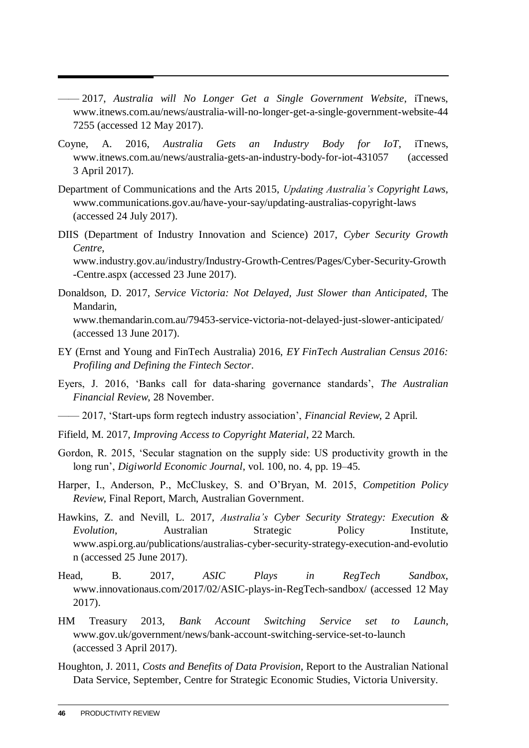—— 2017, *Australia will No Longer Get a Single Government Website*, iTnews, www.itnews.com.au/news/australia-will-no-longer-get-a-single-government-website-447255 (accessed 12 May 2017).

Coyne, A. 2016, *Australia Gets an Industry Body for IoT*, iTnews, www.itnews.com.au/news/australia-gets-an-industry-body-for-iot-431057 (accessed 3 April 2017).

Department of Communications and the Arts 2015, *Updating Australia's Copyright Laws*, www.communications.gov.au/have-your-say/updating-australias-copyright-laws (accessed 24 July 2017).

DIIS (Department of Industry Innovation and Science) 2017, *Cyber Security Growth Centre*, www.industry.gov.au/industry/Industry-Growth-Centres/Pages/Cyber-Security-Growth-Centre.aspx (accessed 23 June 2017).

Donaldson, D. 2017, *Service Victoria: Not Delayed, Just Slower than Anticipated*, The Mandarin, www.themandarin.com.au/79453-service-victoria-not-delayed-just-slower-anticipated/ (accessed 13 June 2017).

EY (Ernst and Young and FinTech Australia) 2016, *EY FinTech Australian Census 2016: Profiling and Defining the Fintech Sector*.

Eyers, J. 2016, 'Banks call for data-sharing governance standards', *The Australian Financial Review*, 28 November.

—— 2017, 'Start-ups form regtech industry association', *Financial Review*, 2 April.

Fifield, M. 2017, *Improving Access to Copyright Material*, 22 March.

Gordon, R. 2015, 'Secular stagnation on the supply side: US productivity growth in the long run', *Digiworld Economic Journal*, vol. 100, no. 4, pp. 19–45.

Harper, I., Anderson, P., McCluskey, S. and O'Bryan, M. 2015, *Competition Policy Review*, Final Report, March, Australian Government.

Hawkins, Z. and Nevill, L. 2017, *Australia's Cyber Security Strategy: Execution & Evolution*, Australian Strategic Policy Institute, www.aspi.org.au/publications/australias-cyber-security-strategy-execution-and-evolution (accessed 25 June 2017).

Head, B. 2017, *ASIC Plays in RegTech Sandbox*, www.innovationaus.com/2017/02/ASIC-plays-in-RegTech-sandbox/ (accessed 12 May 2017).

HM Treasury 2013, *Bank Account Switching Service set to Launch*, www.gov.uk/government/news/bank-account-switching-service-set-to-launch (accessed 3 April 2017).

Houghton, J. 2011, *Costs and Benefits of Data Provision*, Report to the Australian National Data Service, September, Centre for Strategic Economic Studies, Victoria University.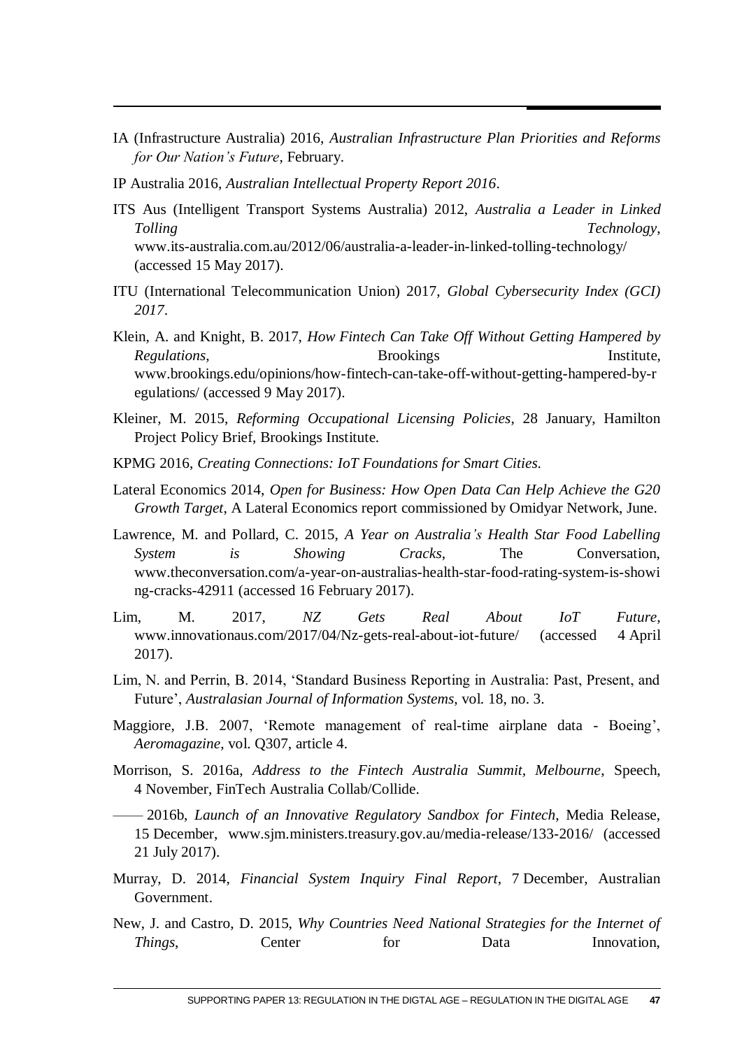IA (Infrastructure Australia) 2016, *Australian Infrastructure Plan Priorities and Reforms for Our Nation's Future*, February.

IP Australia 2016, *Australian Intellectual Property Report 2016*.

ITS Aus (Intelligent Transport Systems Australia) 2012, *Australia a Leader in Linked Tolling Technology*, www.its-australia.com.au/2012/06/australia-a-leader-in-linked-tolling-technology/ (accessed 15 May 2017).

ITU (International Telecommunication Union) 2017, *Global Cybersecurity Index (GCI) 2017*.

Klein, A. and Knight, B. 2017, *How Fintech Can Take Off Without Getting Hampered by Regulations*, Brookings Institute, www.brookings.edu/opinions/how-fintech-can-take-off-without-getting-hampered-by-regulations/ (accessed 9 May 2017).

Kleiner, M. 2015, *Reforming Occupational Licensing Policies*, 28 January, Hamilton Project Policy Brief, Brookings Institute.

KPMG 2016, *Creating Connections: IoT Foundations for Smart Cities*.

Lateral Economics 2014, *Open for Business: How Open Data Can Help Achieve the G20 Growth Target*, A Lateral Economics report commissioned by Omidyar Network, June.

Lawrence, M. and Pollard, C. 2015, *A Year on Australia's Health Star Food Labelling System is Showing Cracks*, The Conversation, www.theconversation.com/a-year-on-australias-health-star-food-rating-system-is-showing-cracks-42911 (accessed 16 February 2017).

Lim, M. 2017, *NZ Gets Real About IoT Future*, www.innovationaus.com/2017/04/Nz-gets-real-about-iot-future/ (accessed 4 April 2017).

Lim, N. and Perrin, B. 2014, 'Standard Business Reporting in Australia: Past, Present, and Future', *Australasian Journal of Information Systems*, vol. 18, no. 3.

Maggiore, J.B. 2007, 'Remote management of real-time airplane data - Boeing', *Aeromagazine*, vol. Q307, article 4.

Morrison, S. 2016a, *Address to the Fintech Australia Summit, Melbourne*, Speech, 4 November, FinTech Australia Collab/Collide.

—— 2016b, *Launch of an Innovative Regulatory Sandbox for Fintech*, Media Release, 15 December, www.sjm.ministers.treasury.gov.au/media-release/133-2016/ (accessed 21 July 2017).

Murray, D. 2014, *Financial System Inquiry Final Report*, 7 December, Australian Government.

New, J. and Castro, D. 2015, *Why Countries Need National Strategies for the Internet of Things*, Center for Data Innovation,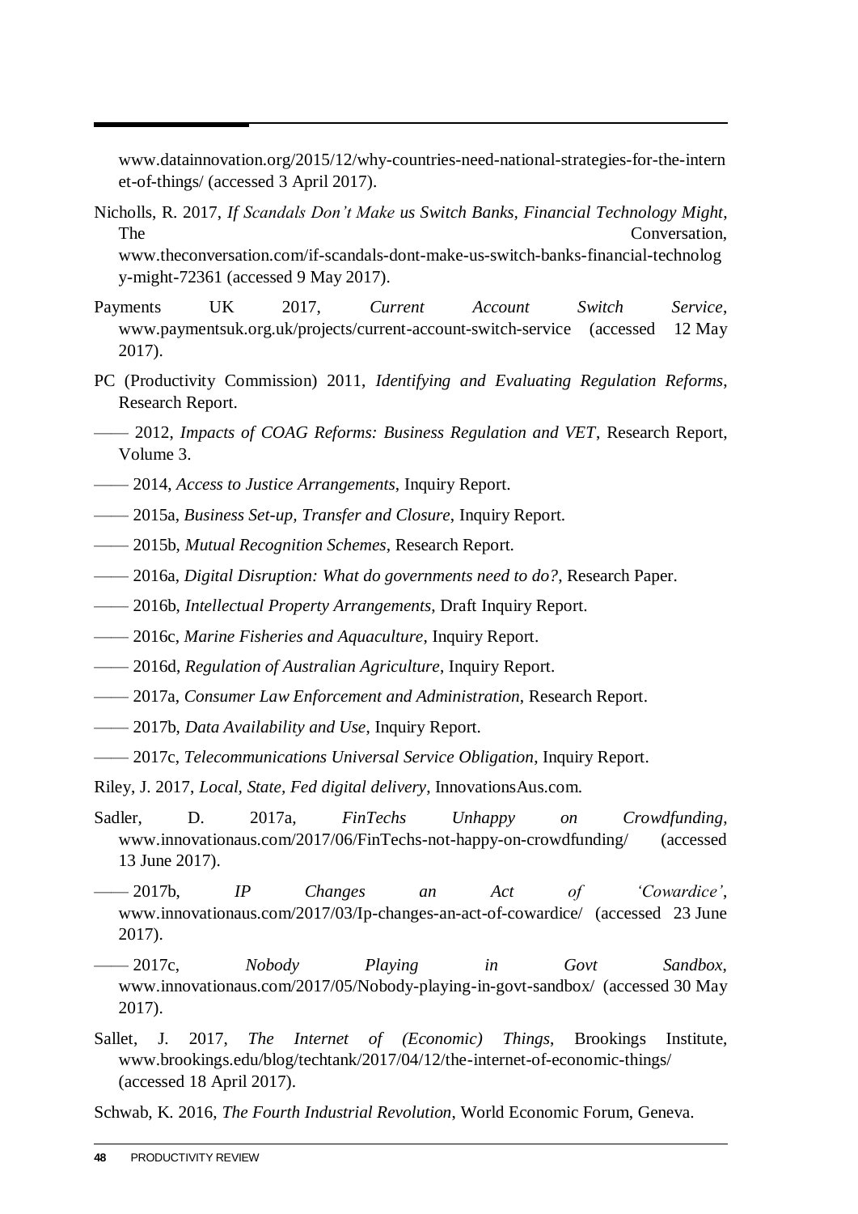www.datainnovation.org/2015/12/why-countries-need-national-strategies-for-the-internet-of-things/ (accessed 3 April 2017).

Nicholls, R. 2017, *If Scandals Don't Make us Switch Banks, Financial Technology Might*, The Conversation, www.theconversation.com/if-scandals-dont-make-us-switch-banks-financial-technology-might-72361 (accessed 9 May 2017).

Payments UK 2017, *Current Account Switch Service*, www.paymentsuk.org.uk/projects/current-account-switch-service (accessed 12 May 2017).

PC (Productivity Commission) 2011, *Identifying and Evaluating Regulation Reforms*, Research Report.

—— 2012, *Impacts of COAG Reforms: Business Regulation and VET*, Research Report, Volume 3.

—— 2014, *Access to Justice Arrangements*, Inquiry Report.

—— 2015a, *Business Set-up, Transfer and Closure*, Inquiry Report.

—— 2015b, *Mutual Recognition Schemes*, Research Report.

—— 2016a, *Digital Disruption: What do governments need to do?*, Research Paper.

—— 2016b, *Intellectual Property Arrangements*, Draft Inquiry Report.

—— 2016c, *Marine Fisheries and Aquaculture*, Inquiry Report.

—— 2016d, *Regulation of Australian Agriculture*, Inquiry Report.

—— 2017a, *Consumer Law Enforcement and Administration*, Research Report.

—— 2017b, *Data Availability and Use*, Inquiry Report.

—— 2017c, *Telecommunications Universal Service Obligation*, Inquiry Report.

Riley, J. 2017, *Local, State, Fed digital delivery*, InnovationsAus.com.

Sadler, D. 2017a, *FinTechs Unhappy on Crowdfunding*, www.innovationaus.com/2017/06/FinTechs-not-happy-on-crowdfunding/ (accessed 13 June 2017).

—— 2017b, *IP Changes an Act of 'Cowardice'*, www.innovationaus.com/2017/03/Ip-changes-an-act-of-cowardice/ (accessed 23 June 2017).

—— 2017c, *Nobody Playing in Govt Sandbox*, www.innovationaus.com/2017/05/Nobody-playing-in-govt-sandbox/ (accessed 30 May 2017).

Sallet, J. 2017, *The Internet of (Economic) Things*, Brookings Institute, www.brookings.edu/blog/techtank/2017/04/12/the-internet-of-economic-things/ (accessed 18 April 2017).

Schwab, K. 2016, *The Fourth Industrial Revolution*, World Economic Forum, Geneva.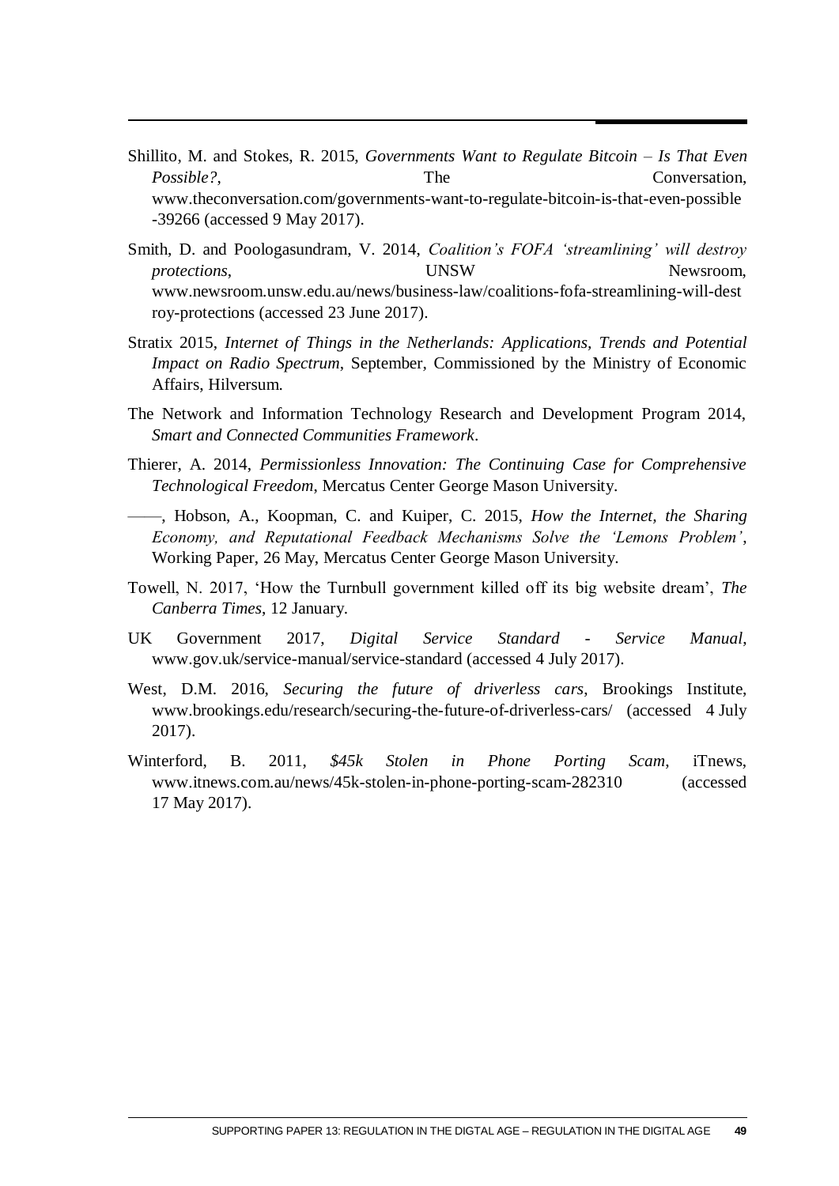Shillito, M. and Stokes, R. 2015, *Governments Want to Regulate Bitcoin – Is That Even Possible?*, The Conversation, www.theconversation.com/governments-want-to-regulate-bitcoin-is-that-even-possible-39266 (accessed 9 May 2017).

Smith, D. and Poologasundram, V. 2014, *Coalition's FOFA 'streamlining' will destroy protections*, UNSW Newsroom, www.newsroom.unsw.edu.au/news/business-law/coalitions-fofa-streamlining-will-destroy-protections (accessed 23 June 2017).

Stratix 2015, *Internet of Things in the Netherlands: Applications, Trends and Potential Impact on Radio Spectrum*, September, Commissioned by the Ministry of Economic Affairs, Hilversum.

The Network and Information Technology Research and Development Program 2014, *Smart and Connected Communities Framework*.

Thierer, A. 2014, *Permissionless Innovation: The Continuing Case for Comprehensive Technological Freedom*, Mercatus Center George Mason University.

——, Hobson, A., Koopman, C. and Kuiper, C. 2015, *How the Internet, the Sharing Economy, and Reputational Feedback Mechanisms Solve the 'Lemons Problem'*, Working Paper, 26 May, Mercatus Center George Mason University.

Towell, N. 2017, 'How the Turnbull government killed off its big website dream', *The Canberra Times*, 12 January.

UK Government 2017, *Digital Service Standard - Service Manual*, www.gov.uk/service-manual/service-standard (accessed 4 July 2017).

West, D.M. 2016, *Securing the future of driverless cars*, Brookings Institute, www.brookings.edu/research/securing-the-future-of-driverless-cars/ (accessed 4 July 2017).

Winterford, B. 2011, *$45k Stolen in Phone Porting Scam*, iTnews, www.itnews.com.au/news/45k-stolen-in-phone-porting-scam-282310 (accessed 17 May 2017).